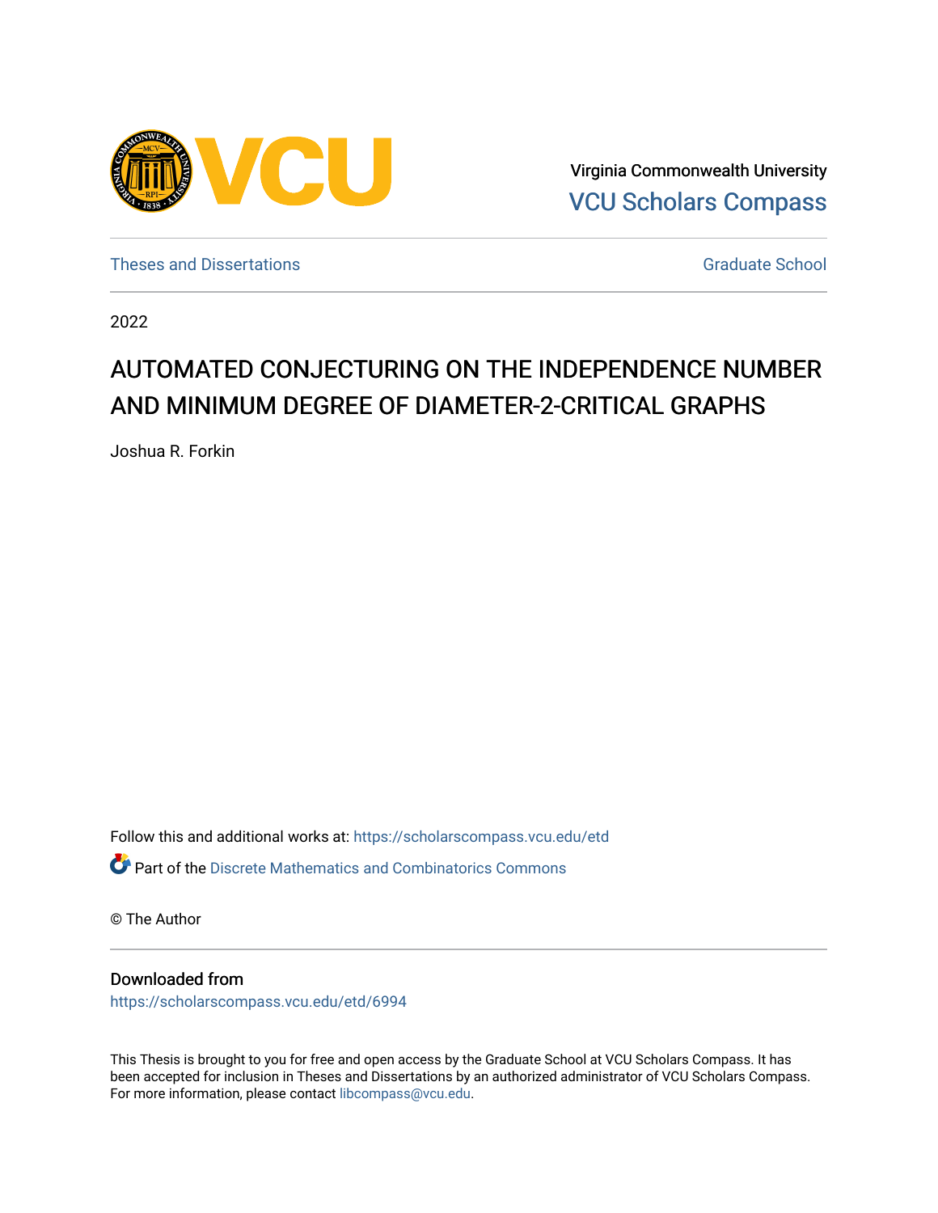Virginia Commonwealth University
VCU Scholars Compass

Theses and Dissertations | Graduate School

2022

# AUTOMATED CONJECTURING ON THE INDEPENDENCE NUMBER AND MINIMUM DEGREE OF DIAMETER-2-CRITICAL GRAPHS

Joshua R. Forkin

Follow this and additional works at: https://scholarscompass.vcu.edu/etd

Part of the Discrete Mathematics and Combinatorics Commons

© The Author

## Downloaded from

https://scholarscompass.vcu.edu/etd/6994

This Thesis is brought to you for free and open access by the Graduate School at VCU Scholars Compass. It has been accepted for inclusion in Theses and Dissertations by an authorized administrator of VCU Scholars Compass. For more information, please contact libcompass@vcu.edu.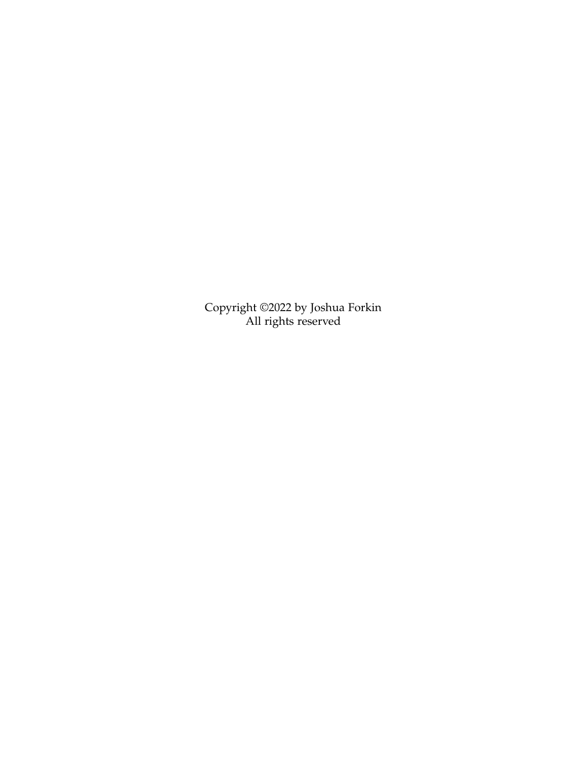Copyright ©2022 by Joshua Forkin
All rights reserved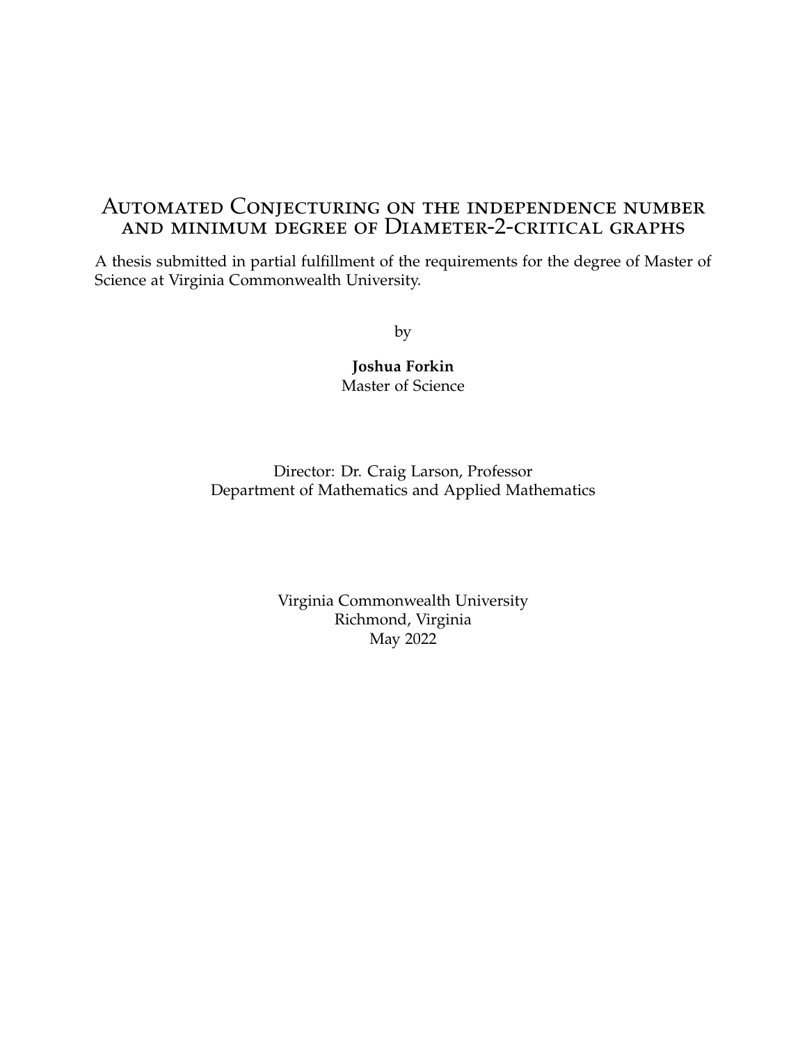# Automated Conjecturing on the independence number and minimum degree of Diameter-2-critical graphs

A thesis submitted in partial fulfillment of the requirements for the degree of Master of Science at Virginia Commonwealth University.

by

**Joshua Forkin**
Master of Science

Director: Dr. Craig Larson, Professor
Department of Mathematics and Applied Mathematics

Virginia Commonwealth University
Richmond, Virginia
May 2022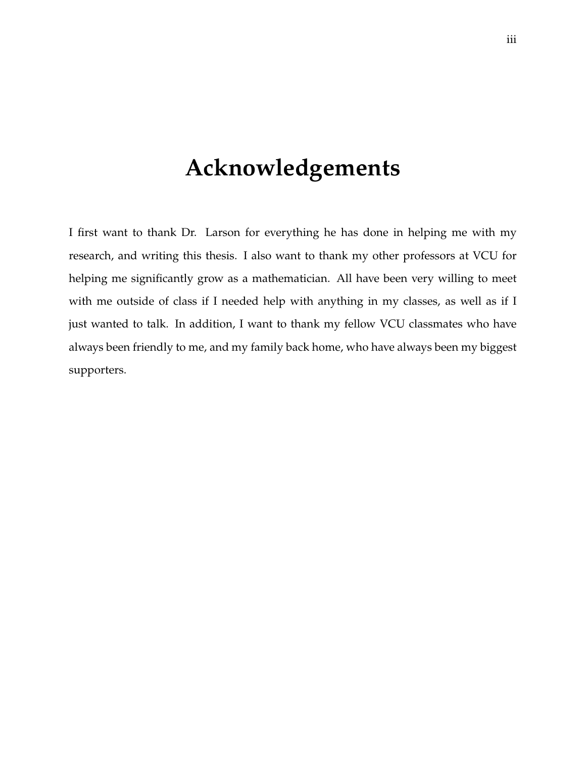# Acknowledgements

I first want to thank Dr. Larson for everything he has done in helping me with my research, and writing this thesis. I also want to thank my other professors at VCU for helping me significantly grow as a mathematician. All have been very willing to meet with me outside of class if I needed help with anything in my classes, as well as if I just wanted to talk. In addition, I want to thank my fellow VCU classmates who have always been friendly to me, and my family back home, who have always been my biggest supporters.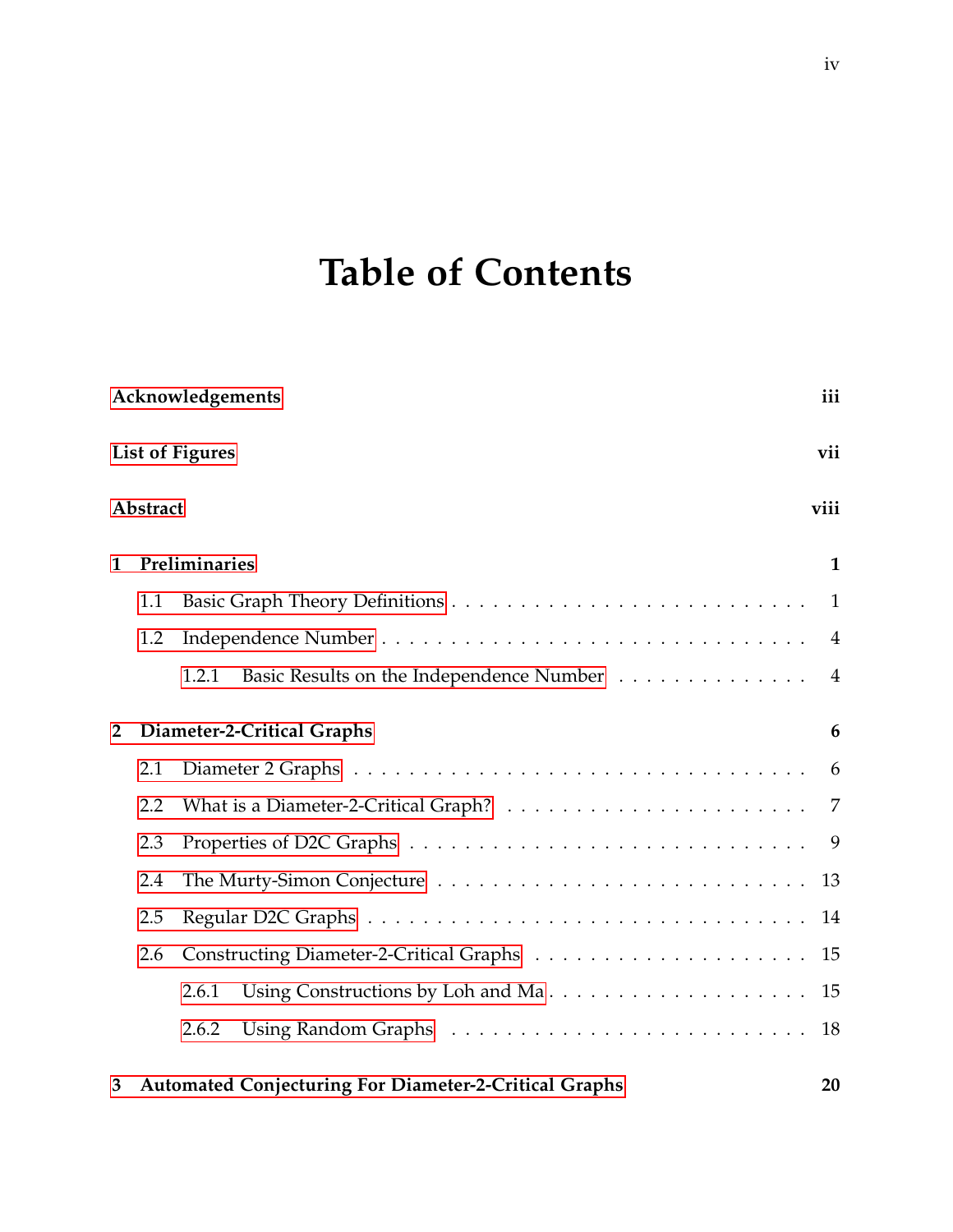# Table of Contents

**Acknowledgements** **iii**

**List of Figures** **vii**

**Abstract** **viii**

**1 Preliminaries** **1**

1.1 Basic Graph Theory Definitions . . . . . . . . . . . . . . . . . . . . . . . . . . 1

1.2 Independence Number . . . . . . . . . . . . . . . . . . . . . . . . . . . . . . . 4

1.2.1 Basic Results on the Independence Number . . . . . . . . . . . . . . . 4

**2 Diameter-2-Critical Graphs** **6**

2.1 Diameter 2 Graphs . . . . . . . . . . . . . . . . . . . . . . . . . . . . . . . . . 6

2.2 What is a Diameter-2-Critical Graph? . . . . . . . . . . . . . . . . . . . . . . . 7

2.3 Properties of D2C Graphs . . . . . . . . . . . . . . . . . . . . . . . . . . . . . . 9

2.4 The Murty-Simon Conjecture . . . . . . . . . . . . . . . . . . . . . . . . . . . . 13

2.5 Regular D2C Graphs . . . . . . . . . . . . . . . . . . . . . . . . . . . . . . . . . 14

2.6 Constructing Diameter-2-Critical Graphs . . . . . . . . . . . . . . . . . . . . . 15

2.6.1 Using Constructions by Loh and Ma . . . . . . . . . . . . . . . . . . . . 15

2.6.2 Using Random Graphs . . . . . . . . . . . . . . . . . . . . . . . . . . . 18

**3 Automated Conjecturing For Diameter-2-Critical Graphs** **20**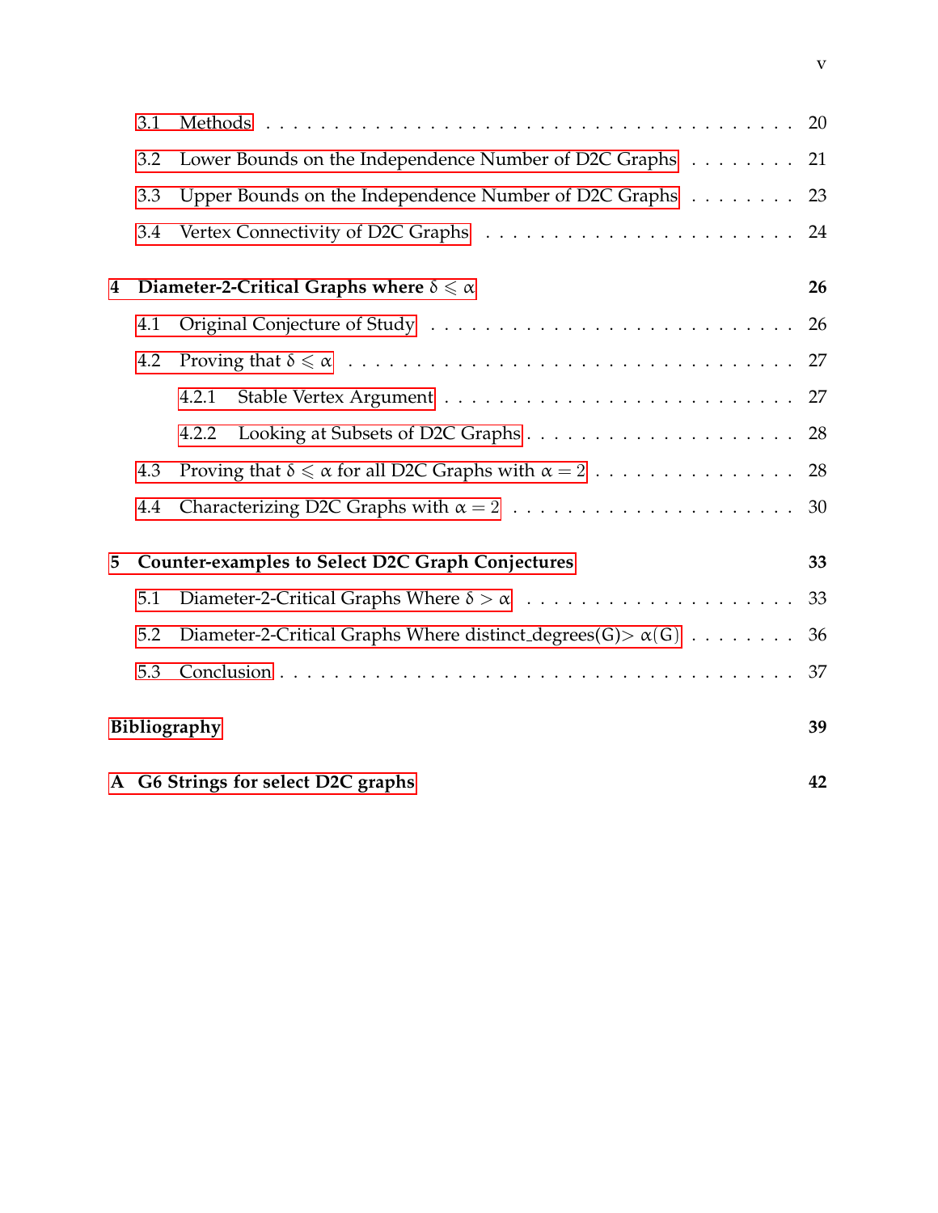3.1 Methods . . . . . . . . . . . . . . . . . . . . . . . . . . . . . . . . . . . . . 20

3.2 Lower Bounds on the Independence Number of D2C Graphs . . . . . . . . 21

3.3 Upper Bounds on the Independence Number of D2C Graphs . . . . . . . . 23

3.4 Vertex Connectivity of D2C Graphs . . . . . . . . . . . . . . . . . . . . . . . 24

**4 Diameter-2-Critical Graphs where $\delta \leqslant \alpha$ 26**

4.1 Original Conjecture of Study . . . . . . . . . . . . . . . . . . . . . . . . . . . 26

4.2 Proving that $\delta \leqslant \alpha$ . . . . . . . . . . . . . . . . . . . . . . . . . . . . . . . 27

4.2.1 Stable Vertex Argument . . . . . . . . . . . . . . . . . . . . . . . . . 27

4.2.2 Looking at Subsets of D2C Graphs . . . . . . . . . . . . . . . . . . . . 28

4.3 Proving that $\delta \leqslant \alpha$ for all D2C Graphs with $\alpha = 2$ . . . . . . . . . . . . . . . 28

4.4 Characterizing D2C Graphs with $\alpha = 2$ . . . . . . . . . . . . . . . . . . . . . 30

**5 Counter-examples to Select D2C Graph Conjectures 33**

5.1 Diameter-2-Critical Graphs Where $\delta > \alpha$ . . . . . . . . . . . . . . . . . . . 33

5.2 Diameter-2-Critical Graphs Where distinct_degrees(G)> $\alpha$(G) . . . . . . . . 36

5.3 Conclusion . . . . . . . . . . . . . . . . . . . . . . . . . . . . . . . . . . . . . 37

**Bibliography 39**

**A G6 Strings for select D2C graphs 42**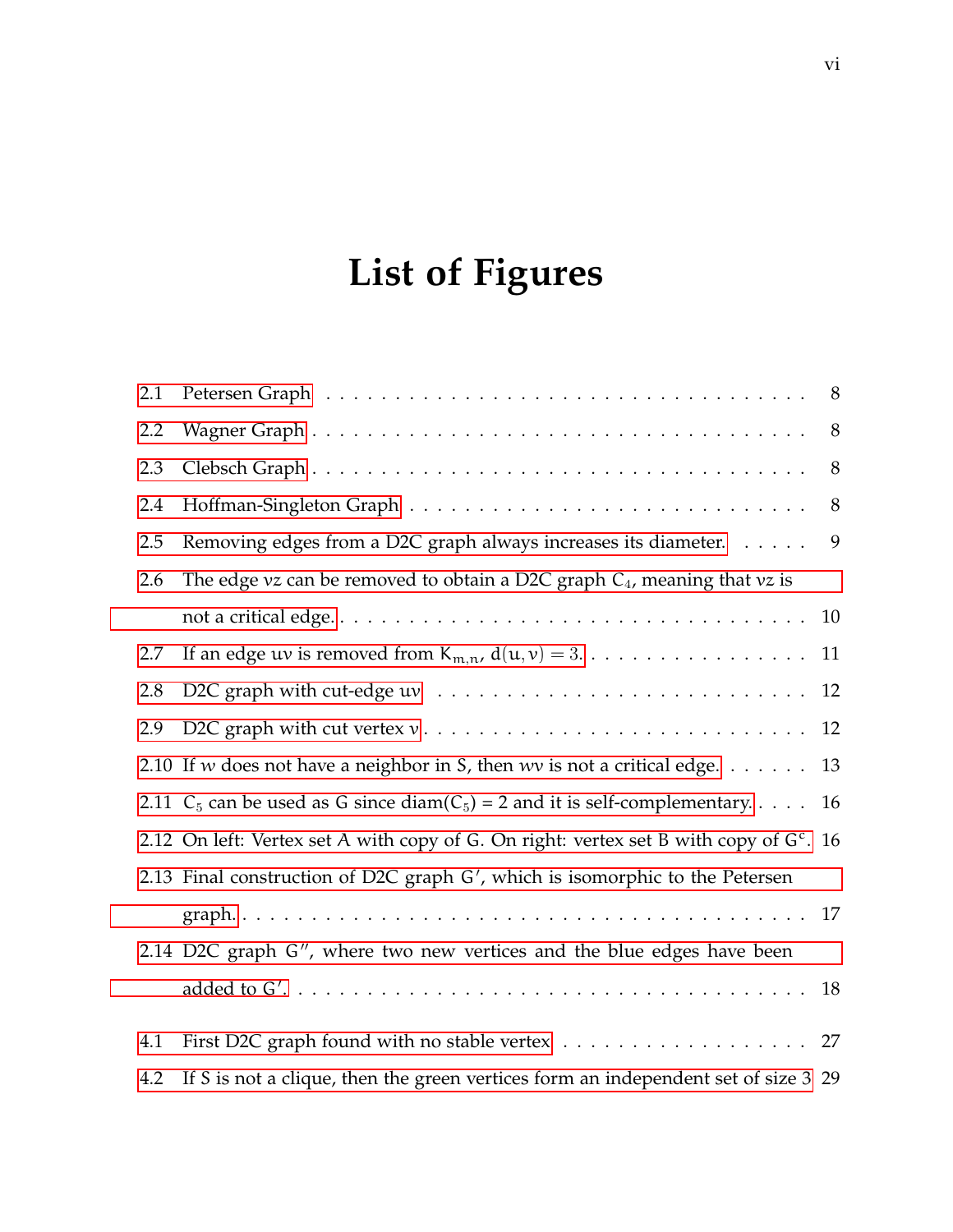# List of Figures

2.1 Petersen Graph . . . . . . . . . . . . . . . . . . . . . . . . . . . . . . . . . 8

2.2 Wagner Graph . . . . . . . . . . . . . . . . . . . . . . . . . . . . . . . . . 8

2.3 Clebsch Graph . . . . . . . . . . . . . . . . . . . . . . . . . . . . . . . . . 8

2.4 Hoffman-Singleton Graph . . . . . . . . . . . . . . . . . . . . . . . . . . . 8

2.5 Removing edges from a D2C graph always increases its diameter. . . . . . 9

2.6 The edge $vz$ can be removed to obtain a D2C graph $C_4$, meaning that $vz$ is not a critical edge. . . . . . . . . . . . . . . . . . . . . . . . . . . . . . . 10

2.7 If an edge $uv$ is removed from $K_{m,n}$, $d(u, v) = 3$. . . . . . . . . . . . . . . . . 11

2.8 D2C graph with cut-edge $uv$ . . . . . . . . . . . . . . . . . . . . . . . . . 12

2.9 D2C graph with cut vertex $v$ . . . . . . . . . . . . . . . . . . . . . . . . . . 12

2.10 If $w$ does not have a neighbor in $S$, then $wv$ is not a critical edge. . . . . . . 13

2.11 $C_5$ can be used as $G$ since $\text{diam}(C_5) = 2$ and it is self-complementary. . . . . 16

2.12 On left: Vertex set $A$ with copy of $G$. On right: vertex set $B$ with copy of $G^c$. 16

2.13 Final construction of D2C graph $G'$, which is isomorphic to the Petersen graph. . . . . . . . . . . . . . . . . . . . . . . . . . . . . . . . . . . . . 17

2.14 D2C graph $G''$, where two new vertices and the blue edges have been added to $G'$. . . . . . . . . . . . . . . . . . . . . . . . . . . . . . . . . . 18

4.1 First D2C graph found with no stable vertex . . . . . . . . . . . . . . . . . 27

4.2 If $S$ is not a clique, then the green vertices form an independent set of size 3 29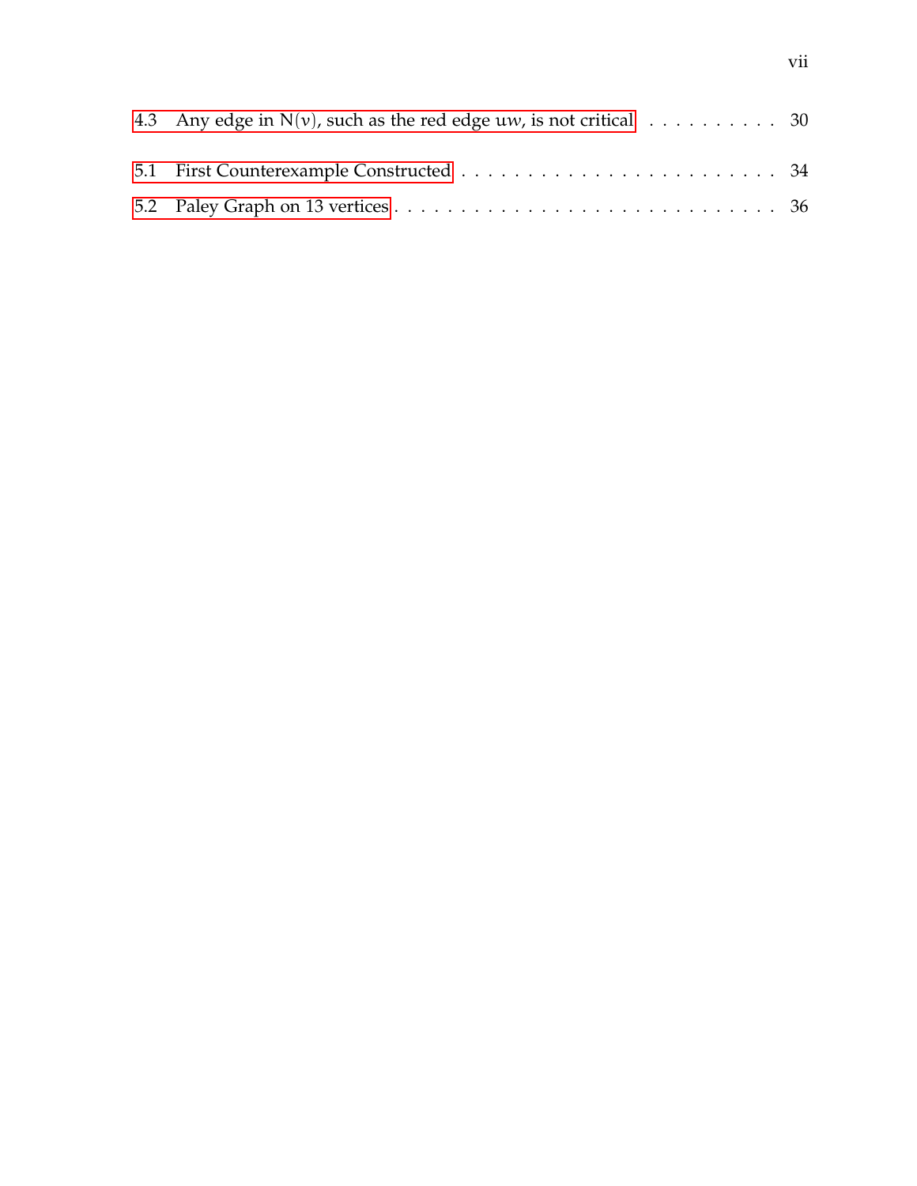4.3 Any edge in $N(v)$, such as the red edge $uw$, is not critical . . . . . . . . . . . 30

5.1 First Counterexample Constructed . . . . . . . . . . . . . . . . . . . . . . . . . 34

5.2 Paley Graph on 13 vertices . . . . . . . . . . . . . . . . . . . . . . . . . . . . . 36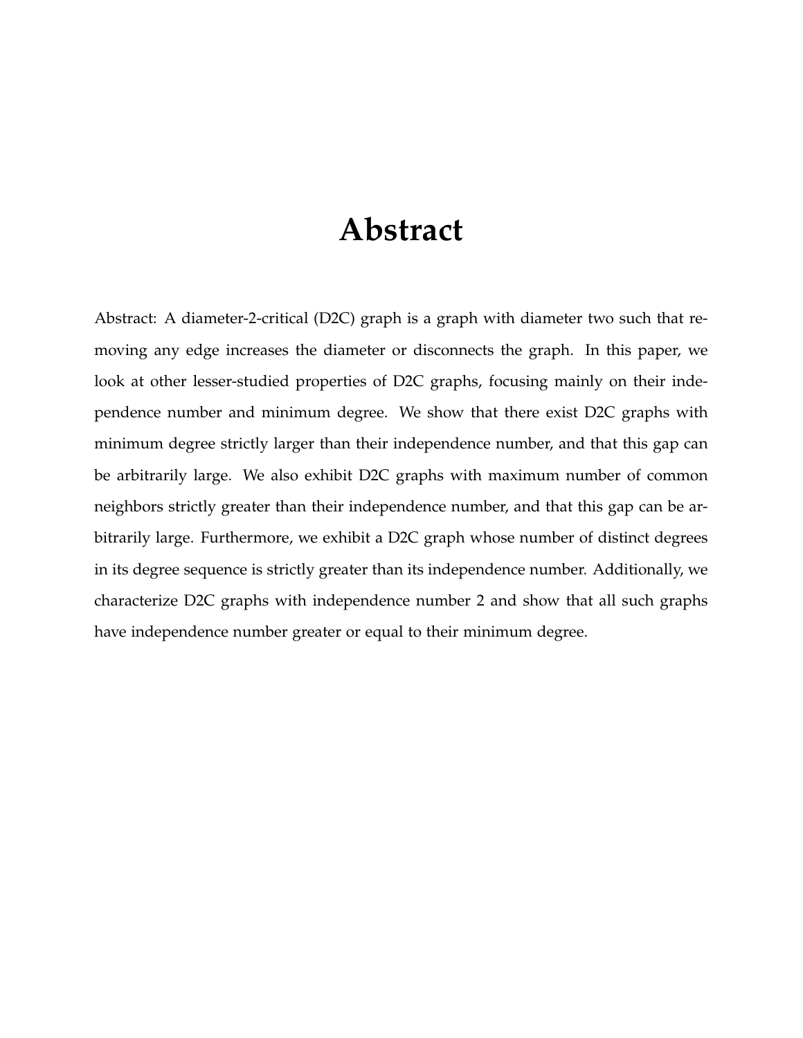# Abstract

Abstract: A diameter-2-critical (D2C) graph is a graph with diameter two such that removing any edge increases the diameter or disconnects the graph. In this paper, we look at other lesser-studied properties of D2C graphs, focusing mainly on their independence number and minimum degree. We show that there exist D2C graphs with minimum degree strictly larger than their independence number, and that this gap can be arbitrarily large. We also exhibit D2C graphs with maximum number of common neighbors strictly greater than their independence number, and that this gap can be arbitrarily large. Furthermore, we exhibit a D2C graph whose number of distinct degrees in its degree sequence is strictly greater than its independence number. Additionally, we characterize D2C graphs with independence number 2 and show that all such graphs have independence number greater or equal to their minimum degree.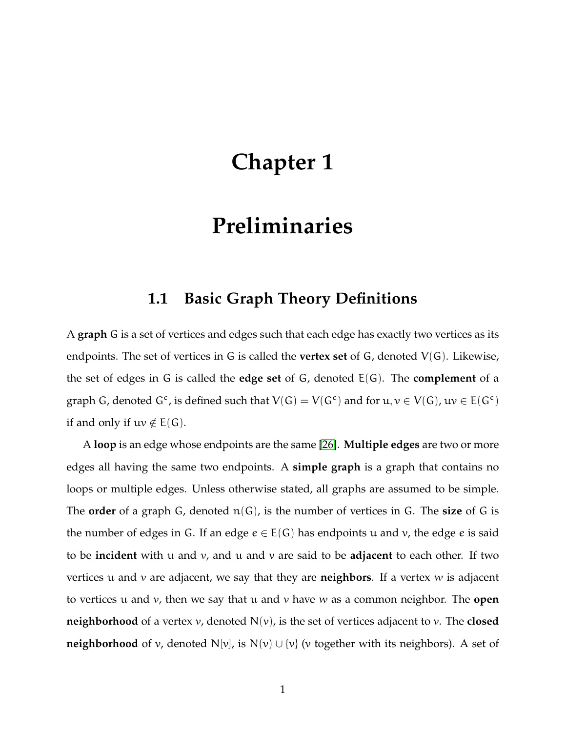# Chapter 1

# Preliminaries

## 1.1 Basic Graph Theory Definitions

A **graph** $G$ is a set of vertices and edges such that each edge has exactly two vertices as its endpoints. The set of vertices in $G$ is called the **vertex set** of $G$, denoted $V(G)$. Likewise, the set of edges in $G$ is called the **edge set** of $G$, denoted $E(G)$. The **complement** of a graph $G$, denoted $G^c$, is defined such that $V(G) = V(G^c)$ and for $u, v \in V(G)$, $uv \in E(G^c)$ if and only if $uv \notin E(G)$.

A **loop** is an edge whose endpoints are the same [26]. **Multiple edges** are two or more edges all having the same two endpoints. A **simple graph** is a graph that contains no loops or multiple edges. Unless otherwise stated, all graphs are assumed to be simple. The **order** of a graph $G$, denoted $n(G)$, is the number of vertices in $G$. The **size** of $G$ is the number of edges in $G$. If an edge $e \in E(G)$ has endpoints $u$ and $v$, the edge $e$ is said to be **incident** with $u$ and $v$, and $u$ and $v$ are said to be **adjacent** to each other. If two vertices $u$ and $v$ are adjacent, we say that they are **neighbors**. If a vertex $w$ is adjacent to vertices $u$ and $v$, then we say that $u$ and $v$ have $w$ as a common neighbor. The **open neighborhood** of a vertex $v$, denoted $N(v)$, is the set of vertices adjacent to $v$. The **closed neighborhood** of $v$, denoted $N[v]$, is $N(v) \cup \{v\}$ ($v$ together with its neighbors). A set of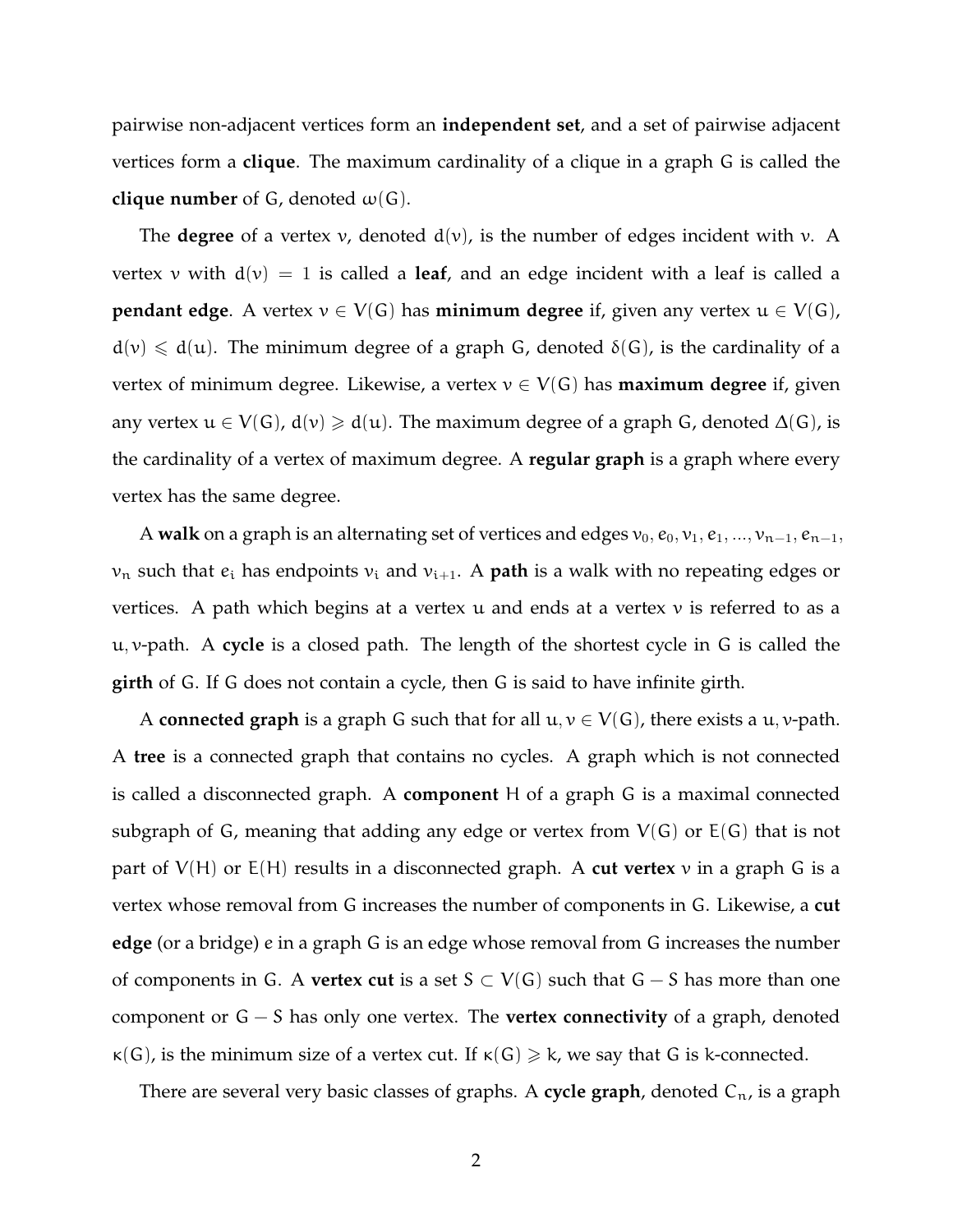pairwise non-adjacent vertices form an **independent set**, and a set of pairwise adjacent vertices form a **clique**. The maximum cardinality of a clique in a graph G is called the **clique number** of G, denoted $\omega(G)$.

The **degree** of a vertex $v$, denoted $d(v)$, is the number of edges incident with $v$. A vertex $v$ with $d(v) = 1$ is called a **leaf**, and an edge incident with a leaf is called a **pendant edge**. A vertex $v \in V(G)$ has **minimum degree** if, given any vertex $u \in V(G)$, $d(v) \leqslant d(u)$. The minimum degree of a graph G, denoted $\delta(G)$, is the cardinality of a vertex of minimum degree. Likewise, a vertex $v \in V(G)$ has **maximum degree** if, given any vertex $u \in V(G)$, $d(v) \geqslant d(u)$. The maximum degree of a graph G, denoted $\Delta(G)$, is the cardinality of a vertex of maximum degree. A **regular graph** is a graph where every vertex has the same degree.

A **walk** on a graph is an alternating set of vertices and edges $v_0, e_0, v_1, e_1, ..., v_{n-1}, e_{n-1}, v_n$ such that $e_i$ has endpoints $v_i$ and $v_{i+1}$. A **path** is a walk with no repeating edges or vertices. A path which begins at a vertex $u$ and ends at a vertex $v$ is referred to as a $u, v$-path. A **cycle** is a closed path. The length of the shortest cycle in G is called the **girth** of G. If G does not contain a cycle, then G is said to have infinite girth.

A **connected graph** is a graph G such that for all $u, v \in V(G)$, there exists a $u, v$-path. A **tree** is a connected graph that contains no cycles. A graph which is not connected is called a disconnected graph. A **component** H of a graph G is a maximal connected subgraph of G, meaning that adding any edge or vertex from $V(G)$ or $E(G)$ that is not part of $V(H)$ or $E(H)$ results in a disconnected graph. A **cut vertex** $v$ in a graph G is a vertex whose removal from G increases the number of components in G. Likewise, a **cut edge** (or a bridge) $e$ in a graph G is an edge whose removal from G increases the number of components in G. A **vertex cut** is a set $S \subset V(G)$ such that $G - S$ has more than one component or $G - S$ has only one vertex. The **vertex connectivity** of a graph, denoted $\kappa(G)$, is the minimum size of a vertex cut. If $\kappa(G) \geqslant k$, we say that G is k-connected.

There are several very basic classes of graphs. A **cycle graph**, denoted $C_n$, is a graph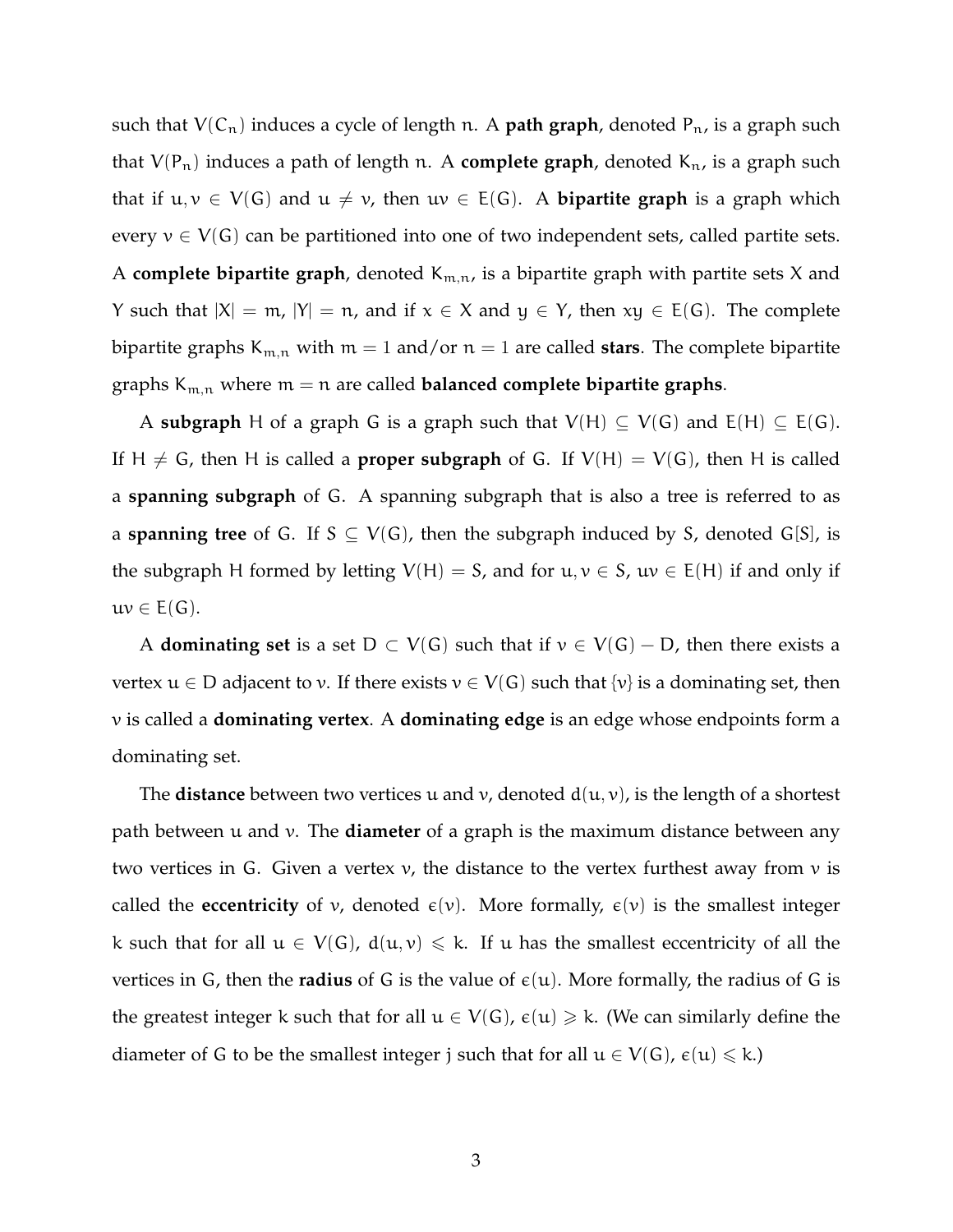such that $V(C_n)$ induces a cycle of length $n$. A **path graph**, denoted $P_n$, is a graph such that $V(P_n)$ induces a path of length $n$. A **complete graph**, denoted $K_n$, is a graph such that if $u, v \in V(G)$ and $u \neq v$, then $uv \in E(G)$. A **bipartite graph** is a graph which every $v \in V(G)$ can be partitioned into one of two independent sets, called partite sets. A **complete bipartite graph**, denoted $K_{m,n}$, is a bipartite graph with partite sets $X$ and $Y$ such that $|X| = m$, $|Y| = n$, and if $x \in X$ and $y \in Y$, then $xy \in E(G)$. The complete bipartite graphs $K_{m,n}$ with $m = 1$ and/or $n = 1$ are called **stars**. The complete bipartite graphs $K_{m,n}$ where $m = n$ are called **balanced complete bipartite graphs**.

A **subgraph** $H$ of a graph $G$ is a graph such that $V(H) \subseteq V(G)$ and $E(H) \subseteq E(G)$. If $H \neq G$, then $H$ is called a **proper subgraph** of $G$. If $V(H) = V(G)$, then $H$ is called a **spanning subgraph** of $G$. A spanning subgraph that is also a tree is referred to as a **spanning tree** of $G$. If $S \subseteq V(G)$, then the subgraph induced by $S$, denoted $G[S]$, is the subgraph $H$ formed by letting $V(H) = S$, and for $u, v \in S$, $uv \in E(H)$ if and only if $uv \in E(G)$.

A **dominating set** is a set $D \subset V(G)$ such that if $v \in V(G) - D$, then there exists a vertex $u \in D$ adjacent to $v$. If there exists $v \in V(G)$ such that $\{v\}$ is a dominating set, then $v$ is called a **dominating vertex**. A **dominating edge** is an edge whose endpoints form a dominating set.

The **distance** between two vertices $u$ and $v$, denoted $d(u, v)$, is the length of a shortest path between $u$ and $v$. The **diameter** of a graph is the maximum distance between any two vertices in $G$. Given a vertex $v$, the distance to the vertex furthest away from $v$ is called the **eccentricity** of $v$, denoted $\epsilon(v)$. More formally, $\epsilon(v)$ is the smallest integer $k$ such that for all $u \in V(G)$, $d(u, v) \leqslant k$. If $u$ has the smallest eccentricity of all the vertices in $G$, then the **radius** of $G$ is the value of $\epsilon(u)$. More formally, the radius of $G$ is the greatest integer $k$ such that for all $u \in V(G)$, $\epsilon(u) \geqslant k$. (We can similarly define the diameter of $G$ to be the smallest integer $j$ such that for all $u \in V(G)$, $\epsilon(u) \leqslant k$.)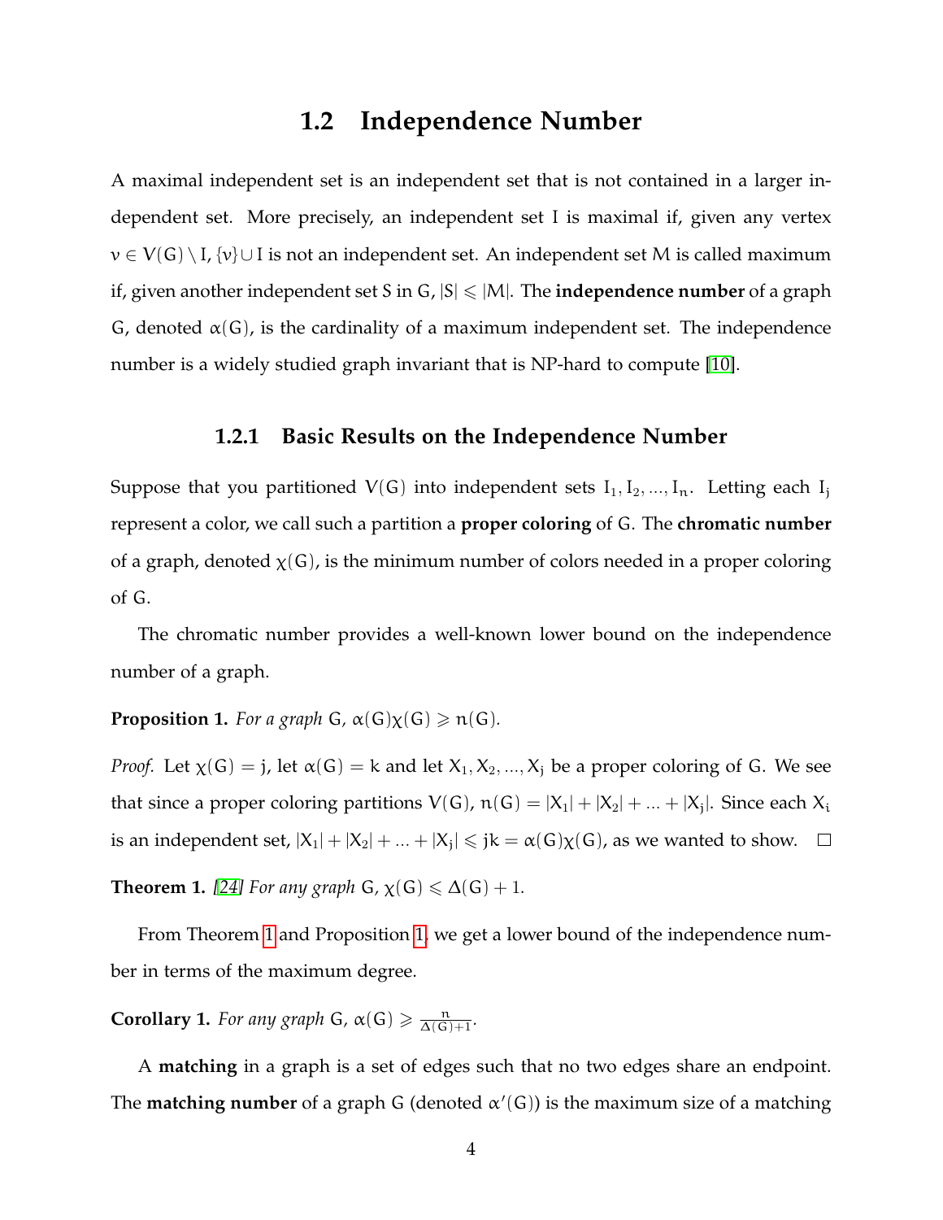## 1.2 Independence Number

A maximal independent set is an independent set that is not contained in a larger independent set. More precisely, an independent set $I$ is maximal if, given any vertex $v \in V(G) \setminus I$, $\{v\} \cup I$ is not an independent set. An independent set $M$ is called maximum if, given another independent set $S$ in $G$, $|S| \leqslant |M|$. The **independence number** of a graph $G$, denoted $\alpha(G)$, is the cardinality of a maximum independent set. The independence number is a widely studied graph invariant that is NP-hard to compute [10].

### 1.2.1 Basic Results on the Independence Number

Suppose that you partitioned $V(G)$ into independent sets $I_1, I_2, ..., I_n$. Letting each $I_j$ represent a color, we call such a partition a **proper coloring** of $G$. The **chromatic number** of a graph, denoted $\chi(G)$, is the minimum number of colors needed in a proper coloring of $G$.

The chromatic number provides a well-known lower bound on the independence number of a graph.

**Proposition 1.** *For a graph $G$, $\alpha(G)\chi(G) \geqslant n(G)$.*

*Proof.* Let $\chi(G) = j$, let $\alpha(G) = k$ and let $X_1, X_2, ..., X_j$ be a proper coloring of $G$. We see that since a proper coloring partitions $V(G)$, $n(G) = |X_1| + |X_2| + ... + |X_j|$. Since each $X_i$ is an independent set, $|X_1| + |X_2| + ... + |X_j| \leqslant jk = \alpha(G)\chi(G)$, as we wanted to show. □

**Theorem 1.** *[24] For any graph $G$, $\chi(G) \leqslant \Delta(G) + 1$.*

From Theorem 1 and Proposition 1, we get a lower bound of the independence number in terms of the maximum degree.

**Corollary 1.** *For any graph $G$, $\alpha(G) \geqslant \frac{n}{\Delta(G)+1}$.*

A **matching** in a graph is a set of edges such that no two edges share an endpoint. The **matching number** of a graph $G$ (denoted $\alpha'(G)$) is the maximum size of a matching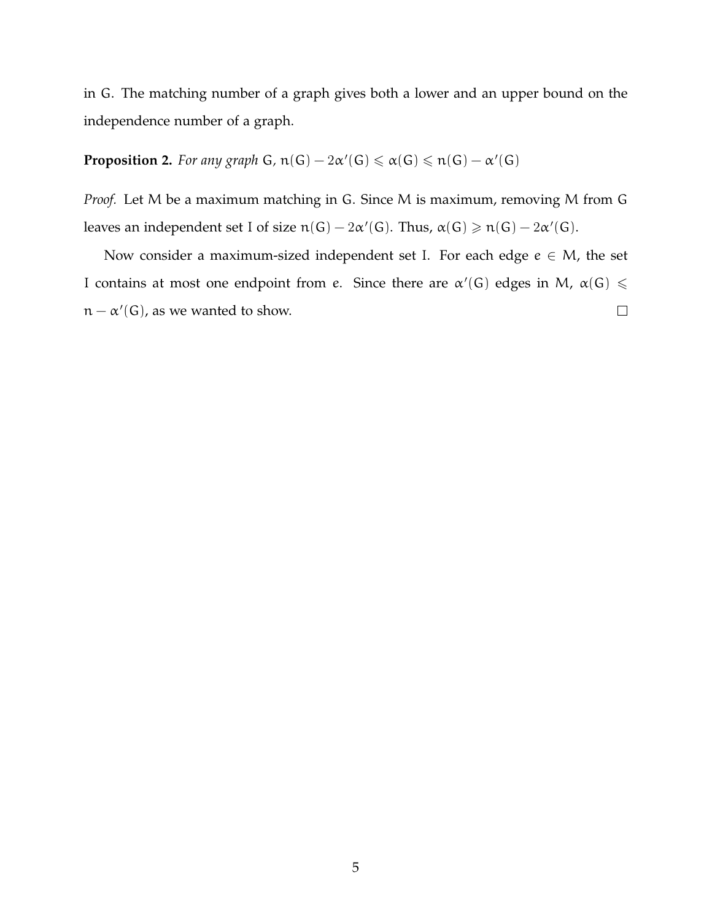in G. The matching number of a graph gives both a lower and an upper bound on the independence number of a graph.

**Proposition 2.** *For any graph* $G$, $n(G) - 2\alpha'(G) \leqslant \alpha(G) \leqslant n(G) - \alpha'(G)$

*Proof.* Let $M$ be a maximum matching in $G$. Since $M$ is maximum, removing $M$ from $G$ leaves an independent set $I$ of size $n(G) - 2\alpha'(G)$. Thus, $\alpha(G) \geqslant n(G) - 2\alpha'(G)$.

Now consider a maximum-sized independent set $I$. For each edge $e \in M$, the set $I$ contains at most one endpoint from $e$. Since there are $\alpha'(G)$ edges in $M$, $\alpha(G) \leqslant n - \alpha'(G)$, as we wanted to show. □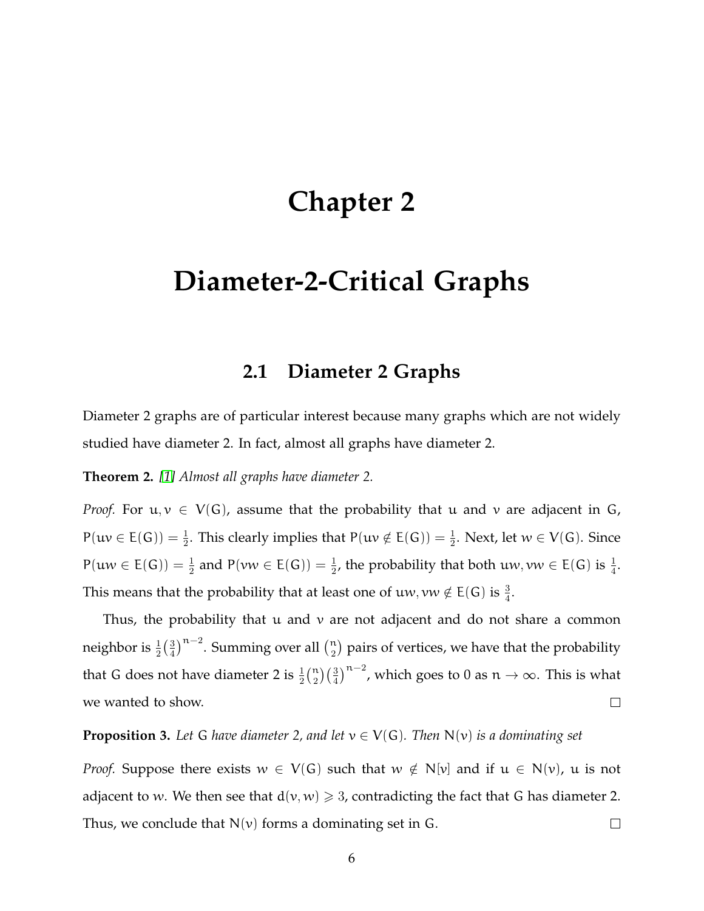# Chapter 2

# Diameter-2-Critical Graphs

## 2.1 Diameter 2 Graphs

Diameter 2 graphs are of particular interest because many graphs which are not widely studied have diameter 2. In fact, almost all graphs have diameter 2.

**Theorem 2.** *[1] Almost all graphs have diameter 2.*

*Proof.* For $u, v \in V(G)$, assume that the probability that $u$ and $v$ are adjacent in $G$, $P(uv \in E(G)) = \frac{1}{2}$. This clearly implies that $P(uv \notin E(G)) = \frac{1}{2}$. Next, let $w \in V(G)$. Since $P(uw \in E(G)) = \frac{1}{2}$ and $P(vw \in E(G)) = \frac{1}{2}$, the probability that both $uw, vw \in E(G)$ is $\frac{1}{4}$. This means that the probability that at least one of $uw, vw \notin E(G)$ is $\frac{3}{4}$.

Thus, the probability that $u$ and $v$ are not adjacent and do not share a common neighbor is $\frac{1}{2}\left(\frac{3}{4}\right)^{n-2}$. Summing over all $\binom{n}{2}$ pairs of vertices, we have that the probability that $G$ does not have diameter 2 is $\frac{1}{2}\binom{n}{2}\left(\frac{3}{4}\right)^{n-2}$, which goes to 0 as $n \to \infty$. This is what we wanted to show. □

**Proposition 3.** *Let $G$ have diameter 2, and let $v \in V(G)$. Then $N(v)$ is a dominating set*

*Proof.* Suppose there exists $w \in V(G)$ such that $w \notin N[v]$ and if $u \in N(v)$, $u$ is not adjacent to $w$. We then see that $d(v, w) \geqslant 3$, contradicting the fact that $G$ has diameter 2. Thus, we conclude that $N(v)$ forms a dominating set in $G$. □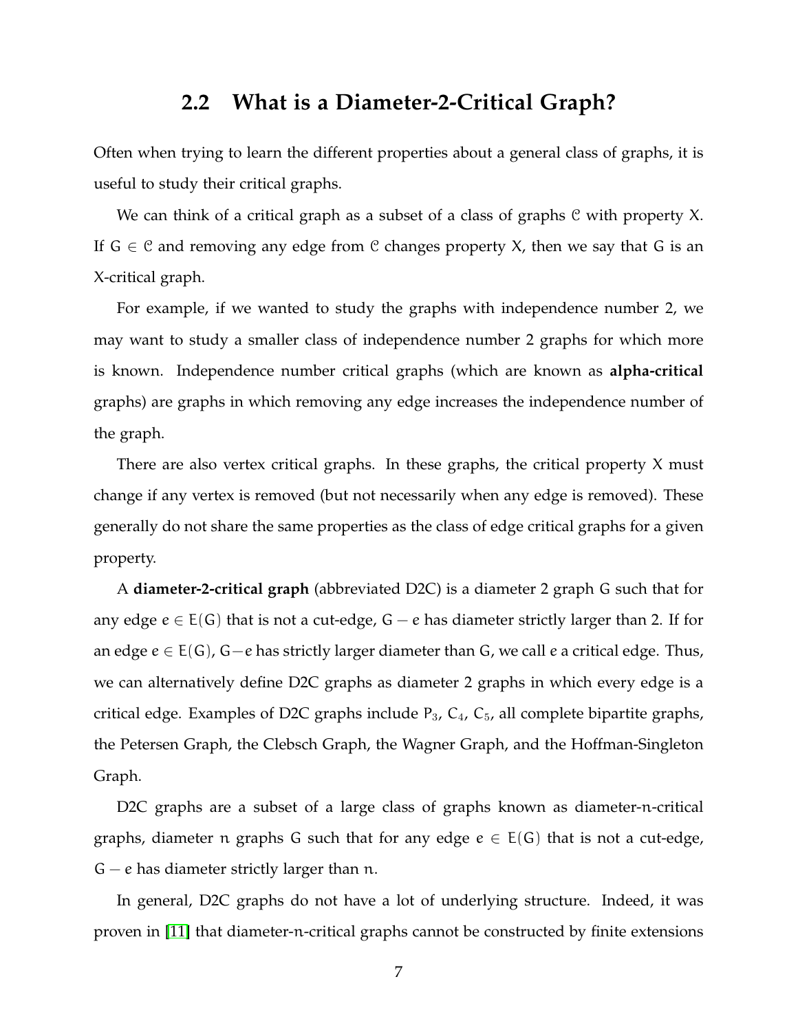## 2.2 What is a Diameter-2-Critical Graph?

Often when trying to learn the different properties about a general class of graphs, it is useful to study their critical graphs.

We can think of a critical graph as a subset of a class of graphs $\mathcal{C}$ with property X. If $G \in \mathcal{C}$ and removing any edge from $\mathcal{C}$ changes property X, then we say that G is an X-critical graph.

For example, if we wanted to study the graphs with independence number 2, we may want to study a smaller class of independence number 2 graphs for which more is known. Independence number critical graphs (which are known as **alpha-critical** graphs) are graphs in which removing any edge increases the independence number of the graph.

There are also vertex critical graphs. In these graphs, the critical property X must change if any vertex is removed (but not necessarily when any edge is removed). These generally do not share the same properties as the class of edge critical graphs for a given property.

A **diameter-2-critical graph** (abbreviated D2C) is a diameter 2 graph G such that for any edge $e \in E(G)$ that is not a cut-edge, $G - e$ has diameter strictly larger than 2. If for an edge $e \in E(G)$, $G-e$ has strictly larger diameter than G, we call $e$ a critical edge. Thus, we can alternatively define D2C graphs as diameter 2 graphs in which every edge is a critical edge. Examples of D2C graphs include $P_3$, $C_4$, $C_5$, all complete bipartite graphs, the Petersen Graph, the Clebsch Graph, the Wagner Graph, and the Hoffman-Singleton Graph.

D2C graphs are a subset of a large class of graphs known as diameter-$n$-critical graphs, diameter $n$ graphs G such that for any edge $e \in E(G)$ that is not a cut-edge, $G - e$ has diameter strictly larger than $n$.

In general, D2C graphs do not have a lot of underlying structure. Indeed, it was proven in [11] that diameter-$n$-critical graphs cannot be constructed by finite extensions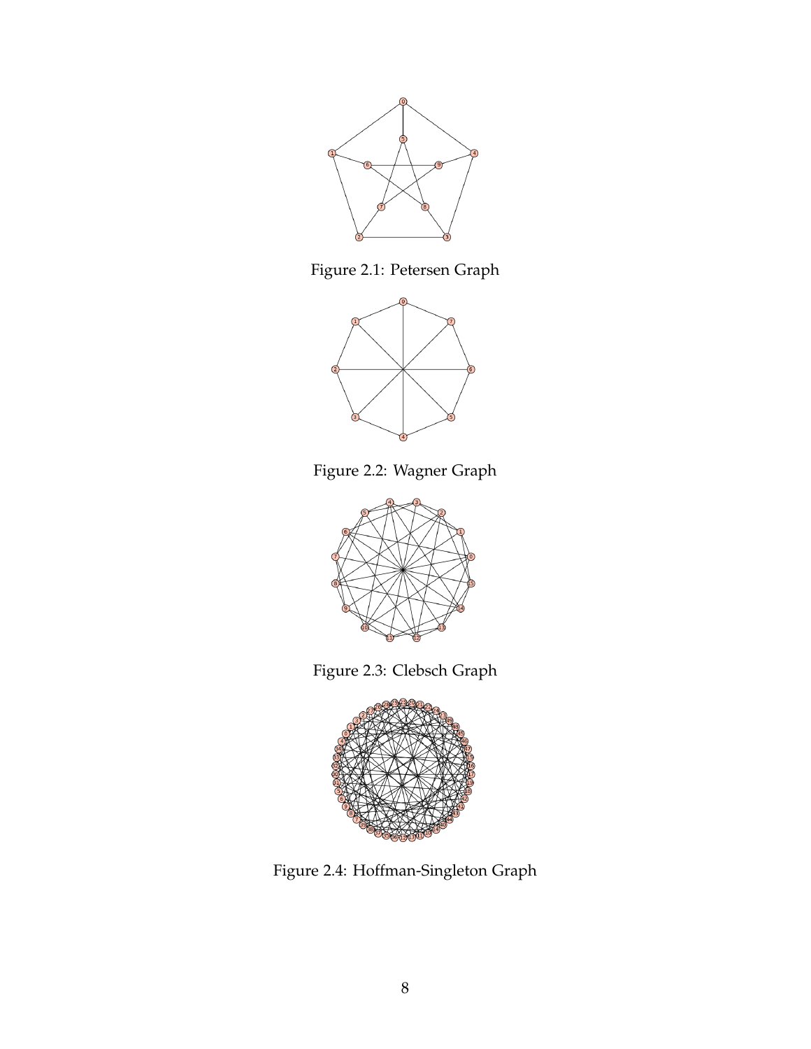Figure 2.1: Petersen Graph

Figure 2.2: Wagner Graph

Figure 2.3: Clebsch Graph

Figure 2.4: Hoffman-Singleton Graph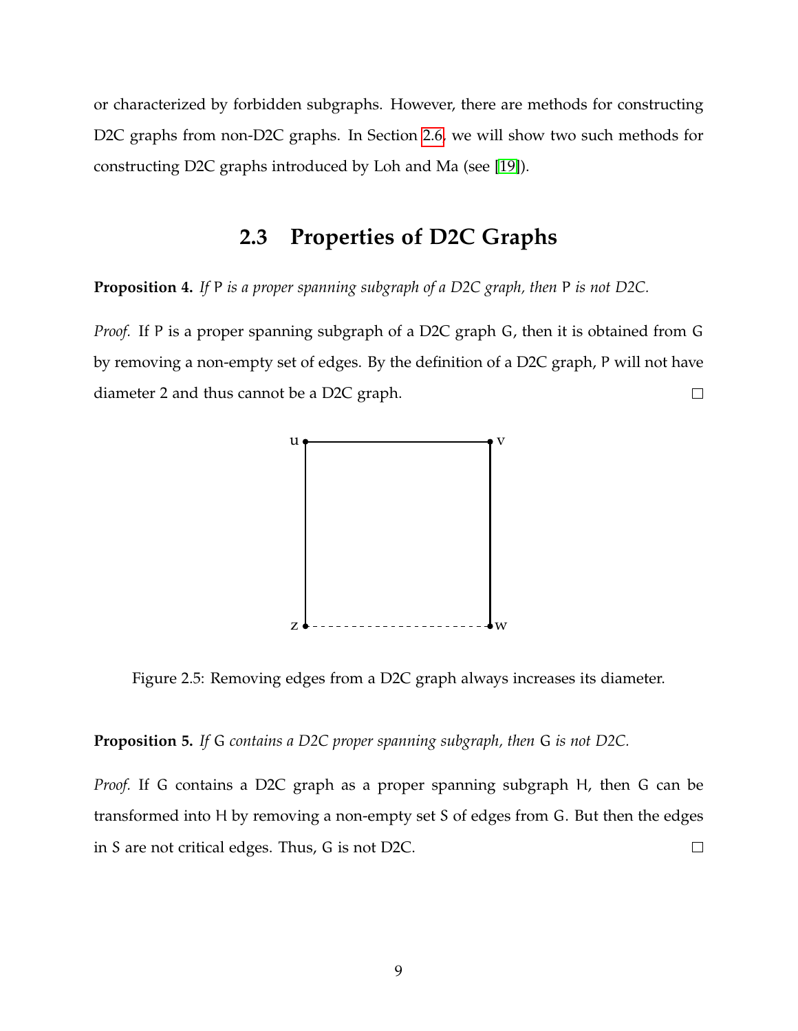or characterized by forbidden subgraphs. However, there are methods for constructing D2C graphs from non-D2C graphs. In Section 2.6, we will show two such methods for constructing D2C graphs introduced by Loh and Ma (see [19]).

## 2.3 Properties of D2C Graphs

**Proposition 4.** *If* $P$ *is a proper spanning subgraph of a D2C graph, then* $P$ *is not D2C.*

*Proof.* If $P$ is a proper spanning subgraph of a D2C graph $G$, then it is obtained from $G$ by removing a non-empty set of edges. By the definition of a D2C graph, $P$ will not have diameter 2 and thus cannot be a D2C graph. □

u v

z w

Figure 2.5: Removing edges from a D2C graph always increases its diameter.

**Proposition 5.** *If* $G$ *contains a D2C proper spanning subgraph, then* $G$ *is not D2C.*

*Proof.* If $G$ contains a D2C graph as a proper spanning subgraph $H$, then $G$ can be transformed into $H$ by removing a non-empty set $S$ of edges from $G$. But then the edges in $S$ are not critical edges. Thus, $G$ is not D2C. □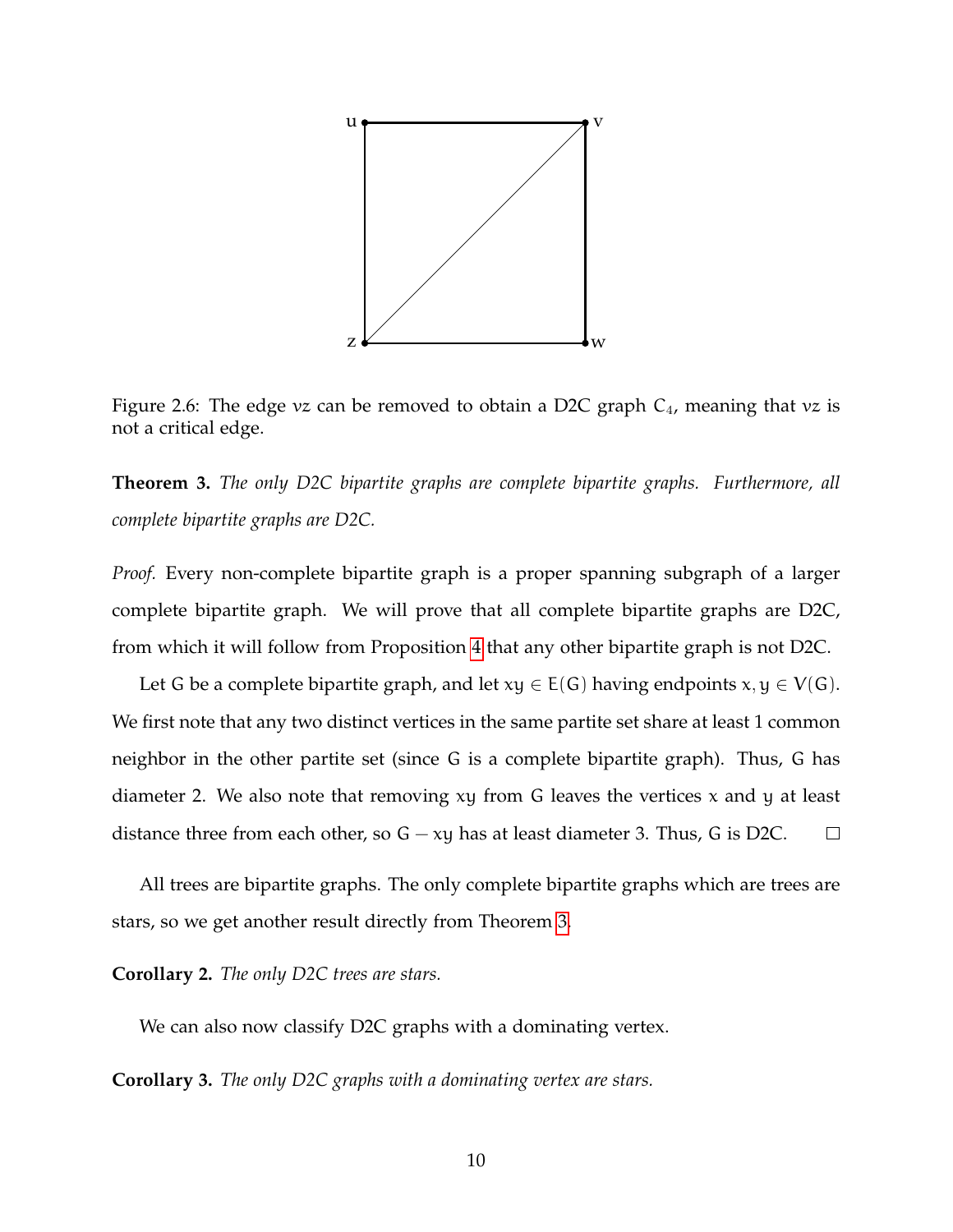u v z w

Figure 2.6: The edge $vz$ can be removed to obtain a D2C graph $C_4$, meaning that $vz$ is not a critical edge.

**Theorem 3.** *The only D2C bipartite graphs are complete bipartite graphs. Furthermore, all complete bipartite graphs are D2C.*

*Proof.* Every non-complete bipartite graph is a proper spanning subgraph of a larger complete bipartite graph. We will prove that all complete bipartite graphs are D2C, from which it will follow from Proposition 4 that any other bipartite graph is not D2C.

Let $G$ be a complete bipartite graph, and let $xy \in E(G)$ having endpoints $x, y \in V(G)$. We first note that any two distinct vertices in the same partite set share at least 1 common neighbor in the other partite set (since $G$ is a complete bipartite graph). Thus, $G$ has diameter 2. We also note that removing $xy$ from $G$ leaves the vertices $x$ and $y$ at least distance three from each other, so $G - xy$ has at least diameter 3. Thus, $G$ is D2C. □

All trees are bipartite graphs. The only complete bipartite graphs which are trees are stars, so we get another result directly from Theorem 3.

**Corollary 2.** *The only D2C trees are stars.*

We can also now classify D2C graphs with a dominating vertex.

**Corollary 3.** *The only D2C graphs with a dominating vertex are stars.*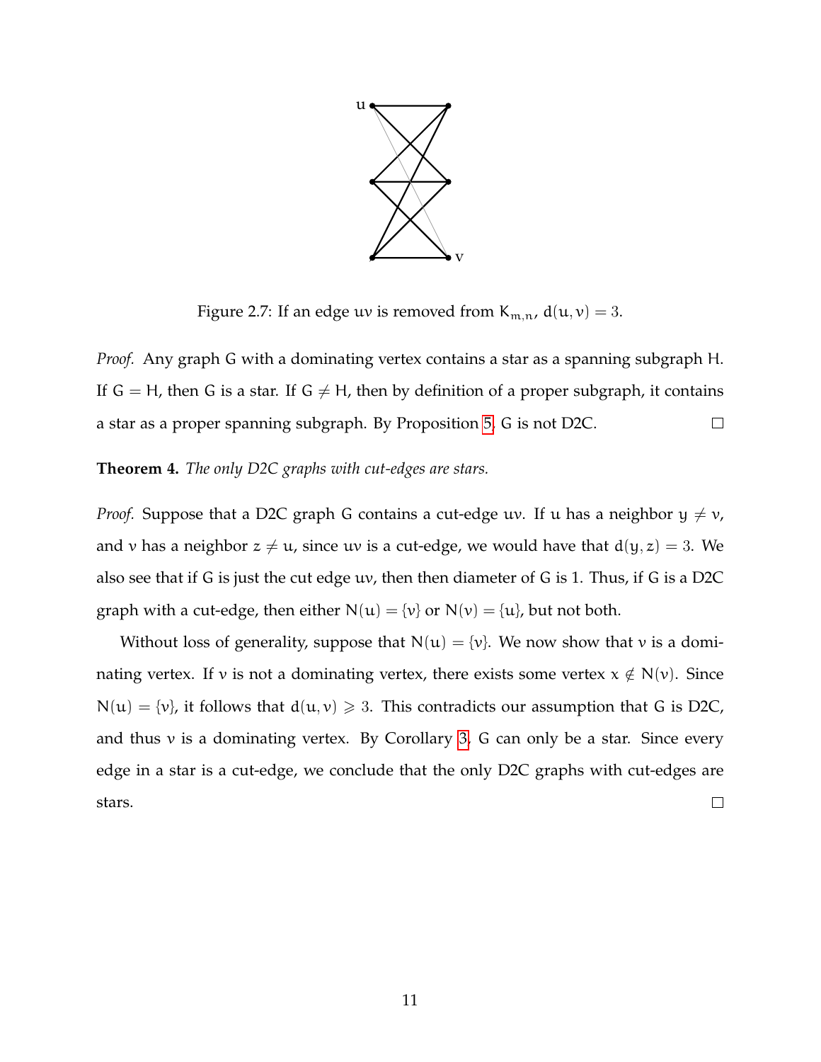u

v

Figure 2.7: If an edge $uv$ is removed from $K_{m,n}$, $d(u, v) = 3$.

*Proof.* Any graph G with a dominating vertex contains a star as a spanning subgraph H. If $G = H$, then G is a star. If $G \neq H$, then by definition of a proper subgraph, it contains a star as a proper spanning subgraph. By Proposition 5, G is not D2C. □

**Theorem 4.** *The only D2C graphs with cut-edges are stars.*

*Proof.* Suppose that a D2C graph G contains a cut-edge $uv$. If $u$ has a neighbor $y \neq v$, and $v$ has a neighbor $z \neq u$, since $uv$ is a cut-edge, we would have that $d(y, z) = 3$. We also see that if G is just the cut edge $uv$, then then diameter of G is 1. Thus, if G is a D2C graph with a cut-edge, then either $N(u) = \{v\}$ or $N(v) = \{u\}$, but not both.

Without loss of generality, suppose that $N(u) = \{v\}$. We now show that $v$ is a dominating vertex. If $v$ is not a dominating vertex, there exists some vertex $x \notin N(v)$. Since $N(u) = \{v\}$, it follows that $d(u, v) \geqslant 3$. This contradicts our assumption that G is D2C, and thus $v$ is a dominating vertex. By Corollary 3, G can only be a star. Since every edge in a star is a cut-edge, we conclude that the only D2C graphs with cut-edges are stars. □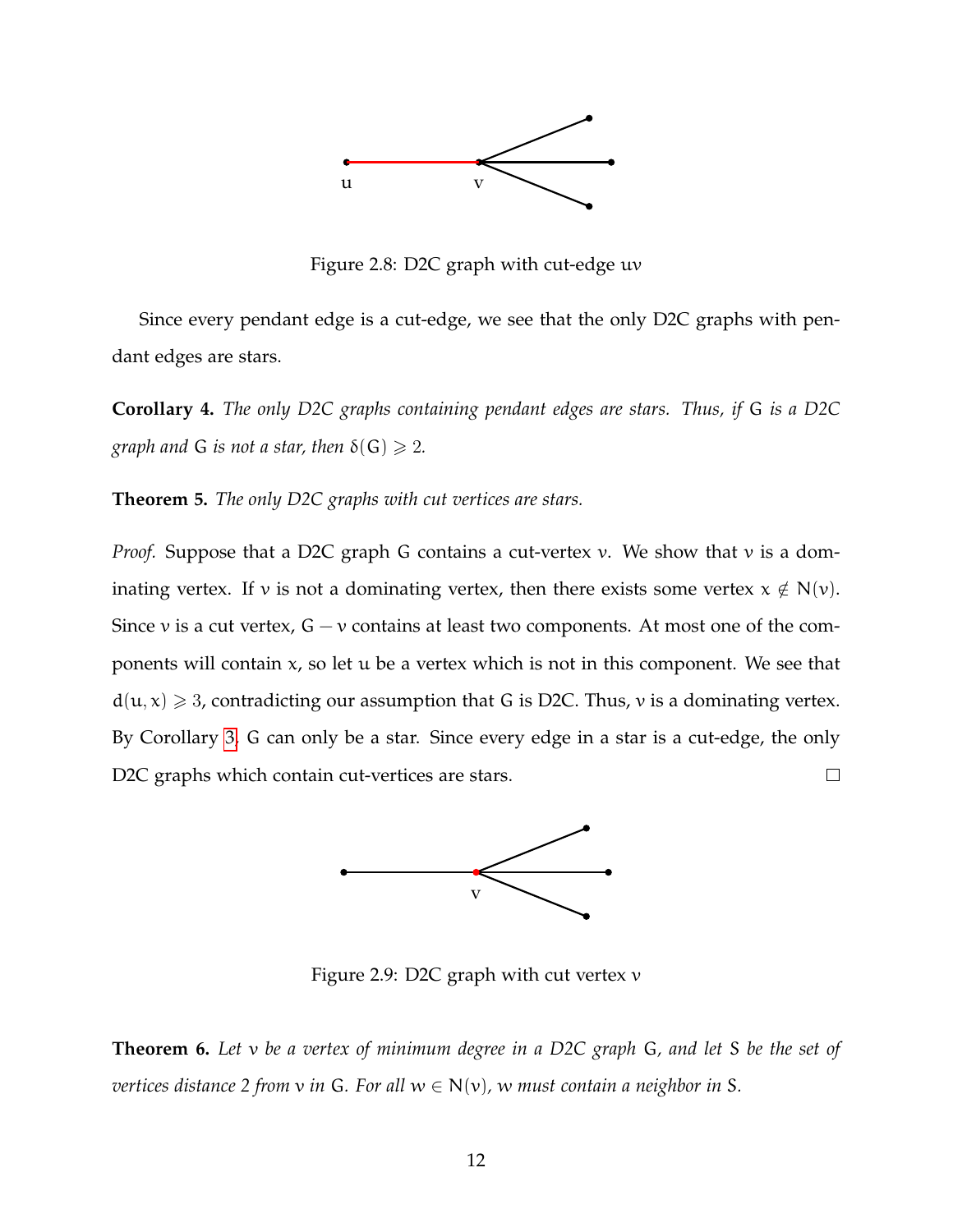u v

Figure 2.8: D2C graph with cut-edge $uv$

Since every pendant edge is a cut-edge, we see that the only D2C graphs with pendant edges are stars.

**Corollary 4.** *The only D2C graphs containing pendant edges are stars. Thus, if $G$ is a D2C graph and $G$ is not a star, then $\delta(G) \geqslant 2$.*

**Theorem 5.** *The only D2C graphs with cut vertices are stars.*

*Proof.* Suppose that a D2C graph $G$ contains a cut-vertex $v$. We show that $v$ is a dominating vertex. If $v$ is not a dominating vertex, then there exists some vertex $x \notin N(v)$. Since $v$ is a cut vertex, $G - v$ contains at least two components. At most one of the components will contain $x$, so let $u$ be a vertex which is not in this component. We see that $d(u, x) \geqslant 3$, contradicting our assumption that $G$ is D2C. Thus, $v$ is a dominating vertex. By Corollary 3, $G$ can only be a star. Since every edge in a star is a cut-edge, the only D2C graphs which contain cut-vertices are stars. □

v

Figure 2.9: D2C graph with cut vertex $v$

**Theorem 6.** *Let $v$ be a vertex of minimum degree in a D2C graph $G$, and let $S$ be the set of vertices distance 2 from $v$ in $G$. For all $w \in N(v)$, $w$ must contain a neighbor in $S$.*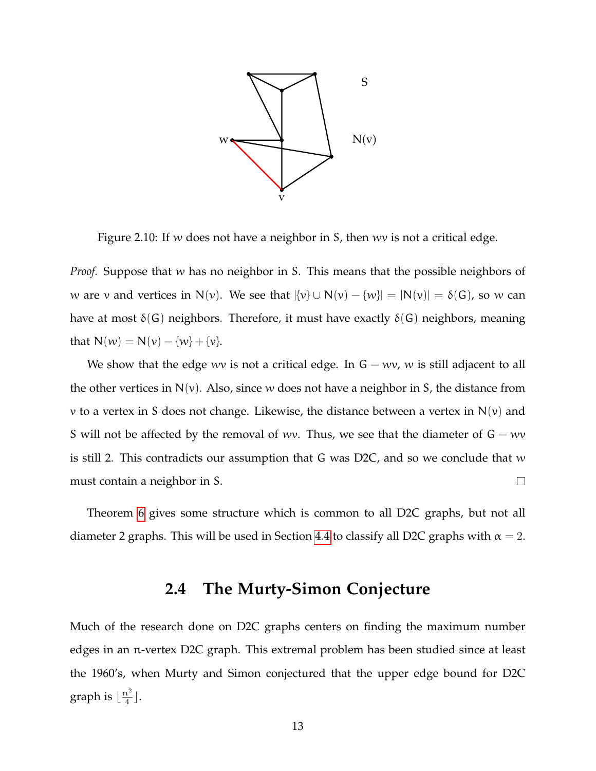S

w

N(v)

v

Figure 2.10: If $w$ does not have a neighbor in $S$, then $wv$ is not a critical edge.

*Proof.* Suppose that $w$ has no neighbor in $S$. This means that the possible neighbors of $w$ are $v$ and vertices in $N(v)$. We see that $|\{v\} \cup N(v) - \{w\}| = |N(v)| = \delta(G)$, so $w$ can have at most $\delta(G)$ neighbors. Therefore, it must have exactly $\delta(G)$ neighbors, meaning that $N(w) = N(v) - \{w\} + \{v\}$.

We show that the edge $wv$ is not a critical edge. In $G - wv$, $w$ is still adjacent to all the other vertices in $N(v)$. Also, since $w$ does not have a neighbor in $S$, the distance from $v$ to a vertex in $S$ does not change. Likewise, the distance between a vertex in $N(v)$ and $S$ will not be affected by the removal of $wv$. Thus, we see that the diameter of $G - wv$ is still 2. This contradicts our assumption that $G$ was D2C, and so we conclude that $w$ must contain a neighbor in $S$. □

Theorem 6 gives some structure which is common to all D2C graphs, but not all diameter 2 graphs. This will be used in Section 4.4 to classify all D2C graphs with $\alpha = 2$.

## 2.4 The Murty-Simon Conjecture

Much of the research done on D2C graphs centers on finding the maximum number edges in an $n$-vertex D2C graph. This extremal problem has been studied since at least the 1960's, when Murty and Simon conjectured that the upper edge bound for D2C graph is $\lfloor \frac{n^2}{4} \rfloor$.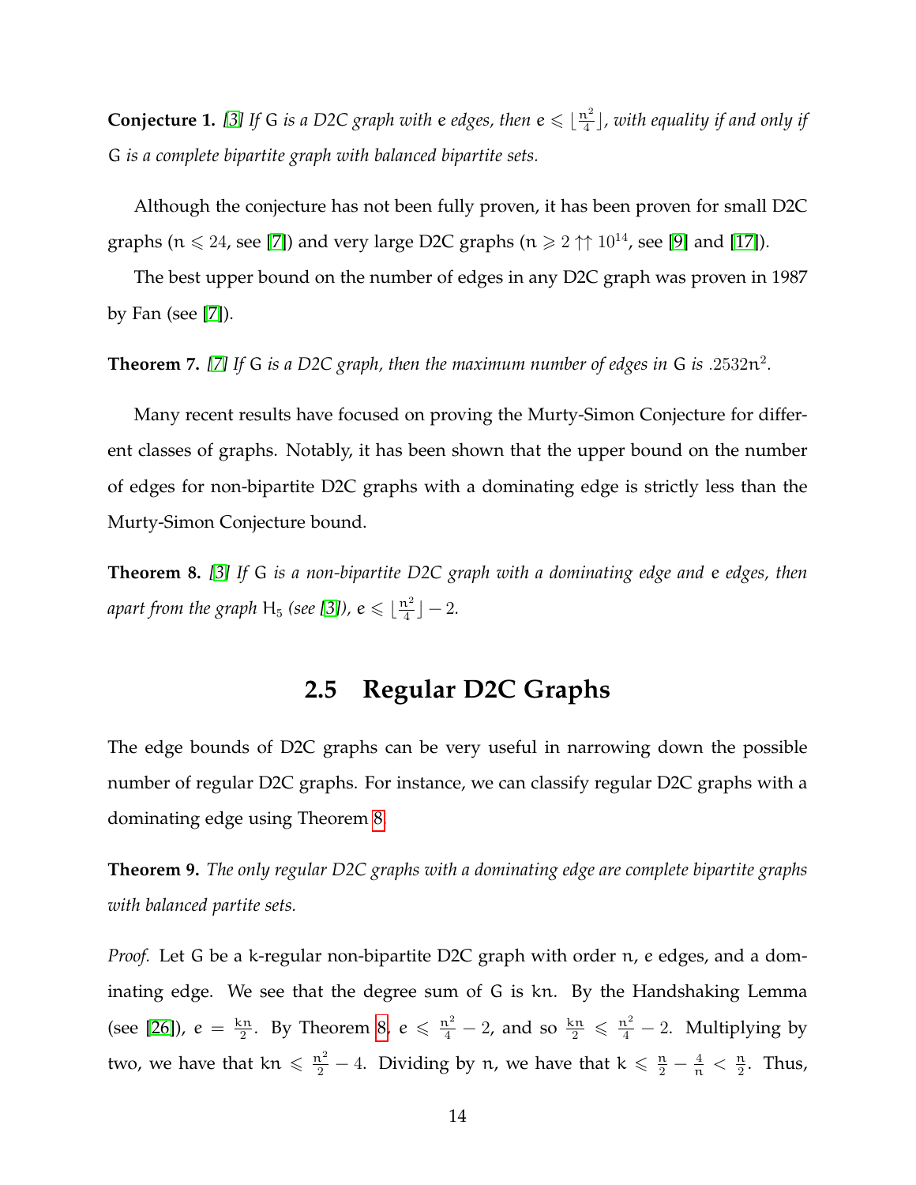**Conjecture 1.** *[3] If* G *is a D2C graph with* e *edges, then* $e \leqslant \lfloor \frac{n^2}{4} \rfloor$*, with equality if and only if* G *is a complete bipartite graph with balanced bipartite sets.*

Although the conjecture has not been fully proven, it has been proven for small D2C graphs ($n \leqslant 24$, see [7]) and very large D2C graphs ($n \geqslant 2 \uparrow\uparrow 10^{14}$, see [9] and [17]).

The best upper bound on the number of edges in any D2C graph was proven in 1987 by Fan (see [7]).

**Theorem 7.** *[7] If* G *is a D2C graph, then the maximum number of edges in* G *is* $.2532n^2$.

Many recent results have focused on proving the Murty-Simon Conjecture for different classes of graphs. Notably, it has been shown that the upper bound on the number of edges for non-bipartite D2C graphs with a dominating edge is strictly less than the Murty-Simon Conjecture bound.

**Theorem 8.** *[3] If* G *is a non-bipartite D2C graph with a dominating edge and* e *edges, then apart from the graph* $H_5$ *(see [3]),* $e \leqslant \lfloor \frac{n^2}{4} \rfloor - 2$.

## 2.5 Regular D2C Graphs

The edge bounds of D2C graphs can be very useful in narrowing down the possible number of regular D2C graphs. For instance, we can classify regular D2C graphs with a dominating edge using Theorem 8.

**Theorem 9.** *The only regular D2C graphs with a dominating edge are complete bipartite graphs with balanced partite sets.*

*Proof.* Let G be a k-regular non-bipartite D2C graph with order n, e edges, and a dominating edge. We see that the degree sum of G is kn. By the Handshaking Lemma (see [26]), $e = \frac{kn}{2}$. By Theorem 8, $e \leqslant \frac{n^2}{4} - 2$, and so $\frac{kn}{2} \leqslant \frac{n^2}{4} - 2$. Multiplying by two, we have that $kn \leqslant \frac{n^2}{2} - 4$. Dividing by n, we have that $k \leqslant \frac{n}{2} - \frac{4}{n} < \frac{n}{2}$. Thus,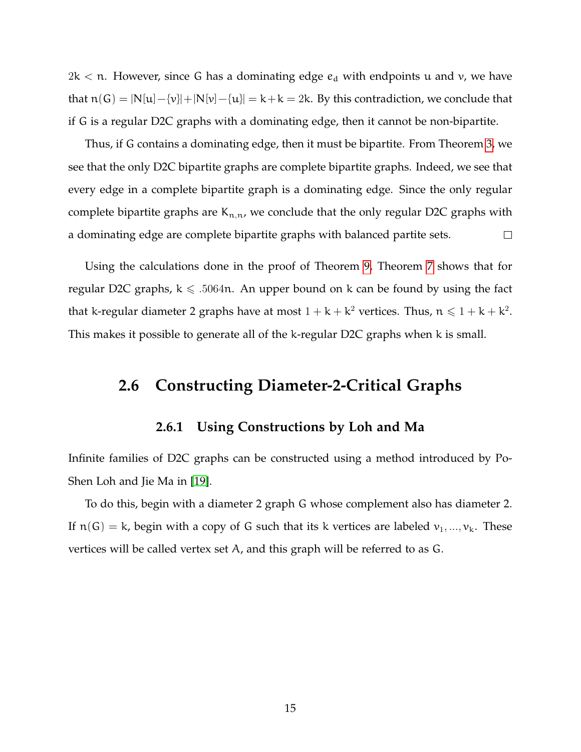$2k < n$. However, since G has a dominating edge $e_d$ with endpoints $u$ and $v$, we have that $n(G) = |N[u] - \{v\}| + |N[v] - \{u\}| = k + k = 2k$. By this contradiction, we conclude that if G is a regular D2C graphs with a dominating edge, then it cannot be non-bipartite.

Thus, if G contains a dominating edge, then it must be bipartite. From Theorem 3, we see that the only D2C bipartite graphs are complete bipartite graphs. Indeed, we see that every edge in a complete bipartite graph is a dominating edge. Since the only regular complete bipartite graphs are $K_{n,n}$, we conclude that the only regular D2C graphs with a dominating edge are complete bipartite graphs with balanced partite sets. □

Using the calculations done in the proof of Theorem 9, Theorem 7 shows that for regular D2C graphs, $k \leqslant .5064n$. An upper bound on $k$ can be found by using the fact that $k$-regular diameter 2 graphs have at most $1 + k + k^2$ vertices. Thus, $n \leqslant 1 + k + k^2$. This makes it possible to generate all of the $k$-regular D2C graphs when $k$ is small.

## 2.6 Constructing Diameter-2-Critical Graphs

### 2.6.1 Using Constructions by Loh and Ma

Infinite families of D2C graphs can be constructed using a method introduced by Po-Shen Loh and Jie Ma in [19].

To do this, begin with a diameter 2 graph G whose complement also has diameter 2. If $n(G) = k$, begin with a copy of G such that its $k$ vertices are labeled $v_1, ..., v_k$. These vertices will be called vertex set A, and this graph will be referred to as G.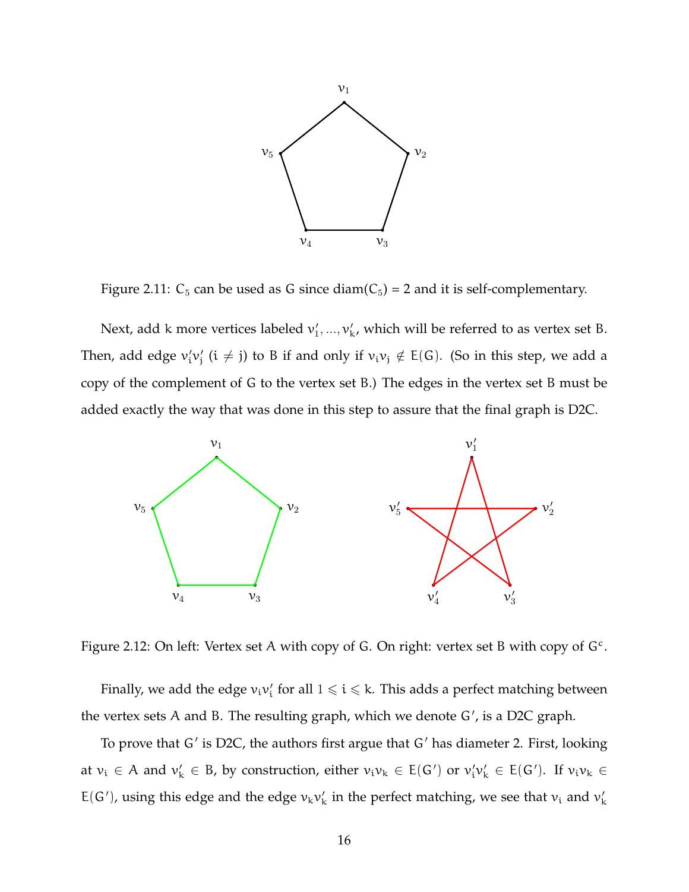$v_1$

$v_5$ $v_2$

$v_4$ $v_3$

Figure 2.11: $C_5$ can be used as G since diam($C_5$) = 2 and it is self-complementary.

Next, add k more vertices labeled $v'_1, ..., v'_k$, which will be referred to as vertex set B. Then, add edge $v'_i v'_j$ ($i \neq j$) to B if and only if $v_i v_j \notin E(G)$. (So in this step, we add a copy of the complement of G to the vertex set B.) The edges in the vertex set B must be added exactly the way that was done in this step to assure that the final graph is D2C.

$v_1$ $v'_1$

$v_5$ $v_2$ $v'_5$ $v'_2$

$v_4$ $v_3$ $v'_4$ $v'_3$

Figure 2.12: On left: Vertex set A with copy of G. On right: vertex set B with copy of $G^c$.

Finally, we add the edge $v_i v'_i$ for all $1 \leqslant i \leqslant k$. This adds a perfect matching between the vertex sets A and B. The resulting graph, which we denote $G'$, is a D2C graph.

To prove that $G'$ is D2C, the authors first argue that $G'$ has diameter 2. First, looking at $v_i \in A$ and $v'_k \in B$, by construction, either $v_i v_k \in E(G')$ or $v'_i v'_k \in E(G')$. If $v_i v_k \in E(G')$, using this edge and the edge $v_k v'_k$ in the perfect matching, we see that $v_i$ and $v'_k$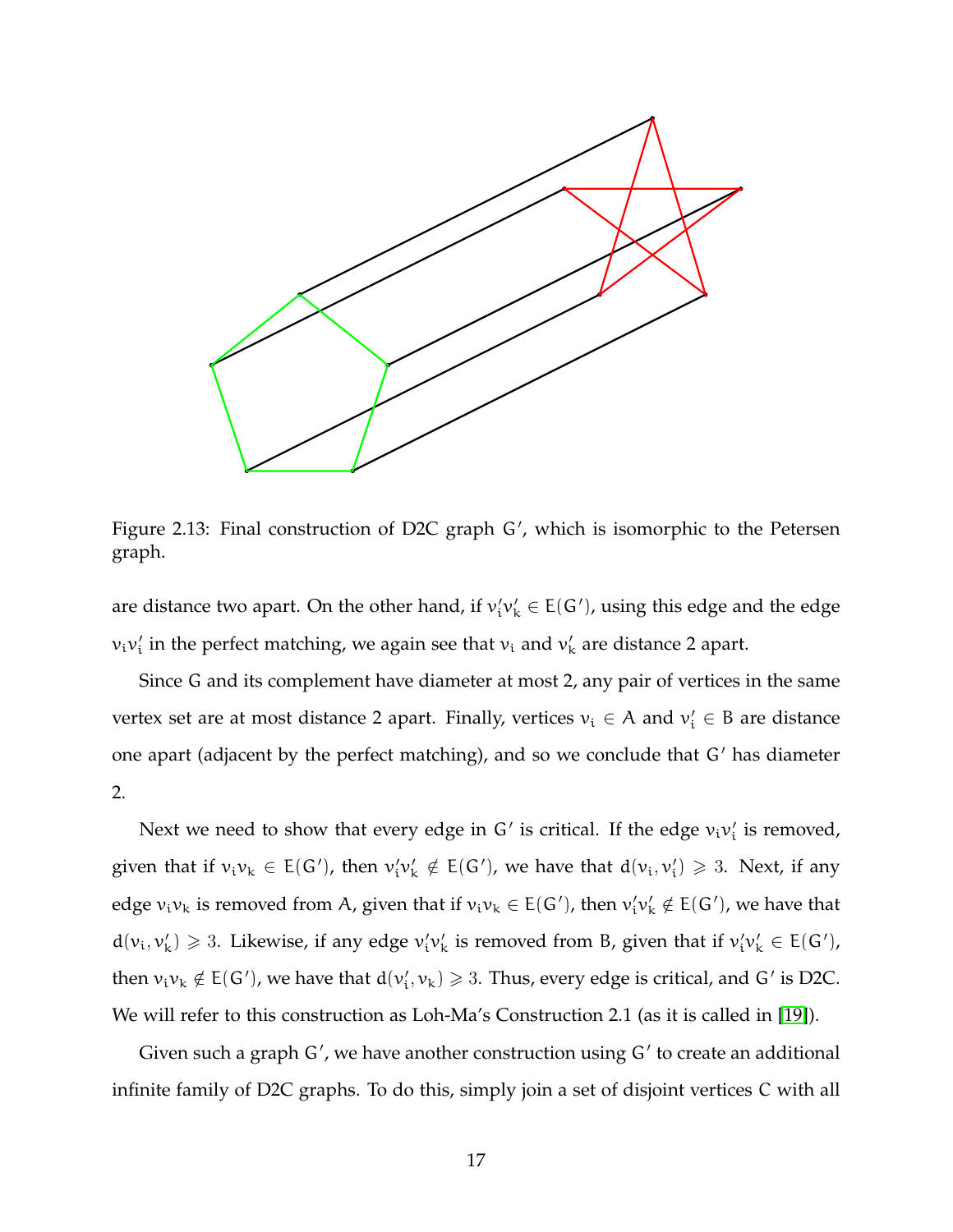Figure 2.13: Final construction of D2C graph $G'$, which is isomorphic to the Petersen graph.

are distance two apart. On the other hand, if $v'_i v'_k \in E(G')$, using this edge and the edge $v_i v'_i$ in the perfect matching, we again see that $v_i$ and $v'_k$ are distance 2 apart.

Since $G$ and its complement have diameter at most 2, any pair of vertices in the same vertex set are at most distance 2 apart. Finally, vertices $v_i \in A$ and $v'_i \in B$ are distance one apart (adjacent by the perfect matching), and so we conclude that $G'$ has diameter 2.

Next we need to show that every edge in $G'$ is critical. If the edge $v_i v'_i$ is removed, given that if $v_i v_k \in E(G')$, then $v'_i v'_k \notin E(G')$, we have that $d(v_i, v'_i) \geqslant 3$. Next, if any edge $v_i v_k$ is removed from $A$, given that if $v_i v_k \in E(G')$, then $v'_i v'_k \notin E(G')$, we have that $d(v_i, v'_k) \geqslant 3$. Likewise, if any edge $v'_i v'_k$ is removed from $B$, given that if $v'_i v'_k \in E(G')$, then $v_i v_k \notin E(G')$, we have that $d(v'_i, v_k) \geqslant 3$. Thus, every edge is critical, and $G'$ is D2C. We will refer to this construction as Loh-Ma's Construction 2.1 (as it is called in [19]).

Given such a graph $G'$, we have another construction using $G'$ to create an additional infinite family of D2C graphs. To do this, simply join a set of disjoint vertices $C$ with all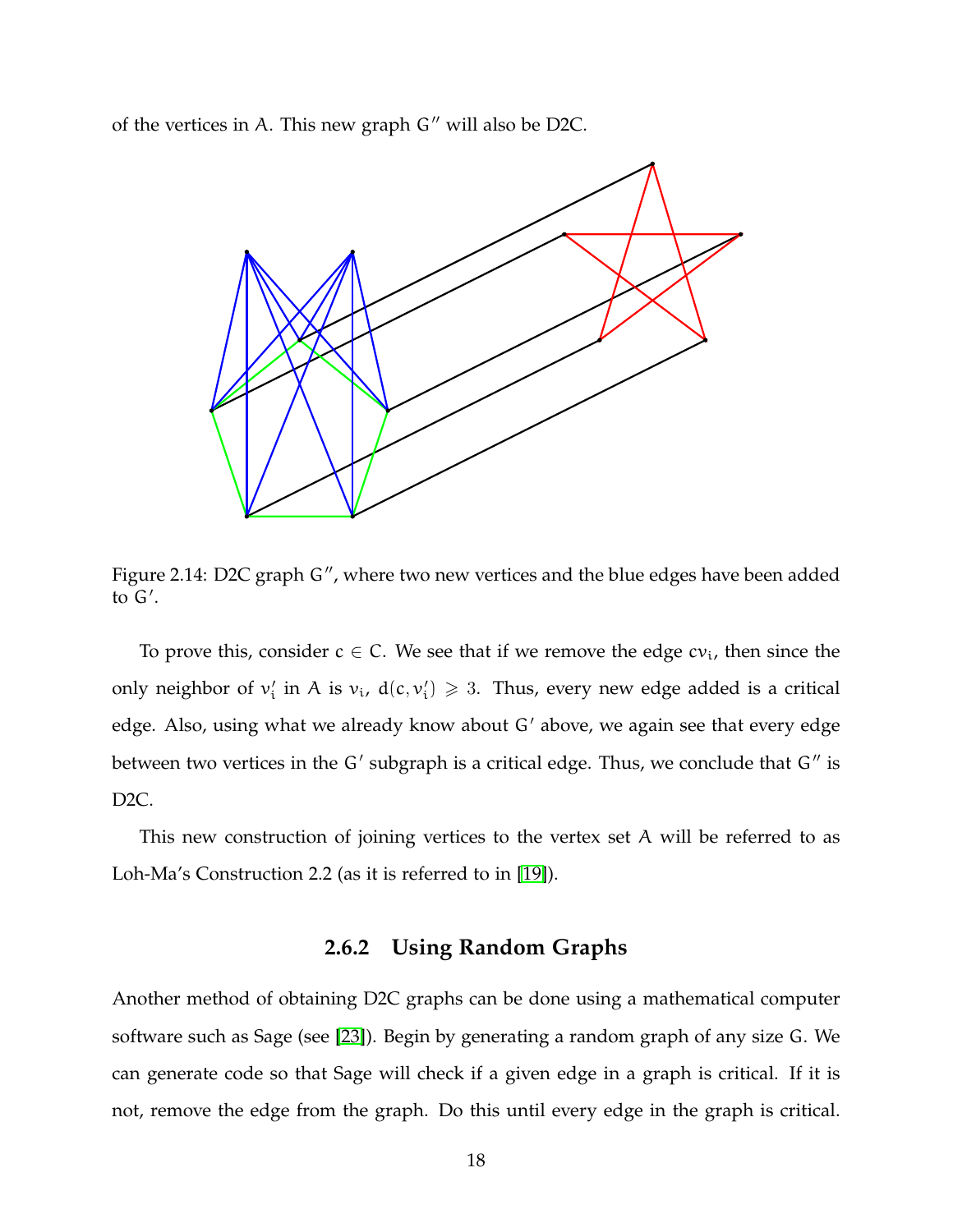of the vertices in $A$. This new graph $G''$ will also be D2C.

Figure 2.14: D2C graph $G''$, where two new vertices and the blue edges have been added to $G'$.

To prove this, consider $c \in C$. We see that if we remove the edge $cv_i$, then since the only neighbor of $v_i'$ in $A$ is $v_i$, $d(c, v_i') \geqslant 3$. Thus, every new edge added is a critical edge. Also, using what we already know about $G'$ above, we again see that every edge between two vertices in the $G'$ subgraph is a critical edge. Thus, we conclude that $G''$ is D2C.

This new construction of joining vertices to the vertex set $A$ will be referred to as Loh-Ma's Construction 2.2 (as it is referred to in [19]).

### 2.6.2 Using Random Graphs

Another method of obtaining D2C graphs can be done using a mathematical computer software such as Sage (see [23]). Begin by generating a random graph of any size $G$. We can generate code so that Sage will check if a given edge in a graph is critical. If it is not, remove the edge from the graph. Do this until every edge in the graph is critical.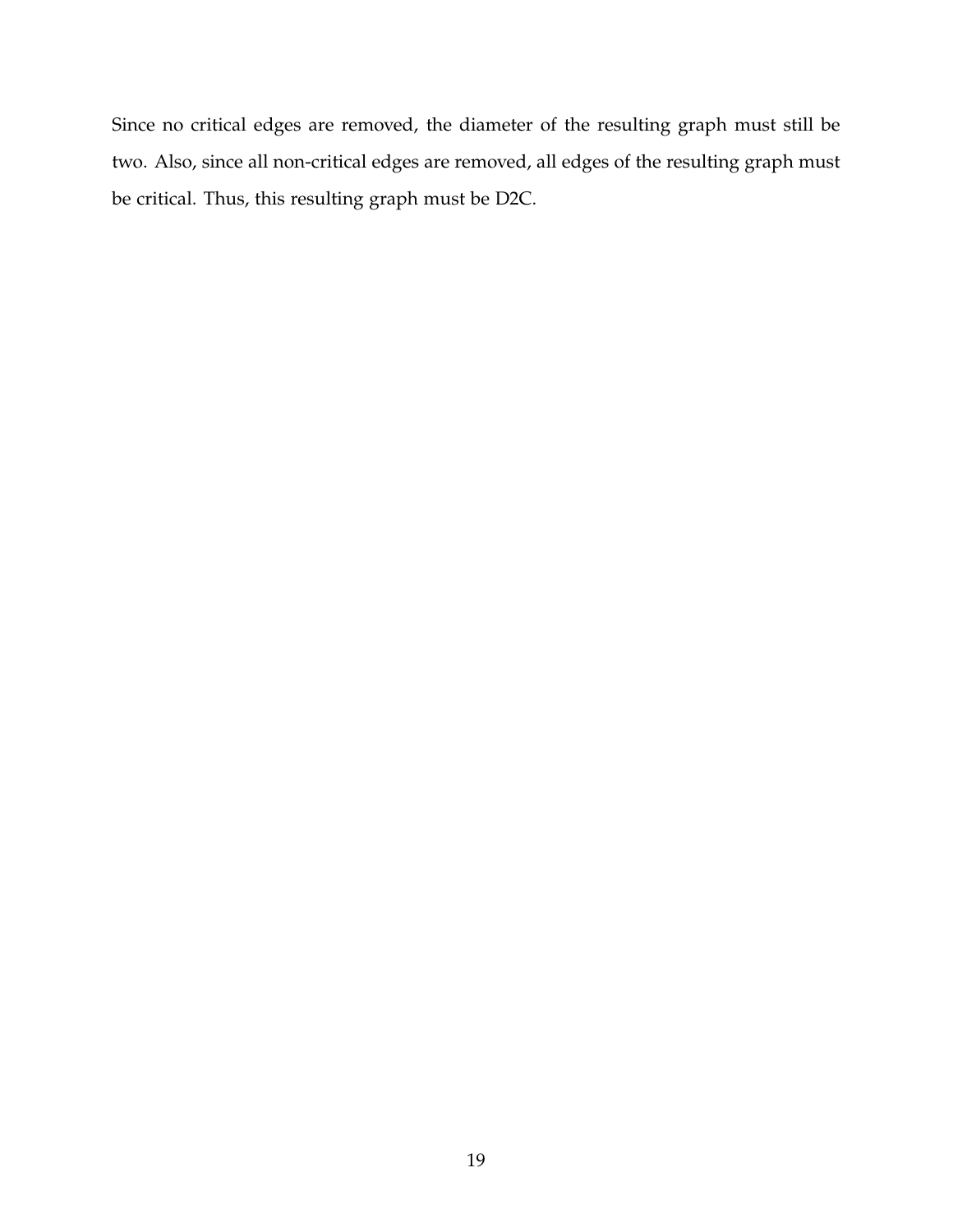Since no critical edges are removed, the diameter of the resulting graph must still be two. Also, since all non-critical edges are removed, all edges of the resulting graph must be critical. Thus, this resulting graph must be D2C.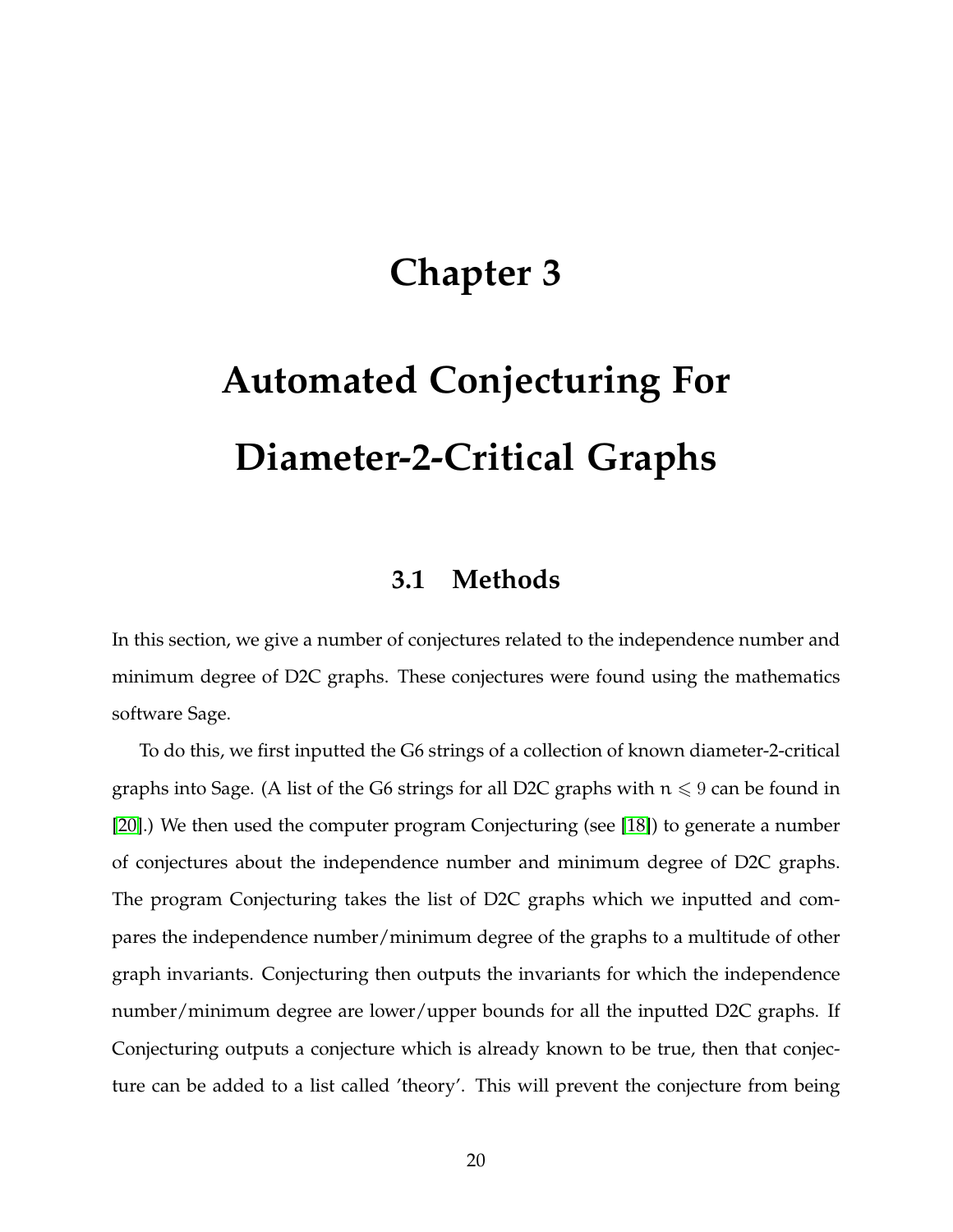# Chapter 3

# Automated Conjecturing For Diameter-2-Critical Graphs

## 3.1 Methods

In this section, we give a number of conjectures related to the independence number and minimum degree of D2C graphs. These conjectures were found using the mathematics software Sage.

To do this, we first inputted the G6 strings of a collection of known diameter-2-critical graphs into Sage. (A list of the G6 strings for all D2C graphs with $n \leqslant 9$ can be found in [20].) We then used the computer program Conjecturing (see [18]) to generate a number of conjectures about the independence number and minimum degree of D2C graphs. The program Conjecturing takes the list of D2C graphs which we inputted and compares the independence number/minimum degree of the graphs to a multitude of other graph invariants. Conjecturing then outputs the invariants for which the independence number/minimum degree are lower/upper bounds for all the inputted D2C graphs. If Conjecturing outputs a conjecture which is already known to be true, then that conjecture can be added to a list called 'theory'. This will prevent the conjecture from being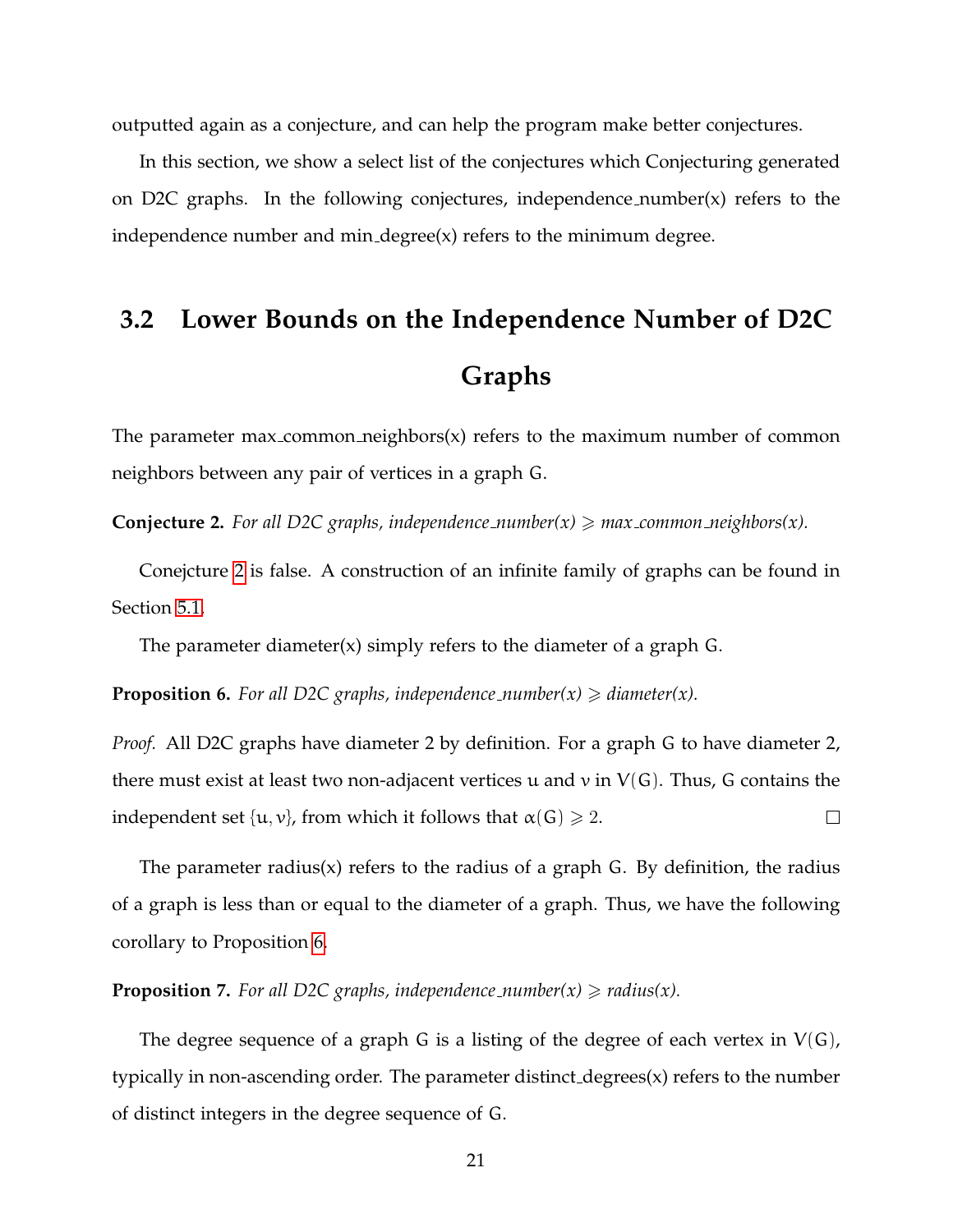outputted again as a conjecture, and can help the program make better conjectures.

In this section, we show a select list of the conjectures which Conjecturing generated on D2C graphs. In the following conjectures, independence_number(x) refers to the independence number and min_degree(x) refers to the minimum degree.

## 3.2 Lower Bounds on the Independence Number of D2C Graphs

The parameter max_common_neighbors(x) refers to the maximum number of common neighbors between any pair of vertices in a graph G.

**Conjecture 2.** *For all D2C graphs, independence_number(x) $\geqslant$ max_common_neighbors(x).*

Conejcture 2 is false. A construction of an infinite family of graphs can be found in Section 5.1.

The parameter diameter(x) simply refers to the diameter of a graph G.

**Proposition 6.** *For all D2C graphs, independence_number(x) $\geqslant$ diameter(x).*

*Proof.* All D2C graphs have diameter 2 by definition. For a graph G to have diameter 2, there must exist at least two non-adjacent vertices $u$ and $v$ in $V(G)$. Thus, G contains the independent set $\{u, v\}$, from which it follows that $\alpha(G) \geqslant 2$. □

The parameter radius(x) refers to the radius of a graph G. By definition, the radius of a graph is less than or equal to the diameter of a graph. Thus, we have the following corollary to Proposition 6.

**Proposition 7.** *For all D2C graphs, independence_number(x) $\geqslant$ radius(x).*

The degree sequence of a graph G is a listing of the degree of each vertex in $V(G)$, typically in non-ascending order. The parameter distinct_degrees(x) refers to the number of distinct integers in the degree sequence of G.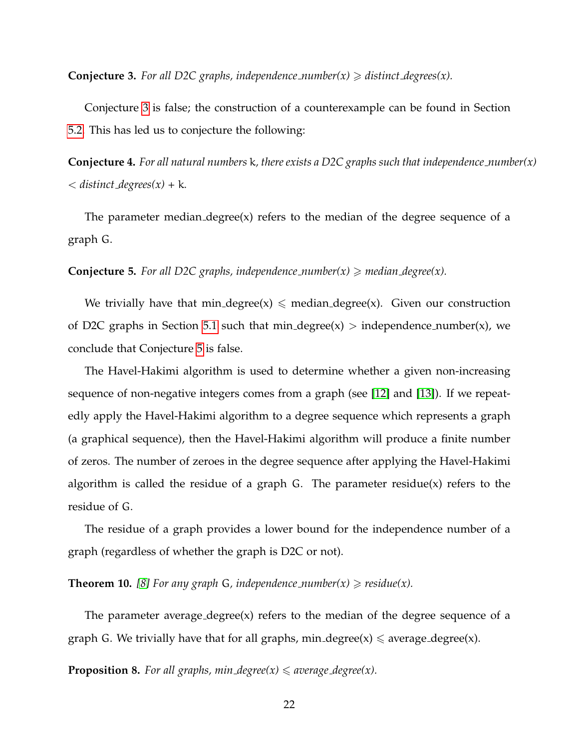**Conjecture 3.** *For all D2C graphs, independence_number(x) $\geqslant$ distinct_degrees(x).*

Conjecture 3 is false; the construction of a counterexample can be found in Section 5.2. This has led us to conjecture the following:

**Conjecture 4.** *For all natural numbers* k*, there exists a D2C graphs such that independence_number(x) $<$ distinct_degrees(x) + k.*

The parameter median_degree(x) refers to the median of the degree sequence of a graph G.

**Conjecture 5.** *For all D2C graphs, independence_number(x) $\geqslant$ median_degree(x).*

We trivially have that min_degree(x) $\leqslant$ median_degree(x). Given our construction of D2C graphs in Section 5.1 such that min_degree(x) $>$ independence_number(x), we conclude that Conjecture 5 is false.

The Havel-Hakimi algorithm is used to determine whether a given non-increasing sequence of non-negative integers comes from a graph (see [12] and [13]). If we repeatedly apply the Havel-Hakimi algorithm to a degree sequence which represents a graph (a graphical sequence), then the Havel-Hakimi algorithm will produce a finite number of zeros. The number of zeroes in the degree sequence after applying the Havel-Hakimi algorithm is called the residue of a graph G. The parameter residue(x) refers to the residue of G.

The residue of a graph provides a lower bound for the independence number of a graph (regardless of whether the graph is D2C or not).

**Theorem 10.** *[8] For any graph* G*, independence_number(x) $\geqslant$ residue(x).*

The parameter average_degree(x) refers to the median of the degree sequence of a graph G. We trivially have that for all graphs, min_degree(x) $\leqslant$ average_degree(x).

**Proposition 8.** *For all graphs, min_degree(x) $\leqslant$ average_degree(x).*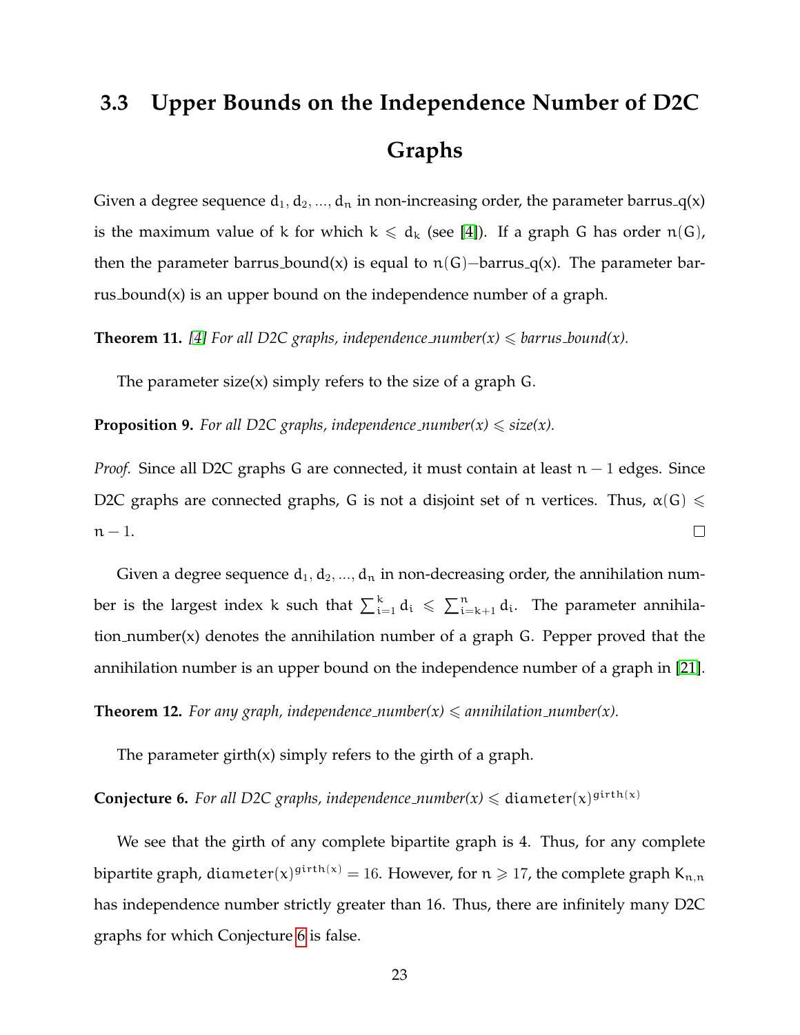### 3.3 Upper Bounds on the Independence Number of D2C Graphs

Given a degree sequence $d_1, d_2, ..., d_n$ in non-increasing order, the parameter barrus_q(x) is the maximum value of $k$ for which $k \leqslant d_k$ (see [4]). If a graph $G$ has order $n(G)$, then the parameter barrus_bound(x) is equal to $n(G)-$barrus_q(x). The parameter barrus_bound(x) is an upper bound on the independence number of a graph.

**Theorem 11.** *[4] For all D2C graphs, independence_number(x) $\leqslant$ barrus_bound(x).*

The parameter size(x) simply refers to the size of a graph G.

**Proposition 9.** *For all D2C graphs, independence_number(x) $\leqslant$ size(x).*

*Proof.* Since all D2C graphs $G$ are connected, it must contain at least $n-1$ edges. Since D2C graphs are connected graphs, $G$ is not a disjoint set of $n$ vertices. Thus, $\alpha(G) \leqslant n-1$. □

Given a degree sequence $d_1, d_2, ..., d_n$ in non-decreasing order, the annihilation number is the largest index $k$ such that $\sum_{i=1}^{k} d_i \leqslant \sum_{i=k+1}^{n} d_i$. The parameter annihilation_number(x) denotes the annihilation number of a graph G. Pepper proved that the annihilation number is an upper bound on the independence number of a graph in [21].

**Theorem 12.** *For any graph, independence_number(x) $\leqslant$ annihilation_number(x).*

The parameter girth(x) simply refers to the girth of a graph.

**Conjecture 6.** *For all D2C graphs, independence_number(x) $\leqslant \mathtt{diameter}(x)^{\mathtt{girth}(x)}$*

We see that the girth of any complete bipartite graph is 4. Thus, for any complete bipartite graph, $\mathtt{diameter}(x)^{\mathtt{girth}(x)} = 16$. However, for $n \geqslant 17$, the complete graph $K_{n,n}$ has independence number strictly greater than 16. Thus, there are infinitely many D2C graphs for which Conjecture 6 is false.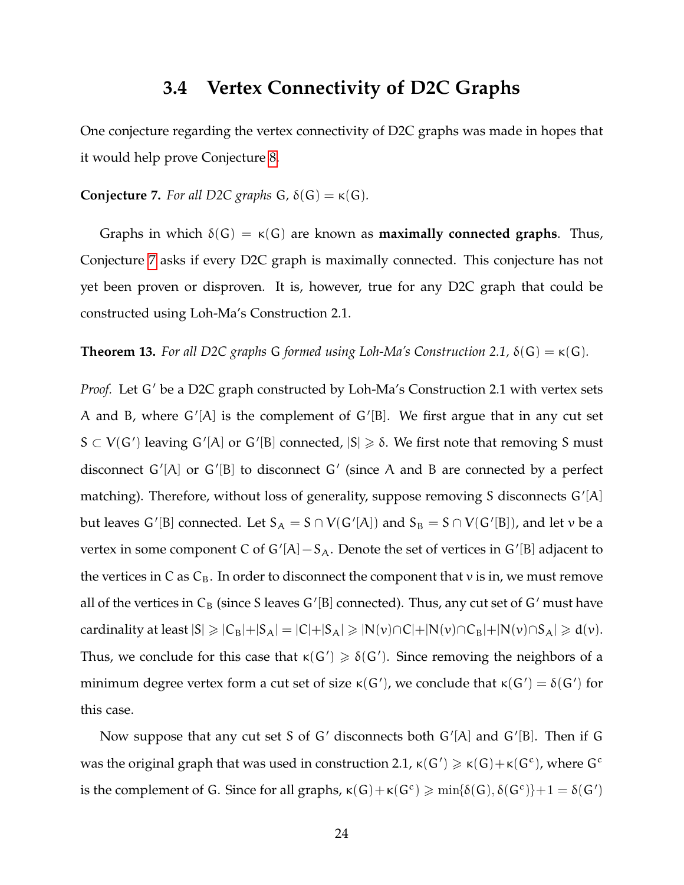## 3.4 Vertex Connectivity of D2C Graphs

One conjecture regarding the vertex connectivity of D2C graphs was made in hopes that it would help prove Conjecture 8.

**Conjecture 7.** *For all D2C graphs* $G$*,* $\delta(G) = \kappa(G)$*.*

Graphs in which $\delta(G) = \kappa(G)$ are known as **maximally connected graphs**. Thus, Conjecture 7 asks if every D2C graph is maximally connected. This conjecture has not yet been proven or disproven. It is, however, true for any D2C graph that could be constructed using Loh-Ma's Construction 2.1.

**Theorem 13.** *For all D2C graphs* $G$ *formed using Loh-Ma's Construction 2.1,* $\delta(G) = \kappa(G)$*.*

*Proof.* Let $G'$ be a D2C graph constructed by Loh-Ma's Construction 2.1 with vertex sets $A$ and $B$, where $G'[A]$ is the complement of $G'[B]$. We first argue that in any cut set $S \subset V(G')$ leaving $G'[A]$ or $G'[B]$ connected, $|S| \geqslant \delta$. We first note that removing $S$ must disconnect $G'[A]$ or $G'[B]$ to disconnect $G'$ (since $A$ and $B$ are connected by a perfect matching). Therefore, without loss of generality, suppose removing $S$ disconnects $G'[A]$ but leaves $G'[B]$ connected. Let $S_A = S \cap V(G'[A])$ and $S_B = S \cap V(G'[B])$, and let $v$ be a vertex in some component $C$ of $G'[A] - S_A$. Denote the set of vertices in $G'[B]$ adjacent to the vertices in $C$ as $C_B$. In order to disconnect the component that $v$ is in, we must remove all of the vertices in $C_B$ (since $S$ leaves $G'[B]$ connected). Thus, any cut set of $G'$ must have cardinality at least $|S| \geqslant |C_B| + |S_A| = |C| + |S_A| \geqslant |N(v) \cap C| + |N(v) \cap C_B| + |N(v) \cap S_A| \geqslant d(v)$. Thus, we conclude for this case that $\kappa(G') \geqslant \delta(G')$. Since removing the neighbors of a minimum degree vertex form a cut set of size $\kappa(G')$, we conclude that $\kappa(G') = \delta(G')$ for this case.

Now suppose that any cut set $S$ of $G'$ disconnects both $G'[A]$ and $G'[B]$. Then if $G$ was the original graph that was used in construction 2.1, $\kappa(G') \geqslant \kappa(G) + \kappa(G^c)$, where $G^c$ is the complement of $G$. Since for all graphs, $\kappa(G) + \kappa(G^c) \geqslant \min\{\delta(G), \delta(G^c)\} + 1 = \delta(G')$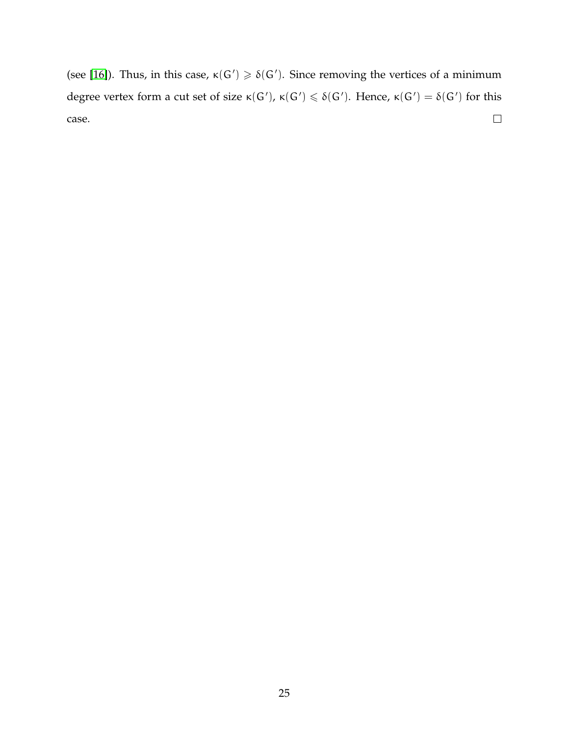(see [16]). Thus, in this case, $\kappa(G') \geqslant \delta(G')$. Since removing the vertices of a minimum degree vertex form a cut set of size $\kappa(G')$, $\kappa(G') \leqslant \delta(G')$. Hence, $\kappa(G') = \delta(G')$ for this case. □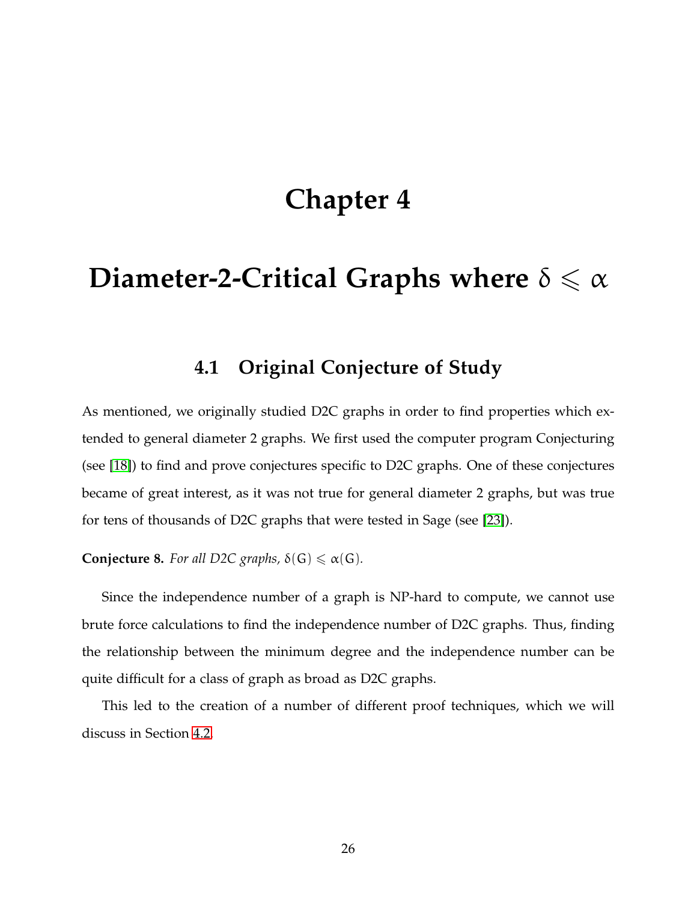# Chapter 4

# Diameter-2-Critical Graphs where $\delta \leqslant \alpha$

## 4.1 Original Conjecture of Study

As mentioned, we originally studied D2C graphs in order to find properties which extended to general diameter 2 graphs. We first used the computer program Conjecturing (see [18]) to find and prove conjectures specific to D2C graphs. One of these conjectures became of great interest, as it was not true for general diameter 2 graphs, but was true for tens of thousands of D2C graphs that were tested in Sage (see [23]).

**Conjecture 8.** *For all D2C graphs,* $\delta(G) \leqslant \alpha(G)$.

Since the independence number of a graph is NP-hard to compute, we cannot use brute force calculations to find the independence number of D2C graphs. Thus, finding the relationship between the minimum degree and the independence number can be quite difficult for a class of graph as broad as D2C graphs.

This led to the creation of a number of different proof techniques, which we will discuss in Section 4.2.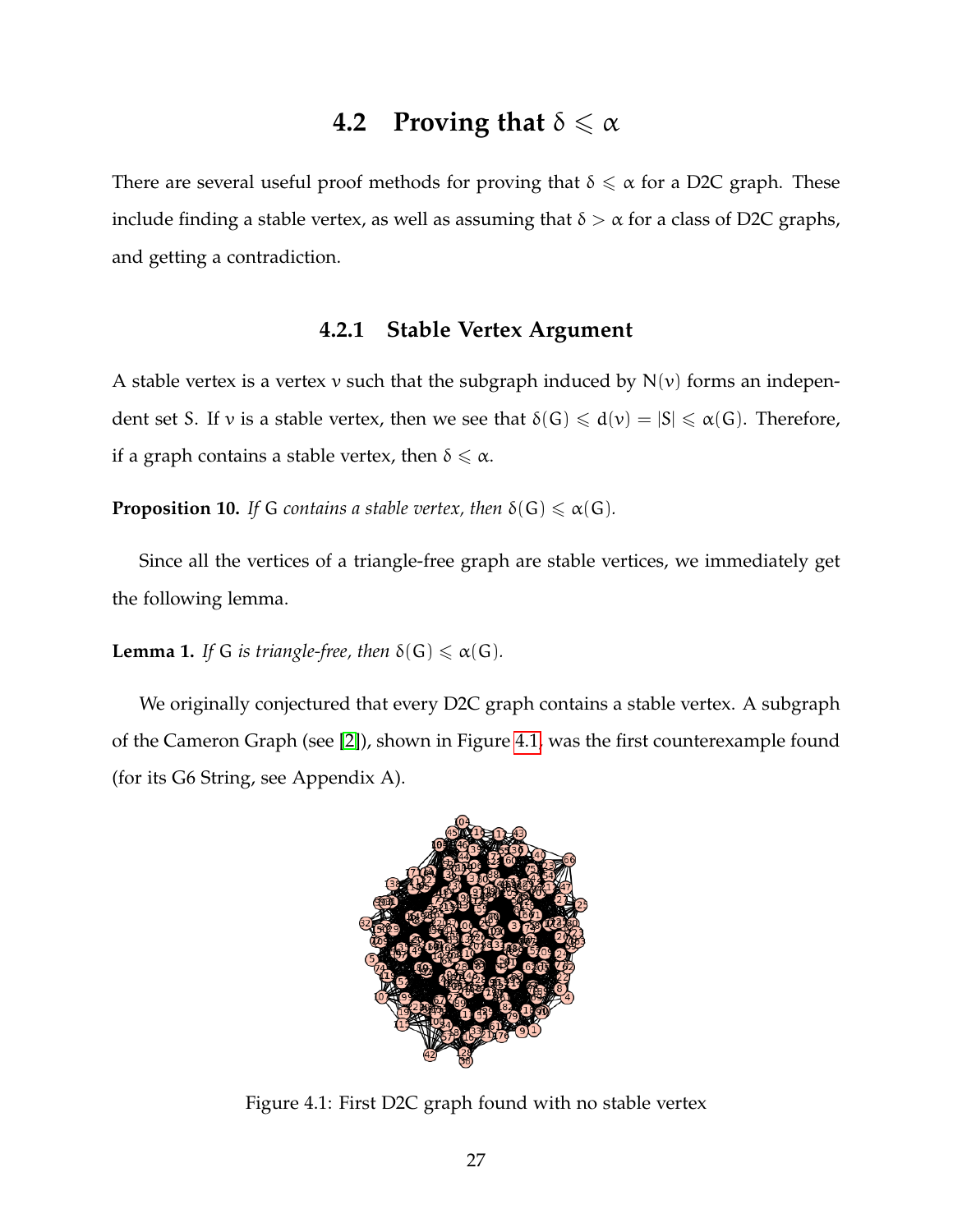## 4.2 Proving that $\delta \leqslant \alpha$

There are several useful proof methods for proving that $\delta \leqslant \alpha$ for a D2C graph. These include finding a stable vertex, as well as assuming that $\delta > \alpha$ for a class of D2C graphs, and getting a contradiction.

### 4.2.1 Stable Vertex Argument

A stable vertex is a vertex $v$ such that the subgraph induced by $N(v)$ forms an independent set $S$. If $v$ is a stable vertex, then we see that $\delta(G) \leqslant d(v) = |S| \leqslant \alpha(G)$. Therefore, if a graph contains a stable vertex, then $\delta \leqslant \alpha$.

**Proposition 10.** *If $G$ contains a stable vertex, then $\delta(G) \leqslant \alpha(G)$.*

Since all the vertices of a triangle-free graph are stable vertices, we immediately get the following lemma.

**Lemma 1.** *If $G$ is triangle-free, then $\delta(G) \leqslant \alpha(G)$.*

We originally conjectured that every D2C graph contains a stable vertex. A subgraph of the Cameron Graph (see [2]), shown in Figure 4.1, was the first counterexample found (for its G6 String, see Appendix A).

Figure 4.1: First D2C graph found with no stable vertex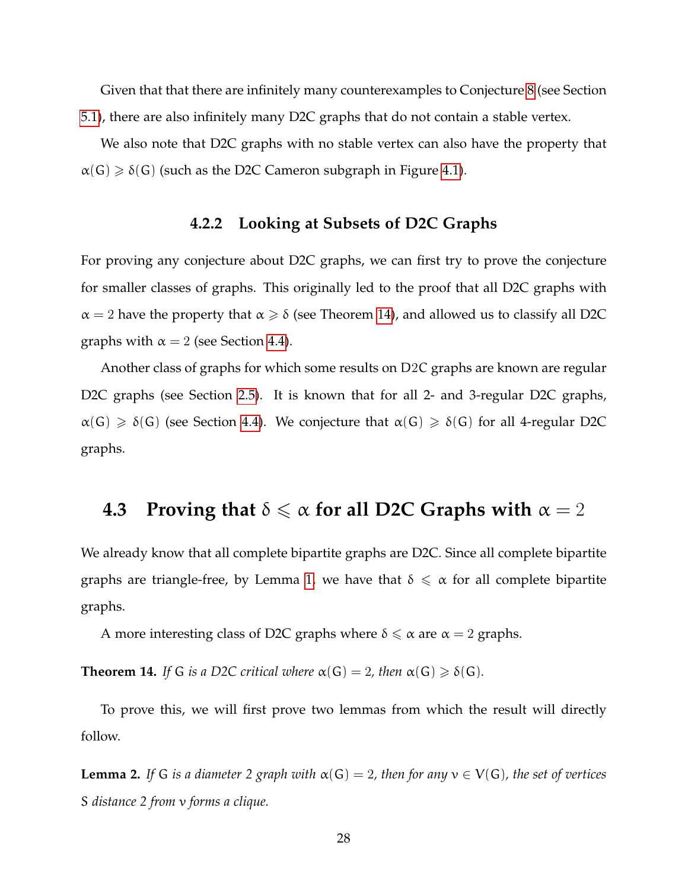Given that that there are infinitely many counterexamples to Conjecture 8 (see Section 5.1), there are also infinitely many D2C graphs that do not contain a stable vertex.

We also note that D2C graphs with no stable vertex can also have the property that $\alpha(G) \geqslant \delta(G)$ (such as the D2C Cameron subgraph in Figure 4.1).

### 4.2.2 Looking at Subsets of D2C Graphs

For proving any conjecture about D2C graphs, we can first try to prove the conjecture for smaller classes of graphs. This originally led to the proof that all D2C graphs with $\alpha = 2$ have the property that $\alpha \geqslant \delta$ (see Theorem 14), and allowed us to classify all D2C graphs with $\alpha = 2$ (see Section 4.4).

Another class of graphs for which some results on D2C graphs are known are regular D2C graphs (see Section 2.5). It is known that for all 2- and 3-regular D2C graphs, $\alpha(G) \geqslant \delta(G)$ (see Section 4.4). We conjecture that $\alpha(G) \geqslant \delta(G)$ for all 4-regular D2C graphs.

## 4.3 Proving that $\delta \leqslant \alpha$ for all D2C Graphs with $\alpha = 2$

We already know that all complete bipartite graphs are D2C. Since all complete bipartite graphs are triangle-free, by Lemma 1, we have that $\delta \leqslant \alpha$ for all complete bipartite graphs.

A more interesting class of D2C graphs where $\delta \leqslant \alpha$ are $\alpha = 2$ graphs.

**Theorem 14.** *If* $G$ *is a D2C critical where* $\alpha(G) = 2$*, then* $\alpha(G) \geqslant \delta(G)$*.*

To prove this, we will first prove two lemmas from which the result will directly follow.

**Lemma 2.** *If* $G$ *is a diameter 2 graph with* $\alpha(G) = 2$*, then for any* $v \in V(G)$*, the set of vertices* $S$ *distance 2 from* $v$ *forms a clique.*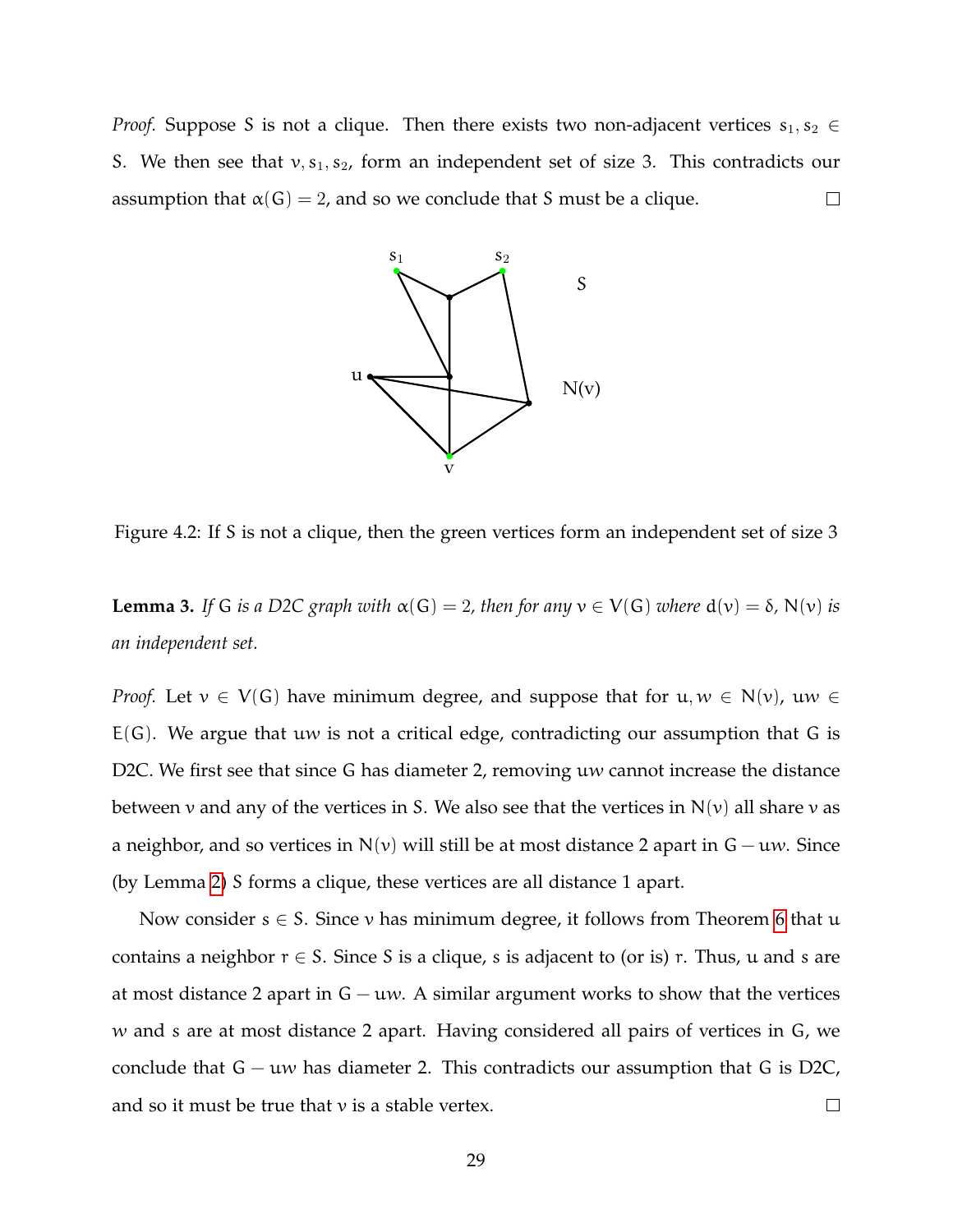*Proof.* Suppose S is not a clique. Then there exists two non-adjacent vertices $s_1, s_2 \in S$. We then see that $v, s_1, s_2$, form an independent set of size 3. This contradicts our assumption that $\alpha(G) = 2$, and so we conclude that S must be a clique. $\square$

$s_1$
$s_2$
S
u
N(v)
v

Figure 4.2: If S is not a clique, then the green vertices form an independent set of size 3

**Lemma 3.** *If G is a D2C graph with $\alpha(G) = 2$, then for any $v \in V(G)$ where $d(v) = \delta$, $N(v)$ is an independent set.*

*Proof.* Let $v \in V(G)$ have minimum degree, and suppose that for $u, w \in N(v)$, $uw \in E(G)$. We argue that $uw$ is not a critical edge, contradicting our assumption that G is D2C. We first see that since G has diameter 2, removing $uw$ cannot increase the distance between $v$ and any of the vertices in S. We also see that the vertices in $N(v)$ all share $v$ as a neighbor, and so vertices in $N(v)$ will still be at most distance 2 apart in $G - uw$. Since (by Lemma 2) S forms a clique, these vertices are all distance 1 apart.

Now consider $s \in S$. Since $v$ has minimum degree, it follows from Theorem 6 that $u$ contains a neighbor $r \in S$. Since S is a clique, $s$ is adjacent to (or is) $r$. Thus, $u$ and $s$ are at most distance 2 apart in $G - uw$. A similar argument works to show that the vertices $w$ and $s$ are at most distance 2 apart. Having considered all pairs of vertices in G, we conclude that $G - uw$ has diameter 2. This contradicts our assumption that G is D2C, and so it must be true that $v$ is a stable vertex. $\square$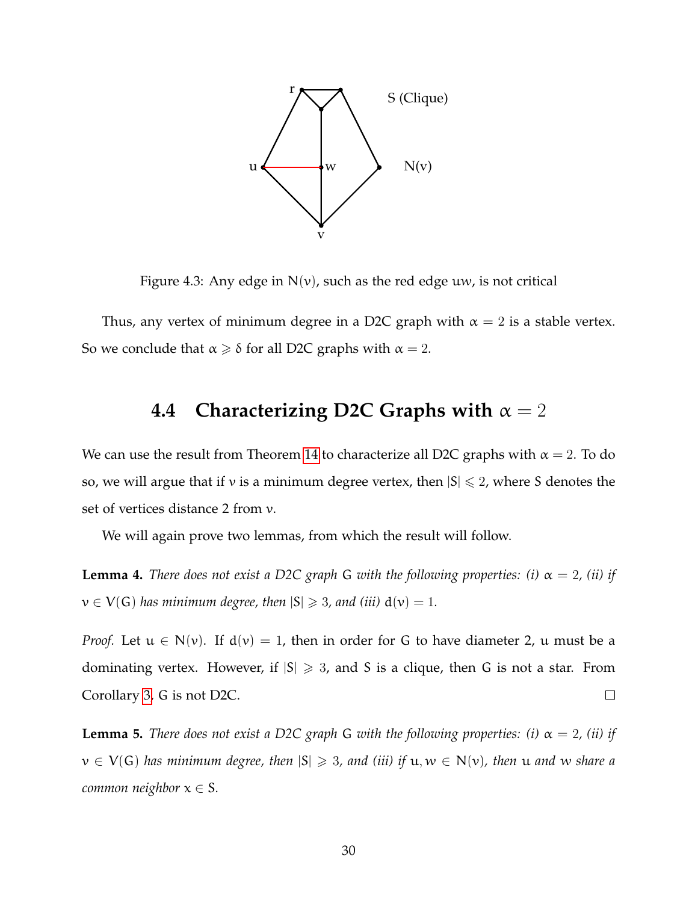Figure 4.3: Any edge in $N(v)$, such as the red edge $uw$, is not critical

Thus, any vertex of minimum degree in a D2C graph with $\alpha = 2$ is a stable vertex. So we conclude that $\alpha \geqslant \delta$ for all D2C graphs with $\alpha = 2$.

## 4.4 Characterizing D2C Graphs with $\alpha = 2$

We can use the result from Theorem 14 to characterize all D2C graphs with $\alpha = 2$. To do so, we will argue that if $v$ is a minimum degree vertex, then $|S| \leqslant 2$, where $S$ denotes the set of vertices distance 2 from $v$.

We will again prove two lemmas, from which the result will follow.

**Lemma 4.** *There does not exist a D2C graph $G$ with the following properties: (i) $\alpha = 2$, (ii) if $v \in V(G)$ has minimum degree, then $|S| \geqslant 3$, and (iii) $d(v) = 1$.*

*Proof.* Let $u \in N(v)$. If $d(v) = 1$, then in order for $G$ to have diameter 2, $u$ must be a dominating vertex. However, if $|S| \geqslant 3$, and $S$ is a clique, then $G$ is not a star. From Corollary 3, $G$ is not D2C. □

**Lemma 5.** *There does not exist a D2C graph $G$ with the following properties: (i) $\alpha = 2$, (ii) if $v \in V(G)$ has minimum degree, then $|S| \geqslant 3$, and (iii) if $u, w \in N(v)$, then $u$ and $w$ share a common neighbor $x \in S$.*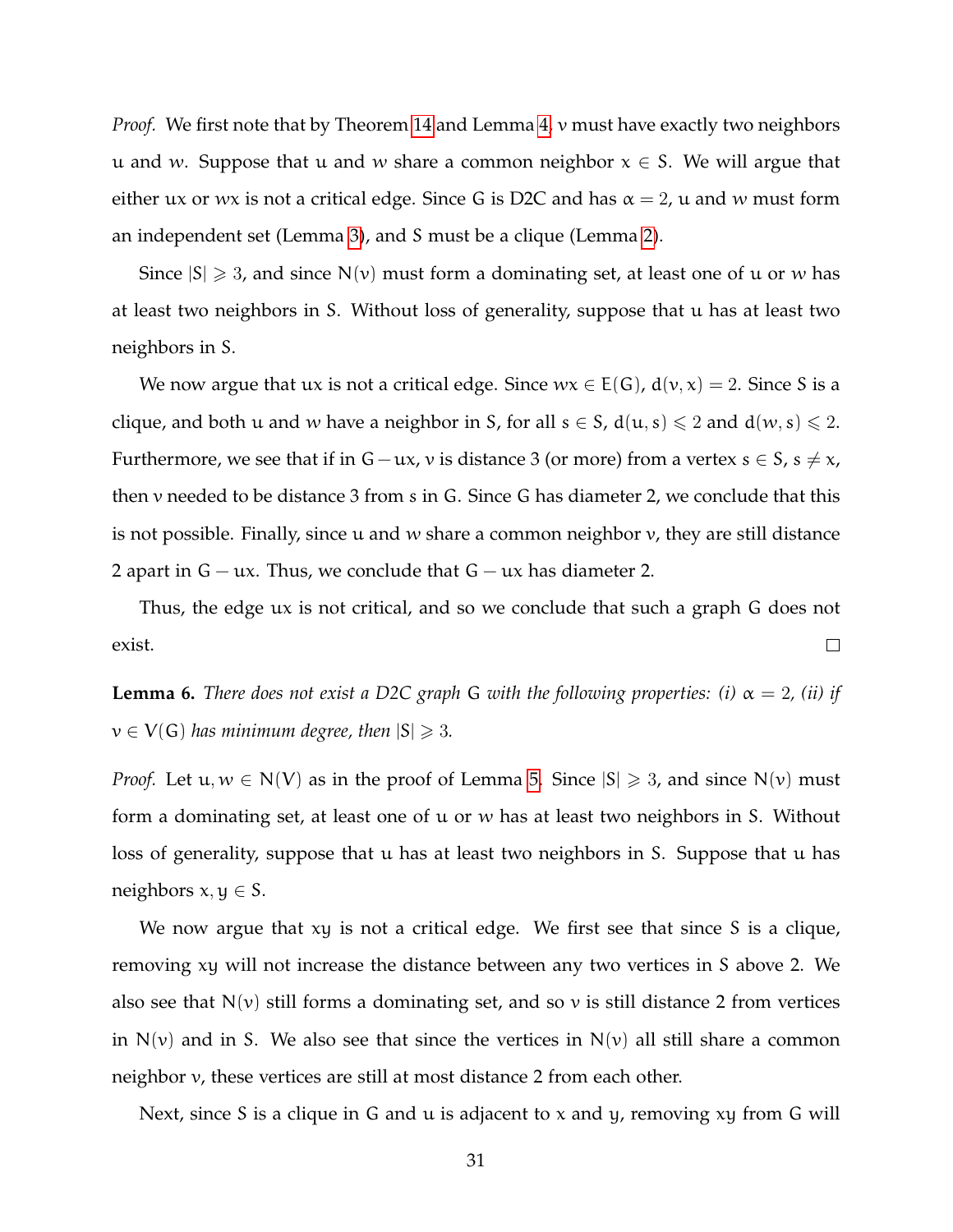*Proof.* We first note that by Theorem 14 and Lemma 4, $v$ must have exactly two neighbors $u$ and $w$. Suppose that $u$ and $w$ share a common neighbor $x \in S$. We will argue that either $ux$ or $wx$ is not a critical edge. Since $G$ is D2C and has $\alpha = 2$, $u$ and $w$ must form an independent set (Lemma 3), and $S$ must be a clique (Lemma 2).

Since $|S| \geqslant 3$, and since $N(v)$ must form a dominating set, at least one of $u$ or $w$ has at least two neighbors in $S$. Without loss of generality, suppose that $u$ has at least two neighbors in $S$.

We now argue that $ux$ is not a critical edge. Since $wx \in E(G)$, $d(v, x) = 2$. Since $S$ is a clique, and both $u$ and $w$ have a neighbor in $S$, for all $s \in S$, $d(u, s) \leqslant 2$ and $d(w, s) \leqslant 2$. Furthermore, we see that if in $G - ux$, $v$ is distance 3 (or more) from a vertex $s \in S$, $s \neq x$, then $v$ needed to be distance 3 from $s$ in $G$. Since $G$ has diameter 2, we conclude that this is not possible. Finally, since $u$ and $w$ share a common neighbor $v$, they are still distance 2 apart in $G - ux$. Thus, we conclude that $G - ux$ has diameter 2.

Thus, the edge $ux$ is not critical, and so we conclude that such a graph $G$ does not exist. □

**Lemma 6.** *There does not exist a D2C graph* $G$ *with the following properties: (i)* $\alpha = 2$*, (ii) if* $v \in V(G)$ *has minimum degree, then* $|S| \geqslant 3$.

*Proof.* Let $u, w \in N(V)$ as in the proof of Lemma 5. Since $|S| \geqslant 3$, and since $N(v)$ must form a dominating set, at least one of $u$ or $w$ has at least two neighbors in $S$. Without loss of generality, suppose that $u$ has at least two neighbors in $S$. Suppose that $u$ has neighbors $x, y \in S$.

We now argue that $xy$ is not a critical edge. We first see that since $S$ is a clique, removing $xy$ will not increase the distance between any two vertices in $S$ above 2. We also see that $N(v)$ still forms a dominating set, and so $v$ is still distance 2 from vertices in $N(v)$ and in $S$. We also see that since the vertices in $N(v)$ all still share a common neighbor $v$, these vertices are still at most distance 2 from each other.

Next, since $S$ is a clique in $G$ and $u$ is adjacent to $x$ and $y$, removing $xy$ from $G$ will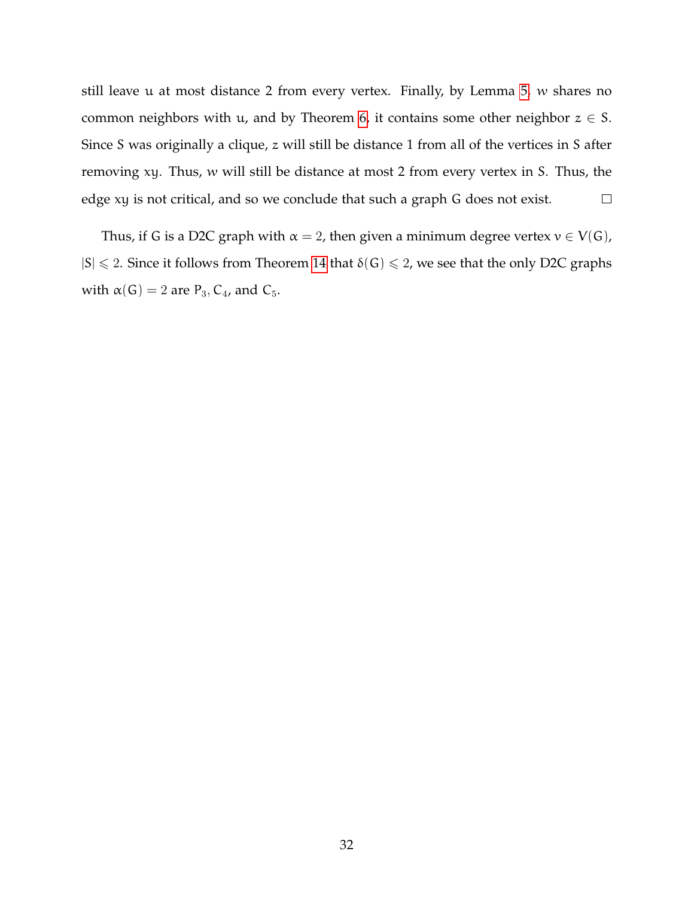still leave $u$ at most distance 2 from every vertex. Finally, by Lemma 5, $w$ shares no common neighbors with $u$, and by Theorem 6, it contains some other neighbor $z \in S$. Since $S$ was originally a clique, $z$ will still be distance 1 from all of the vertices in $S$ after removing $xy$. Thus, $w$ will still be distance at most 2 from every vertex in $S$. Thus, the edge $xy$ is not critical, and so we conclude that such a graph $G$ does not exist. □

Thus, if $G$ is a D2C graph with $\alpha = 2$, then given a minimum degree vertex $v \in V(G)$, $|S| \leqslant 2$. Since it follows from Theorem 14 that $\delta(G) \leqslant 2$, we see that the only D2C graphs with $\alpha(G) = 2$ are $P_3, C_4$, and $C_5$.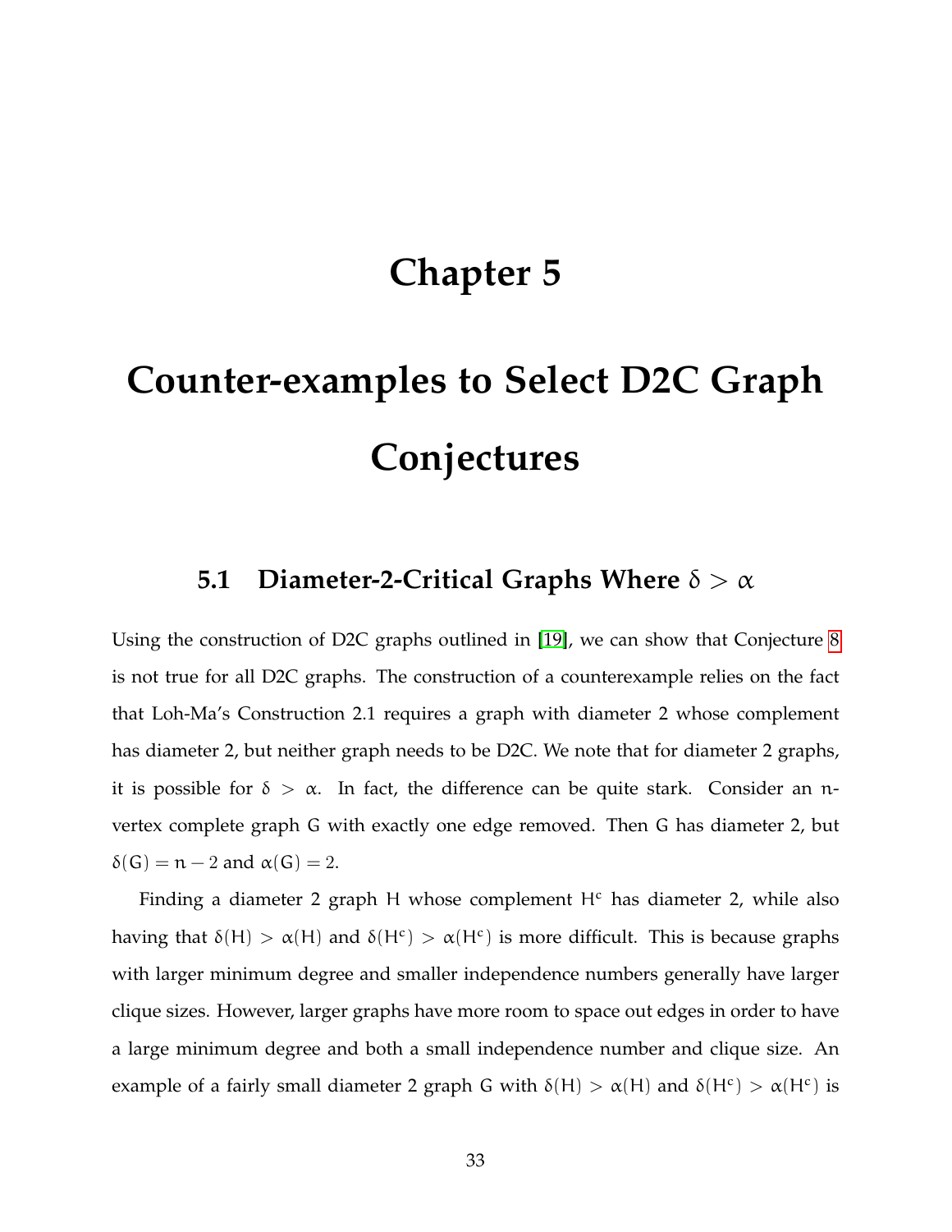# Chapter 5

# Counter-examples to Select D2C Graph Conjectures

## 5.1 Diameter-2-Critical Graphs Where $\delta > \alpha$

Using the construction of D2C graphs outlined in [19], we can show that Conjecture 8 is not true for all D2C graphs. The construction of a counterexample relies on the fact that Loh-Ma's Construction 2.1 requires a graph with diameter 2 whose complement has diameter 2, but neither graph needs to be D2C. We note that for diameter 2 graphs, it is possible for $\delta > \alpha$. In fact, the difference can be quite stark. Consider an $n$-vertex complete graph $G$ with exactly one edge removed. Then $G$ has diameter 2, but $\delta(G) = n - 2$ and $\alpha(G) = 2$.

Finding a diameter 2 graph $H$ whose complement $H^c$ has diameter 2, while also having that $\delta(H) > \alpha(H)$ and $\delta(H^c) > \alpha(H^c)$ is more difficult. This is because graphs with larger minimum degree and smaller independence numbers generally have larger clique sizes. However, larger graphs have more room to space out edges in order to have a large minimum degree and both a small independence number and clique size. An example of a fairly small diameter 2 graph $G$ with $\delta(H) > \alpha(H)$ and $\delta(H^c) > \alpha(H^c)$ is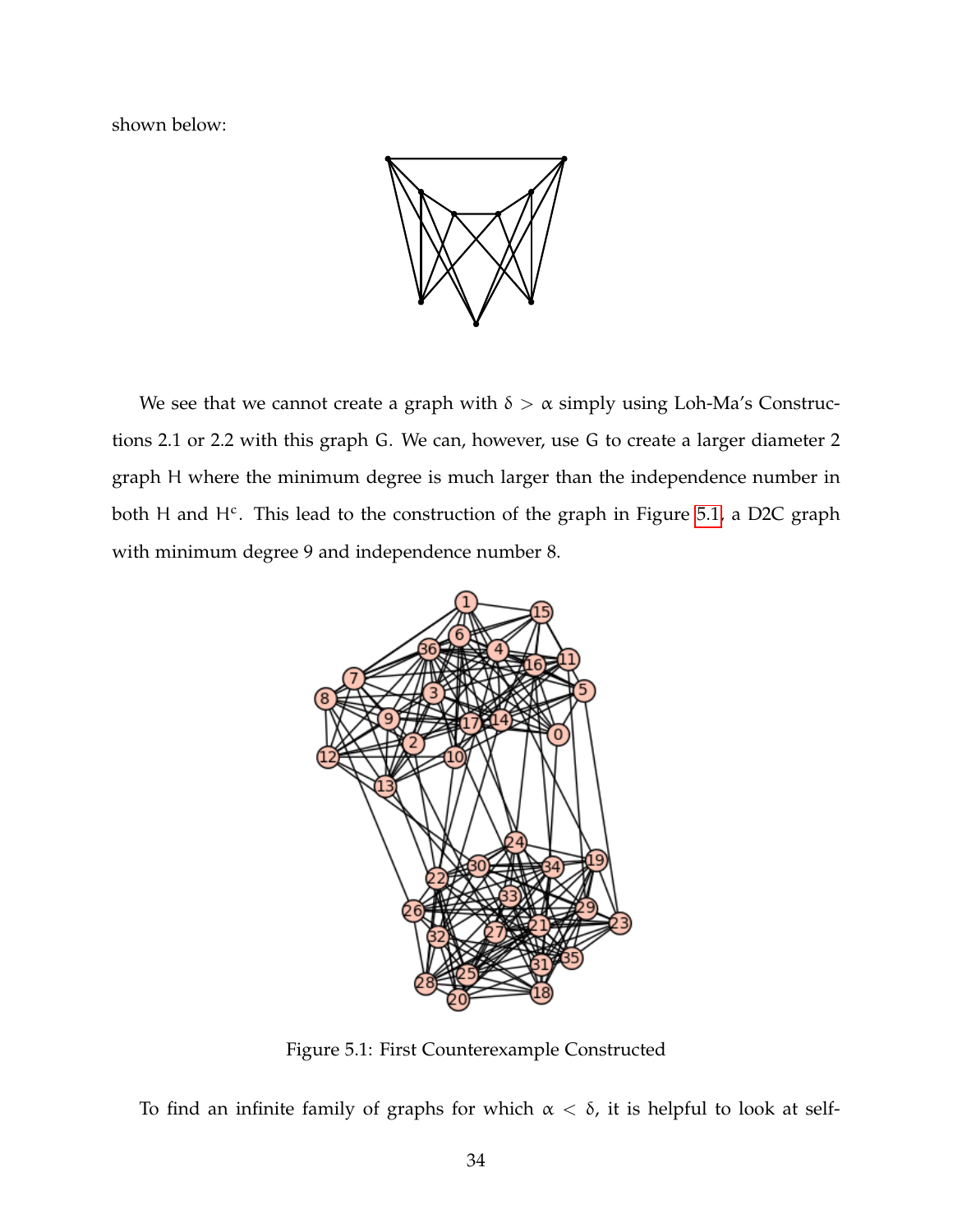shown below:

We see that we cannot create a graph with $\delta > \alpha$ simply using Loh-Ma's Constructions 2.1 or 2.2 with this graph G. We can, however, use G to create a larger diameter 2 graph H where the minimum degree is much larger than the independence number in both H and $H^c$. This lead to the construction of the graph in Figure 5.1, a D2C graph with minimum degree 9 and independence number 8.

Figure 5.1: First Counterexample Constructed

To find an infinite family of graphs for which $\alpha < \delta$, it is helpful to look at self-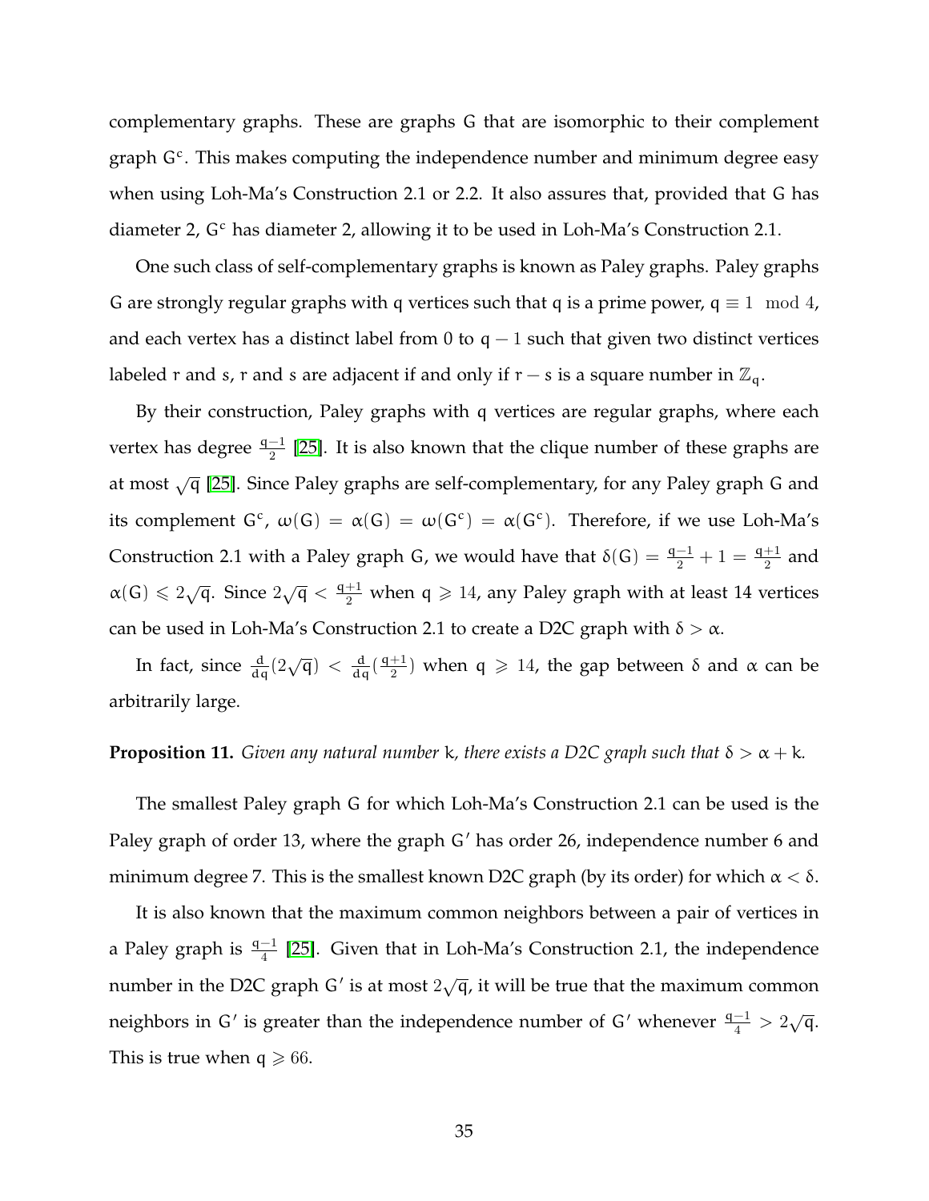complementary graphs. These are graphs G that are isomorphic to their complement graph $G^c$. This makes computing the independence number and minimum degree easy when using Loh-Ma's Construction 2.1 or 2.2. It also assures that, provided that G has diameter 2, $G^c$ has diameter 2, allowing it to be used in Loh-Ma's Construction 2.1.

One such class of self-complementary graphs is known as Paley graphs. Paley graphs G are strongly regular graphs with q vertices such that q is a prime power, $q \equiv 1 \mod 4$, and each vertex has a distinct label from 0 to $q-1$ such that given two distinct vertices labeled r and s, r and s are adjacent if and only if $r - s$ is a square number in $\mathbb{Z}_q$.

By their construction, Paley graphs with q vertices are regular graphs, where each vertex has degree $\frac{q-1}{2}$ [25]. It is also known that the clique number of these graphs are at most $\sqrt{q}$ [25]. Since Paley graphs are self-complementary, for any Paley graph G and its complement $G^c$, $\omega(G) = \alpha(G) = \omega(G^c) = \alpha(G^c)$. Therefore, if we use Loh-Ma's Construction 2.1 with a Paley graph G, we would have that $\delta(G) = \frac{q-1}{2} + 1 = \frac{q+1}{2}$ and $\alpha(G) \leqslant 2\sqrt{q}$. Since $2\sqrt{q} < \frac{q+1}{2}$ when $q \geqslant 14$, any Paley graph with at least 14 vertices can be used in Loh-Ma's Construction 2.1 to create a D2C graph with $\delta > \alpha$.

In fact, since $\frac{d}{dq}(2\sqrt{q}) < \frac{d}{dq}(\frac{q+1}{2})$ when $q \geqslant 14$, the gap between $\delta$ and $\alpha$ can be arbitrarily large.

**Proposition 11.** *Given any natural number* k*, there exists a D2C graph such that* $\delta > \alpha + k$*.*

The smallest Paley graph G for which Loh-Ma's Construction 2.1 can be used is the Paley graph of order 13, where the graph $G'$ has order 26, independence number 6 and minimum degree 7. This is the smallest known D2C graph (by its order) for which $\alpha < \delta$.

It is also known that the maximum common neighbors between a pair of vertices in a Paley graph is $\frac{q-1}{4}$ [25]. Given that in Loh-Ma's Construction 2.1, the independence number in the D2C graph $G'$ is at most $2\sqrt{q}$, it will be true that the maximum common neighbors in $G'$ is greater than the independence number of $G'$ whenever $\frac{q-1}{4} > 2\sqrt{q}$. This is true when $q \geqslant 66$.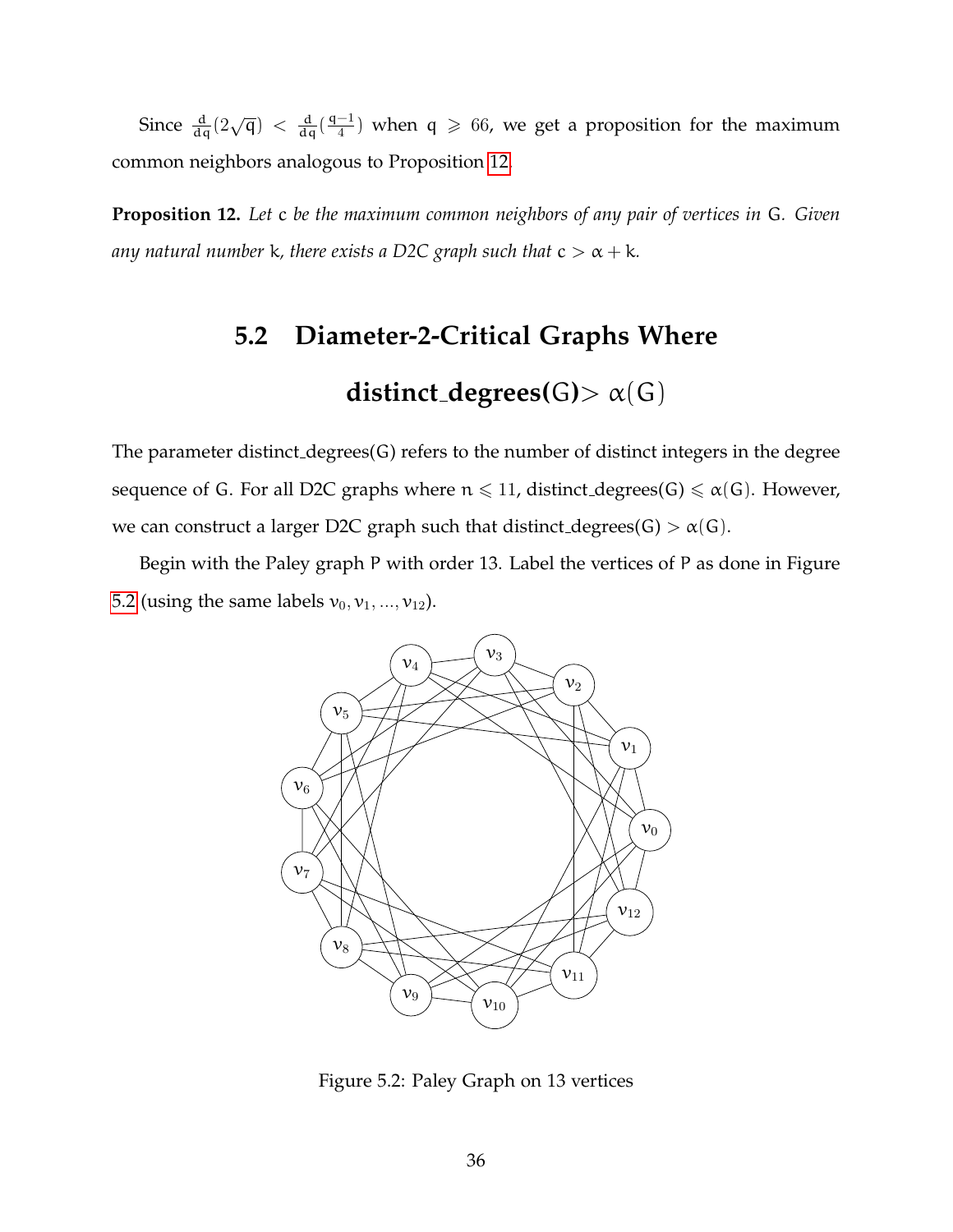Since $\frac{d}{dq}(2\sqrt{q}) < \frac{d}{dq}(\frac{q-1}{4})$ when $q \geqslant 66$, we get a proposition for the maximum common neighbors analogous to Proposition 12.

**Proposition 12.** *Let* $c$ *be the maximum common neighbors of any pair of vertices in* $G$*. Given any natural number* $k$*, there exists a D2C graph such that* $c > \alpha + k$*.*

## 5.2 Diameter-2-Critical Graphs Where distinct_degrees(G)> $\alpha(G)$

The parameter distinct_degrees(G) refers to the number of distinct integers in the degree sequence of G. For all D2C graphs where $n \leqslant 11$, distinct_degrees(G) $\leqslant \alpha(G)$. However, we can construct a larger D2C graph such that distinct_degrees(G) $> \alpha(G)$.

Begin with the Paley graph P with order 13. Label the vertices of P as done in Figure 5.2 (using the same labels $v_0, v_1, ..., v_{12}$).

$v_0$ $v_1$ $v_2$ $v_3$ $v_4$ $v_5$ $v_6$ $v_7$ $v_8$ $v_9$ $v_{10}$ $v_{11}$ $v_{12}$

Figure 5.2: Paley Graph on 13 vertices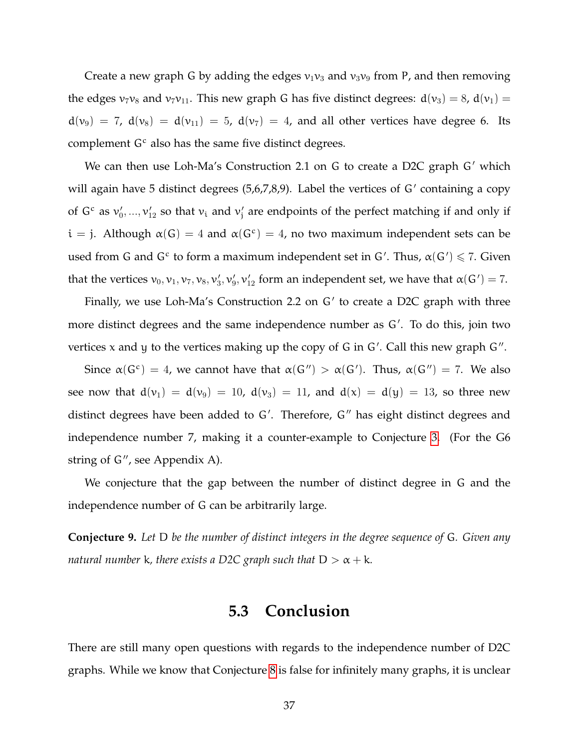Create a new graph G by adding the edges $v_1v_3$ and $v_3v_9$ from P, and then removing the edges $v_7v_8$ and $v_7v_{11}$. This new graph G has five distinct degrees: $d(v_3) = 8$, $d(v_1) = d(v_9) = 7$, $d(v_8) = d(v_{11}) = 5$, $d(v_7) = 4$, and all other vertices have degree 6. Its complement $G^c$ also has the same five distinct degrees.

We can then use Loh-Ma's Construction 2.1 on G to create a D2C graph $G'$ which will again have 5 distinct degrees (5,6,7,8,9). Label the vertices of $G'$ containing a copy of $G^c$ as $v'_0, ..., v'_{12}$ so that $v_i$ and $v'_j$ are endpoints of the perfect matching if and only if $i = j$. Although $\alpha(G) = 4$ and $\alpha(G^c) = 4$, no two maximum independent sets can be used from G and $G^c$ to form a maximum independent set in $G'$. Thus, $\alpha(G') \leqslant 7$. Given that the vertices $v_0, v_1, v_7, v_8, v'_3, v'_9, v'_{12}$ form an independent set, we have that $\alpha(G') = 7$.

Finally, we use Loh-Ma's Construction 2.2 on $G'$ to create a D2C graph with three more distinct degrees and the same independence number as $G'$. To do this, join two vertices x and y to the vertices making up the copy of G in $G'$. Call this new graph $G''$.

Since $\alpha(G^c) = 4$, we cannot have that $\alpha(G'') > \alpha(G')$. Thus, $\alpha(G'') = 7$. We also see now that $d(v_1) = d(v_9) = 10$, $d(v_3) = 11$, and $d(x) = d(y) = 13$, so three new distinct degrees have been added to $G'$. Therefore, $G''$ has eight distinct degrees and independence number 7, making it a counter-example to Conjecture 3. (For the G6 string of $G''$, see Appendix A).

We conjecture that the gap between the number of distinct degree in G and the independence number of G can be arbitrarily large.

**Conjecture 9.** *Let* D *be the number of distinct integers in the degree sequence of* G*. Given any natural number* k*, there exists a D2C graph such that* $D > \alpha + k$*.*

## 5.3 Conclusion

There are still many open questions with regards to the independence number of D2C graphs. While we know that Conjecture 8 is false for infinitely many graphs, it is unclear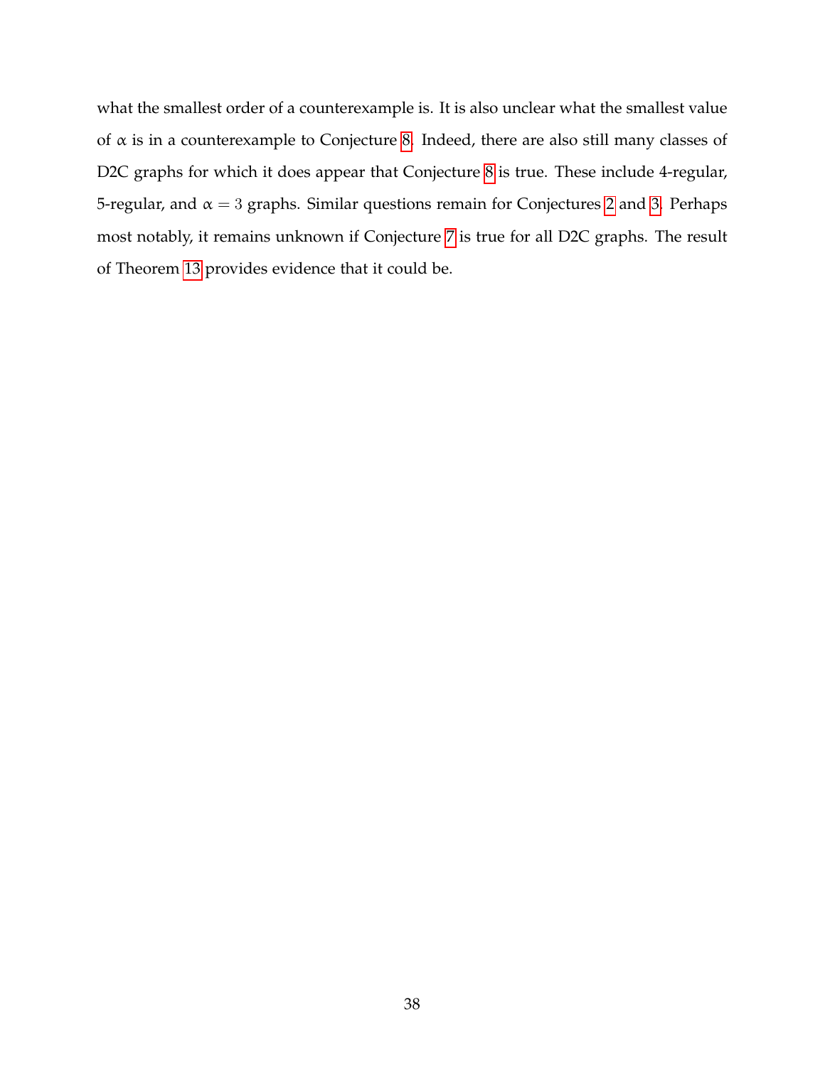what the smallest order of a counterexample is. It is also unclear what the smallest value of $\alpha$ is in a counterexample to Conjecture 8. Indeed, there are also still many classes of D2C graphs for which it does appear that Conjecture 8 is true. These include 4-regular, 5-regular, and $\alpha = 3$ graphs. Similar questions remain for Conjectures 2 and 3. Perhaps most notably, it remains unknown if Conjecture 7 is true for all D2C graphs. The result of Theorem 13 provides evidence that it could be.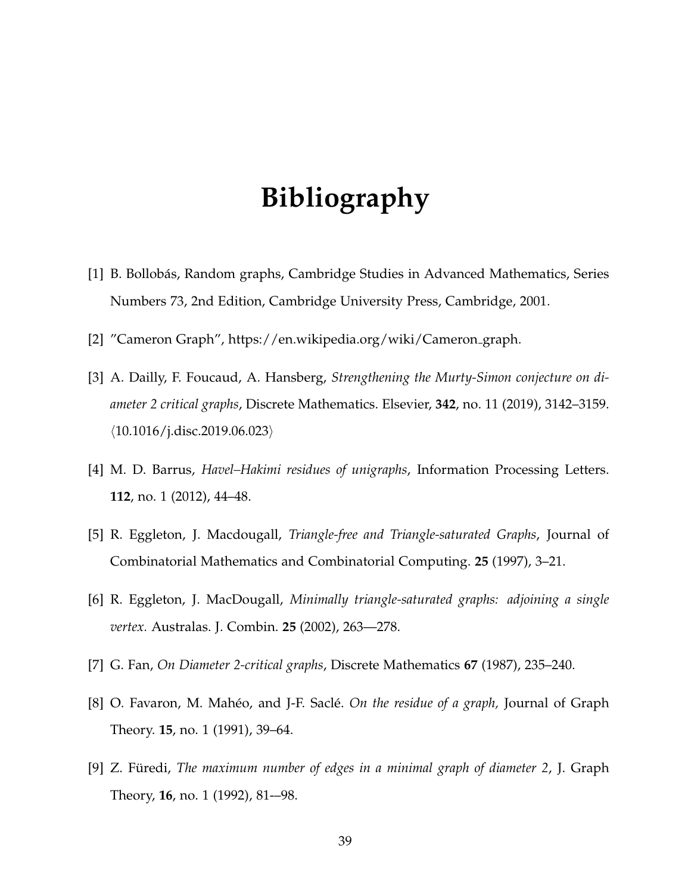# Bibliography

[1] B. Bollobás, Random graphs, Cambridge Studies in Advanced Mathematics, Series Numbers 73, 2nd Edition, Cambridge University Press, Cambridge, 2001.

[2] "Cameron Graph", https://en.wikipedia.org/wiki/Cameron_graph.

[3] A. Dailly, F. Foucaud, A. Hansberg, *Strengthening the Murty-Simon conjecture on diameter 2 critical graphs*, Discrete Mathematics. Elsevier, **342**, no. 11 (2019), 3142–3159. ⟨10.1016/j.disc.2019.06.023⟩

[4] M. D. Barrus, *Havel–Hakimi residues of unigraphs*, Information Processing Letters. **112**, no. 1 (2012), 44–48.

[5] R. Eggleton, J. Macdougall, *Triangle-free and Triangle-saturated Graphs*, Journal of Combinatorial Mathematics and Combinatorial Computing. **25** (1997), 3–21.

[6] R. Eggleton, J. MacDougall, *Minimally triangle-saturated graphs: adjoining a single vertex.* Australas. J. Combin. **25** (2002), 263—278.

[7] G. Fan, *On Diameter 2-critical graphs*, Discrete Mathematics **67** (1987), 235–240.

[8] O. Favaron, M. Mahéo, and J-F. Saclé. *On the residue of a graph,* Journal of Graph Theory. **15**, no. 1 (1991), 39–64.

[9] Z. Füredi, *The maximum number of edges in a minimal graph of diameter 2*, J. Graph Theory, **16**, no. 1 (1992), 81-–98.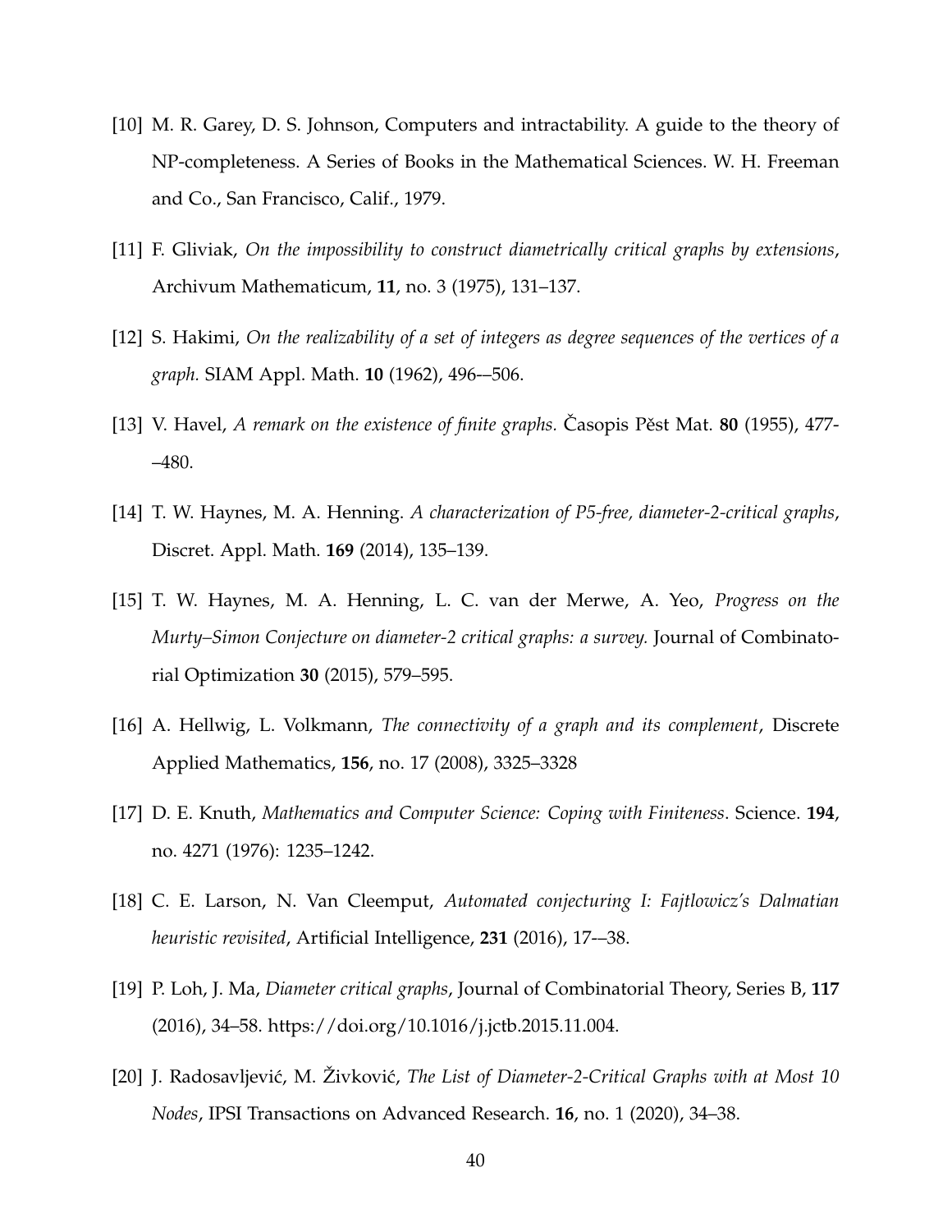[10] M. R. Garey, D. S. Johnson, Computers and intractability. A guide to the theory of NP-completeness. A Series of Books in the Mathematical Sciences. W. H. Freeman and Co., San Francisco, Calif., 1979.

[11] F. Gliviak, *On the impossibility to construct diametrically critical graphs by extensions*, Archivum Mathematicum, **11**, no. 3 (1975), 131–137.

[12] S. Hakimi, *On the realizability of a set of integers as degree sequences of the vertices of a graph.* SIAM Appl. Math. **10** (1962), 496-–506.

[13] V. Havel, *A remark on the existence of finite graphs.* Časopis Pěst Mat. **80** (1955), 477-–480.

[14] T. W. Haynes, M. A. Henning. *A characterization of P5-free, diameter-2-critical graphs*, Discret. Appl. Math. **169** (2014), 135–139.

[15] T. W. Haynes, M. A. Henning, L. C. van der Merwe, A. Yeo, *Progress on the Murty–Simon Conjecture on diameter-2 critical graphs: a survey.* Journal of Combinatorial Optimization **30** (2015), 579–595.

[16] A. Hellwig, L. Volkmann, *The connectivity of a graph and its complement*, Discrete Applied Mathematics, **156**, no. 17 (2008), 3325–3328

[17] D. E. Knuth, *Mathematics and Computer Science: Coping with Finiteness*. Science. **194**, no. 4271 (1976): 1235–1242.

[18] C. E. Larson, N. Van Cleemput, *Automated conjecturing I: Fajtlowicz's Dalmatian heuristic revisited*, Artificial Intelligence, **231** (2016), 17-–38.

[19] P. Loh, J. Ma, *Diameter critical graphs*, Journal of Combinatorial Theory, Series B, **117** (2016), 34–58. https://doi.org/10.1016/j.jctb.2015.11.004.

[20] J. Radosavljević, M. Živković, *The List of Diameter-2-Critical Graphs with at Most 10 Nodes*, IPSI Transactions on Advanced Research. **16**, no. 1 (2020), 34–38.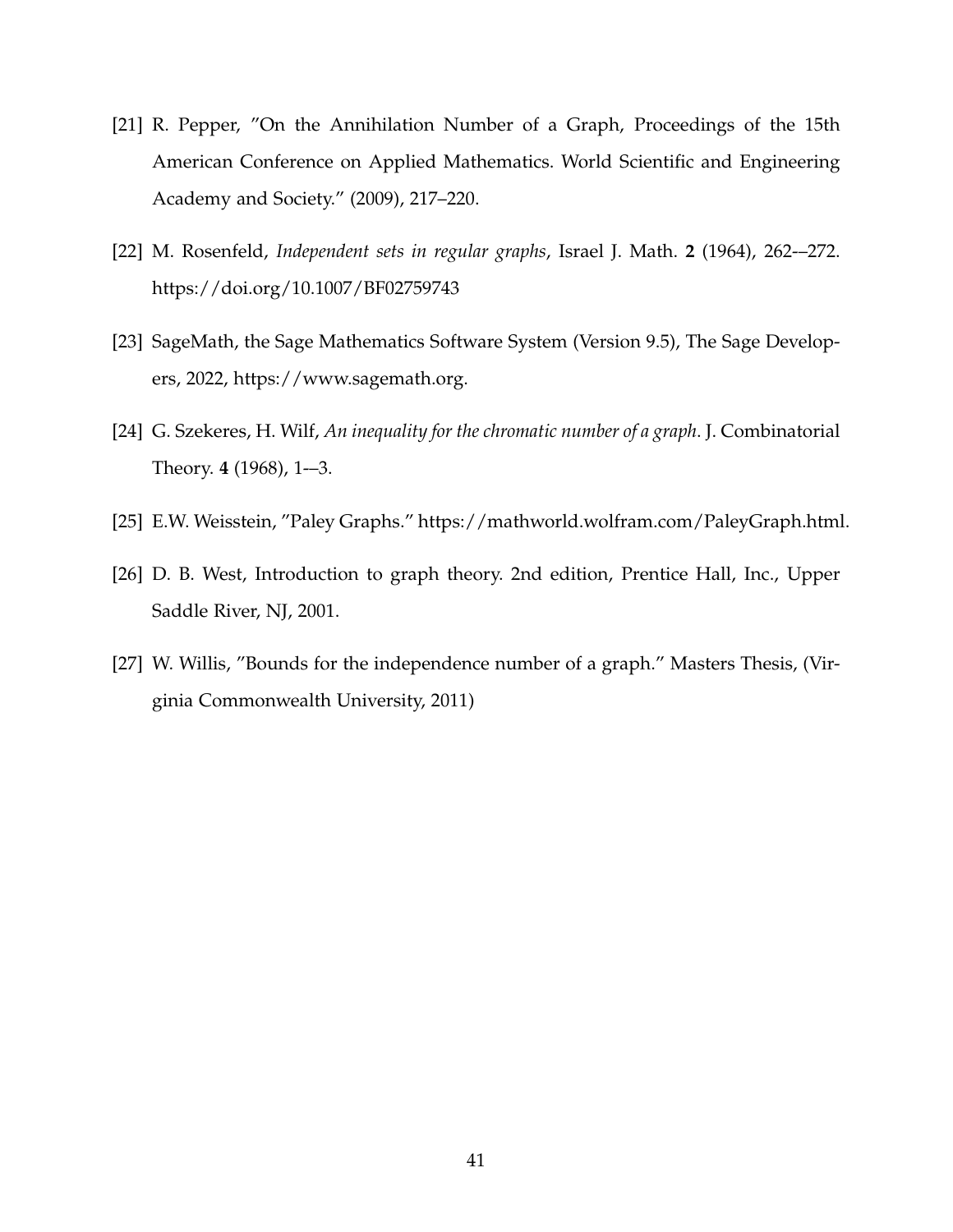[21] R. Pepper, ”On the Annihilation Number of a Graph, Proceedings of the 15th American Conference on Applied Mathematics. World Scientific and Engineering Academy and Society.” (2009), 217–220.

[22] M. Rosenfeld, *Independent sets in regular graphs*, Israel J. Math. **2** (1964), 262-–272. https://doi.org/10.1007/BF02759743

[23] SageMath, the Sage Mathematics Software System (Version 9.5), The Sage Developers, 2022, https://www.sagemath.org.

[24] G. Szekeres, H. Wilf, *An inequality for the chromatic number of a graph*. J. Combinatorial Theory. **4** (1968), 1-–3.

[25] E.W. Weisstein, ”Paley Graphs.” https://mathworld.wolfram.com/PaleyGraph.html.

[26] D. B. West, Introduction to graph theory. 2nd edition, Prentice Hall, Inc., Upper Saddle River, NJ, 2001.

[27] W. Willis, ”Bounds for the independence number of a graph.” Masters Thesis, (Virginia Commonwealth University, 2011)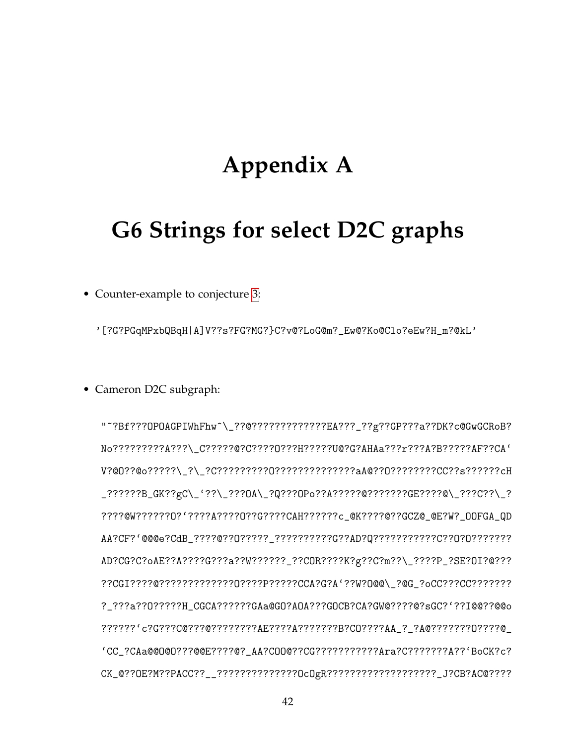# Appendix A

# G6 Strings for select D2C graphs

- Counter-example to conjecture 3:

```
'[?G?PGqMPxbQBqH|A]V??s?FG?MG?}C?v@?LoG@m?_Ew@?Ko@Clo?eEw?H_m?@kL'
```

- Cameron D2C subgraph:

```
"~?Bf???OPOAGPIWhFhw^\_??@??????????????EA???_??g??GP???a??DK?c@GwGCRoB?
No?????????A???\_C?????@?C????O???H?????U@?G?AHAa???r???A?B?????AF??CA`
V?@O??@o?????\_?\_?C?????????O??????????????aA@??O????????CC??s??????cH
_??????B_GK??gC\_`??\_???OA\_?Q???OPo??A?????@???????GE????@\_???C??\_?
????@W??????O?`????A????O??G????CAH??????c_@K????@??GCZ@_@E?W?_OOFGA_QD
AA?CF?`@@@e?CdB_????@??O?????_??????????G??AD?Q???????????C??O?O???????
AD?CG?C?oAE??A????G???a??W??????_??COR????K?g??C?m??\_????P_?SE?OI?@???
??CGI????@?????????????O????P?????CCA?G?A`??W?O@@\_?@G_?oCC???CC???????
?_???a??O?????H_CGCA??????GAa@GO?AOA???GOCB?CA?GW@????@?sGC?`??I@@??@@o
??????`c?G???C@???@????????AE????A???????B?CO????AA_?_?A@???????O????@_
`CC_?CAa@@O@O???@@E????@?_AA?COO@??CG???????????Ara?C???????A??`BoCK?c?
CK_@??OE?M??PACC??__??????????????OcOgR???????????????????_J?CB?AC@????
```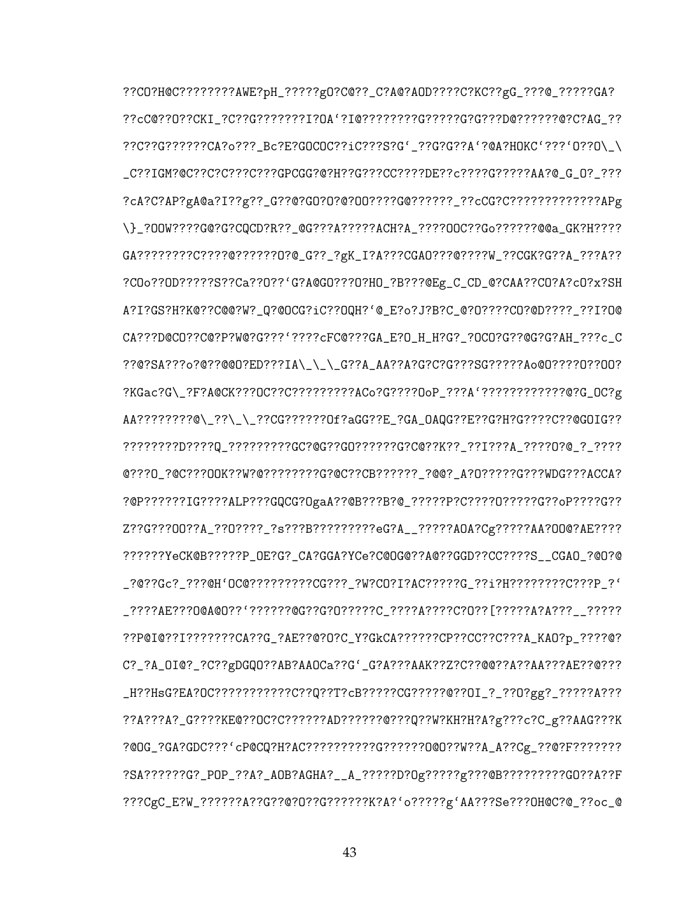```
??CO?H@C????????AWE?pH_?????gO?C@??_C?A@?AOD????C?KC??gG_???@_?????GA?
??cC@??O??CKI_?C??G???????I?OA`?I@????????G?????G?G???D@??????@?C?AG_??
??C??G??????CA?o???_Bc?E?GOCOC??iC???S?G`_??G?G??A`?@A?HOKC`???`O??O\_\
_C??IGM?@C??C?C???C???GPCGG?@?H??G???CC????DE??c????G?????AA?@_G_O?_???
?cA?C?AP?gA@a?I??g??_G??@?GO?O?@?OO????G@??????_??cCG?C?????????????APg
\}_?OOW????G@?G?CQCD?R??_@G???A?????ACH?A_????OOC??Go??????@@a_GK?H????
GA????????C????@??????O?@_G??_?gK_I?A???CGAO???@????W_??CGK?G??A_???A??
?COo??OD?????S??Ca??O??`G?A@GO???O?HO_?B???@Eg_C_CD_@?CAA??CO?A?cO?x?SH
A?I?GS?H?K@??C@@?W?_Q?@OCG?iC??OQH?`@_E?o?J?B?C_@?O????CO?@D????_??I?O@
CA???D@CO??C@?P?W@?G???`????cFC@???GA_E?O_H_H?G?_?OCO?G??@G?G?AH_???c_C
??@?SA???o?@??@@O?ED???IA\_\_\_G??A_AA??A?G?C?G???SG?????Ao@O????O??OO?
?KGac?G\_?F?A@CK???OC??C?????????ACo?G????OoP_???A`????????????@?G_OC?g
AA????????@\_??\_\_??CG??????Of?aGG??E_?GA_OAQG??E??G?H?G????C??@GOIG??
????????D????Q_?????????GC?@G??GO??????G?C@??K??_??I???A_????O?@_?_????
@???O_?@C???OOK??W?@????????G?@C??CB??????_?@@?_A?O?????G???WDG???ACCA?
?@P??????IG????ALP???GQCG?OgaA??@B???B?@_?????P?C????O?????G??oP????G??
Z??G???OO??A_??O????_?s???B?????????eG?A__?????AOA?Cg?????AA?OO@?AE????
??????YeCK@B?????P_OE?G?_CA?GGA?YCe?C@OG@??A@??GGD??CC????S__CGAO_?@O?@
_?@??Gc?_???@H`OC@?????????CG???_?W?CO?I?AC?????G_??i?H????????C???P_?`
_????AE???O@A@O??`??????@G??G?O?????C_????A????C?O??[?????A?A???__?????
??P@I@??I???????CA??G_?AE??@?O?C_Y?GkCA??????CP??CC??C???A_KAO?p_????@?
C?_?A_OI@?_?C??gDGQO??AB?AAOCa??G`_G?A???AAK??Z?C??@@??A??AA???AE??@???
_H??HsG?EA?OC???????????C??Q??T?cB?????CG?????@??OI_?_??O?gg?_?????A???
??A???A?_G????KE@??OC?C??????AD??????@???Q??W?KH?H?A?g???c?C_g??AAG???K
?@OG_?GA?GDC???`cP@CQ?H?AC??????????G??????O@O??W??A_A??Cg_??@?F???????
?SA??????G?_POP_??A?_AOB?AGHA?__A_?????D?Og?????g???@B?????????GO??A??F
???CgC_E?W_??????A??G??@?O??G??????K?A?`o?????g`AA???Se???OH@C?@_??oc_@
```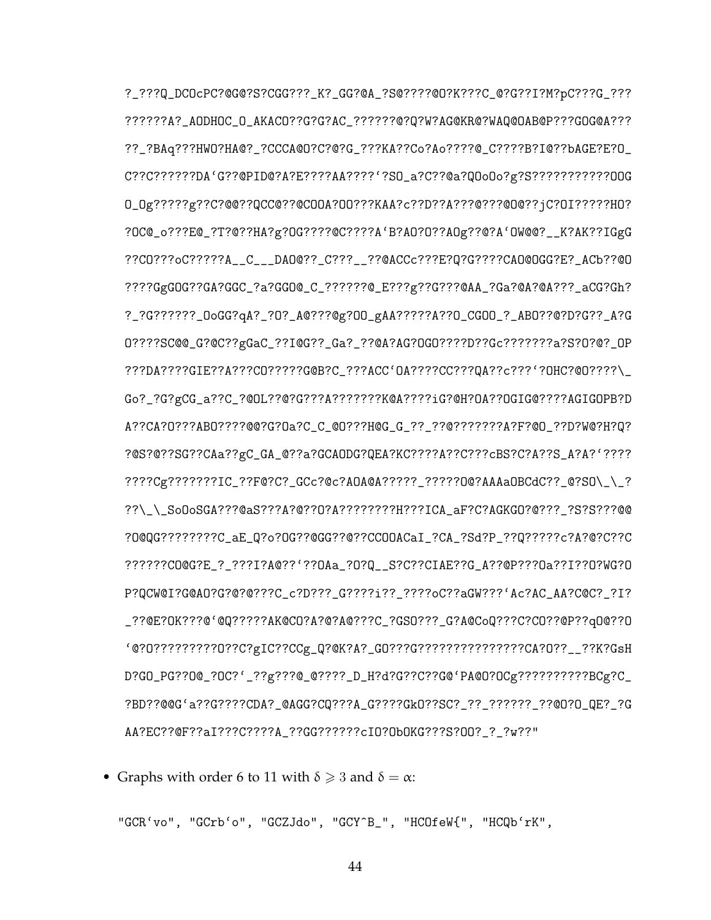```
?_???Q_DCOcPC?@G@?S?CGG???_K?_GG?@A_?S@????@O?K???C_@?G??I?M?pC???G_???
??????A?_AODHOC_O_AKACO??G?G?AC_??????@?Q?W?AG@KR@?WAQ@OAB@P???GOG@A???
??_?BAq???HWO?HA@?_?CCCA@O?C?@?G_???KA??Co?Ao????@_C????B?I@??bAGE?E?O_
C??C??????DA`G??@PID@?A?E????AA????`?SO_a?C??@a?QOoOo?g?S???????????OOG
O_Og?????g??C?@@??QCC@??@COOA?OO???KAA?c??D??A???@???@O@??jC?OI?????HO?
?OC@_o???E@_?T?@??HA?g?OG????@C????A`B?AO?O??AOg??@?A`OW@@?__K?AK??IGgG
??CO???oC?????A__C___DAO@??_C???__??@ACCc???E?Q?G????CAO@OGG?E?_ACb??@O
????GgGOG??GA?GGC_?a?GGO@_C_??????@_E???g??G???@AA_?Ga?@A?@A???_aCG?Gh?
?_?G??????_OoGG?qA?_?O?_A@???@g?OO_gAA?????A??O_CGOO_?_ABO??@?D?G??_A?G
O????SC@@_G?@C??gGaC_??I@G??_Ga?_??@A?AG?OGO????D??Gc???????a?S?O?@?_OP
???DA????GIE??A???CO?????G@B?C_???ACC`OA????CC???QA??c???`?OHC?@O????\_
Go?_?G?gCG_a??C_?@OL??@?G???A???????K@A????iG?@H?OA??OGIG@????AGIGOPB?D
A??CA?O???ABO????@@?G?Oa?C_C_@O???H@G_G_??_??@???????A?F?@O_??D?W@?H?Q?
?@S?@??SG??CAa??gC_GA_@??a?GCAODG?QEA?KC????A??C???cBS?C?A??S_A?A?`????
????Cg???????IC_??F@?C?_GCc?@c?AOA@A?????_?????O@?AAAaOBCdC??_@?SO\_\_?
??\_\_SoOoSGA???@aS???A?@??O?A????????H???ICA_aF?C?AGKGO?@???_?S?S???@@
?O@QG????????C_aE_Q?o?OG??@GG??@??CCOOACaI_?CA_?Sd?P_??Q?????c?A?@?C??C
??????CO@G?E_?_???I?A@??`??OAa_?O?Q__S?C??CIAE??G_A??@P???Oa??I??O?WG?O
P?QCW@I?G@AO?G?@?@???C_c?D???_G????i??_????oC??aGW???`Ac?AC_AA?C@C?_?I?
_??@E?OK???@`@Q?????AK@CO?A?@?A@???C_?GSO???_G?A@CoQ???C?CO??@P??qO@??O
`@?O?????????O??C?gIC??CCg_Q?@K?A?_GO???G???????????????CA?O??__??K?GsH
D?GO_PG??O@_?OC?`_??g???@_@????_D_H?d?G??C??G@`PA@O?OCg??????????BCg?C_
?BD??@@G`a??G????CDA?_@AGG?CQ???A_G????GkO??SC?_??_??????_??@O?O_QE?_?G
AA?EC??@F??aI???C????A_??GG??????cIO?ObOKG???S?OO?_?_?w??"
```

- Graphs with order 6 to 11 with $\delta \geqslant 3$ and $\delta = \alpha$:

```
"GCR`vo", "GCrb`o", "GCZJdo", "GCY^B_", "HCOfeW{", "HCQb`rK",
```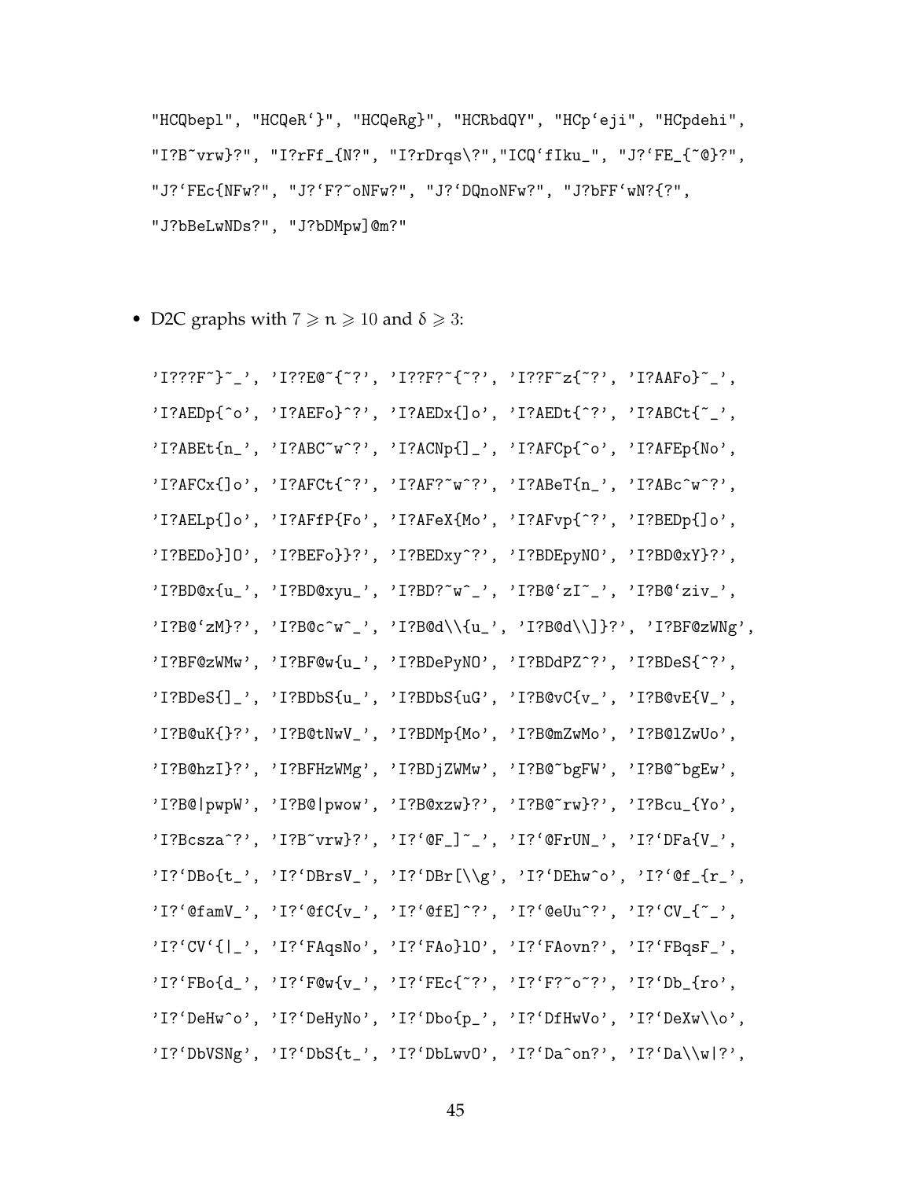```
"HCQbepl", "HCQeR‘}", "HCQeRg}", "HCRbdQY", "HCp‘eji", "HCpdehi",
"I?B~vrw}?", "I?rFf_{N?", "I?rDrqs\?","ICQ‘fIku_", "J?‘FE_{~@}?",
"J?‘FEc{NFw?", "J?‘F?~oNFw?", "J?‘DQnoNFw?", "J?bFF‘wN?{?",
"J?bBeLwNDs?", "J?bDMpw]@m?"
```

- D2C graphs with $7 \geqslant n \geqslant 10$ and $\delta \geqslant 3$:

```
'I???F~}~_', 'I??E@~{~?', 'I??F?~{~?', 'I??F~z{~?', 'I?AAFo}~_',
'I?AEDp{^o', 'I?AEFo}^?', 'I?AEDx{]o', 'I?AEDt{^?', 'I?ABCt{~_',
'I?ABEt{n_', 'I?ABC~w^?', 'I?ACNp{]_', 'I?AFCp{^o', 'I?AFEp{No',
'I?AFCx{]o', 'I?AFCt{^?', 'I?AF?~w^?', 'I?ABeT{n_', 'I?ABc^w^?',
'I?AELp{]o', 'I?AFfP{Fo', 'I?AFeX{Mo', 'I?AFvp{^?', 'I?BEDp{]o',
'I?BEDo}]O', 'I?BEFo}}?', 'I?BEDxy^?', 'I?BDEpyNO', 'I?BD@xY}?',
'I?BD@x{u_', 'I?BD@xyu_', 'I?BD?~w^_', 'I?B@‘zI~_', 'I?B@‘ziv_',
'I?B@‘zM}?', 'I?B@c^w^_', 'I?B@d\\{u_', 'I?B@d\\]}?', 'I?BF@zWNg',
'I?BF@zWMw', 'I?BF@w{u_', 'I?BDePyNO', 'I?BDdPZ^?', 'I?BDeS{^?',
'I?BDeS{]_', 'I?BDbS{u_', 'I?BDbS{uG', 'I?B@vC{v_', 'I?B@vE{V_',
'I?B@uK{}?', 'I?B@tNwV_', 'I?BDMp{Mo', 'I?B@mZwMo', 'I?B@lZwUo',
'I?B@hzI}?', 'I?BFHzWMg', 'I?BDjZWMw', 'I?B@~bgFW', 'I?B@~bgEw',
'I?B@|pwpW', 'I?B@|pwow', 'I?B@xzw}?', 'I?B@~rw}?', 'I?Bcu_{Yo',
'I?Bcsza^?', 'I?B~vrw}?', 'I?‘@F_]~_', 'I?‘@FrUN_', 'I?‘DFa{V_',
'I?‘DBo{t_', 'I?‘DBrsV_', 'I?‘DBr[\\g', 'I?‘DEhw^o', 'I?‘@f_{r_',
'I?‘@famV_', 'I?‘@fC{v_', 'I?‘@fE]^?', 'I?‘@eUu^?', 'I?‘CV_{~_',
'I?‘CV‘{|_', 'I?‘FAqsNo', 'I?‘FAo}lO', 'I?‘FAovn?', 'I?‘FBqsF_',
'I?‘FBo{d_', 'I?‘F@w{v_', 'I?‘FEc{~?', 'I?‘F?~o~?', 'I?‘Db_{ro',
'I?‘DeHw^o', 'I?‘DeHyNo', 'I?‘Dbo{p_', 'I?‘DfHwVo', 'I?‘DeXw\\o',
'I?‘DbVSNg', 'I?‘DbS{t_', 'I?‘DbLwvO', 'I?‘Da^on?', 'I?‘Da\\w|?',
```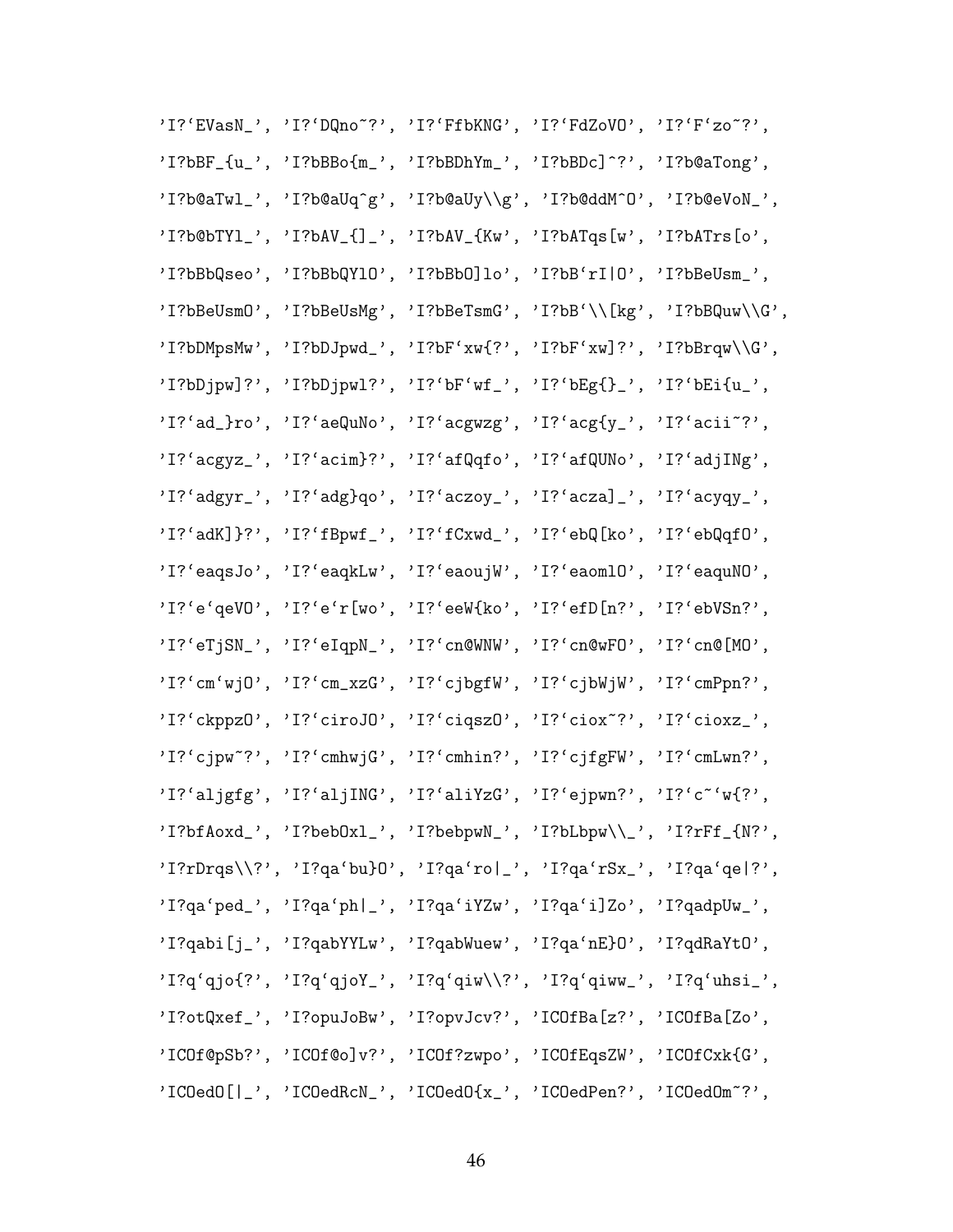```
'I?`EVasN_', 'I?`DQno~?', 'I?`FfbKNG', 'I?`FdZoVO', 'I?`F`zo~?',
'I?bBF_{u_', 'I?bBBo{m_', 'I?bBDhYm_', 'I?bBDc]^?', 'I?b@aTong',
'I?b@aTwl_', 'I?b@aUq^g', 'I?b@aUy\\g', 'I?b@ddM^O', 'I?b@eVoN_',
'I?b@bTYl_', 'I?bAV_{]_', 'I?bAV_{Kw', 'I?bATqs[w', 'I?bATrs[o',
'I?bBbQseo', 'I?bBbQYlO', 'I?bBbO]lo', 'I?bB`rI|O', 'I?bBeUsm_',
'I?bBeUsmO', 'I?bBeUsMg', 'I?bBeTsmG', 'I?bB`\\[kg', 'I?bBQuw\\G',
'I?bDMpsMw', 'I?bDJpwd_', 'I?bF`xw{?', 'I?bF`xw]?', 'I?bBrqw\\G',
'I?bDjpw]?', 'I?bDjpwl?', 'I?`bF`wf_', 'I?`bEg{}_', 'I?`bEi{u_',
'I?`ad_}ro', 'I?`aeQuNo', 'I?`acgwzg', 'I?`acg{y_', 'I?`acii~?',
'I?`acgyz_', 'I?`acim}?', 'I?`afQqfo', 'I?`afQUNo', 'I?`adjINg',
'I?`adgyr_', 'I?`adg}qo', 'I?`aczoy_', 'I?`acza]_', 'I?`acyqy_',
'I?`adK]}?', 'I?`fBpwf_', 'I?`fCxwd_', 'I?`ebQ[ko', 'I?`ebQqfO',
'I?`eaqsJo', 'I?`eaqkLw', 'I?`eaoujW', 'I?`eaomlO', 'I?`eaquNO',
'I?`e`qeVO', 'I?`e`r[wo', 'I?`eeW{ko', 'I?`efD[n?', 'I?`ebVSn?',
'I?`eTjSN_', 'I?`eIqpN_', 'I?`cn@WNW', 'I?`cn@wFO', 'I?`cn@[MO',
'I?`cm`wjO', 'I?`cm_xzG', 'I?`cjbgfW', 'I?`cjbWjW', 'I?`cmPpn?',
'I?`ckppzO', 'I?`ciroJO', 'I?`ciqszO', 'I?`ciox~?', 'I?`cioxz_',
'I?`cjpw~?', 'I?`cmhwjG', 'I?`cmhin?', 'I?`cjfgFW', 'I?`cmLwn?',
'I?`aljgfg', 'I?`aljING', 'I?`aliYzG', 'I?`ejpwn?', 'I?`c~`w{?',
'I?bfAoxd_', 'I?bebOxl_', 'I?bebpwN_', 'I?bLbpw\\_', 'I?rFf_{N?',
'I?rDrqs\\?', 'I?qa`bu}O', 'I?qa`ro|_', 'I?qa`rSx_', 'I?qa`qe|?',
'I?qa`ped_', 'I?qa`ph|_', 'I?qa`iYZw', 'I?qa`i]Zo', 'I?qadpUw_',
'I?qabi[j_', 'I?qabYYLw', 'I?qabWuew', 'I?qa`nE}O', 'I?qdRaYtO',
'I?q`qjo{?', 'I?q`qjoY_', 'I?q`qiw\\?', 'I?q`qiww_', 'I?q`uhsi_',
'I?otQxef_', 'I?opuJoBw', 'I?opvJcv?', 'ICOfBa[z?', 'ICOfBa[Zo',
'ICOf@pSb?', 'ICOf@o]v?', 'ICOf?zwpo', 'ICOfEqsZW', 'ICOfCxk{G',
'ICOedO[|_', 'ICOedRcN_', 'ICOedO{x_', 'ICOedPen?', 'ICOedOm~?',
```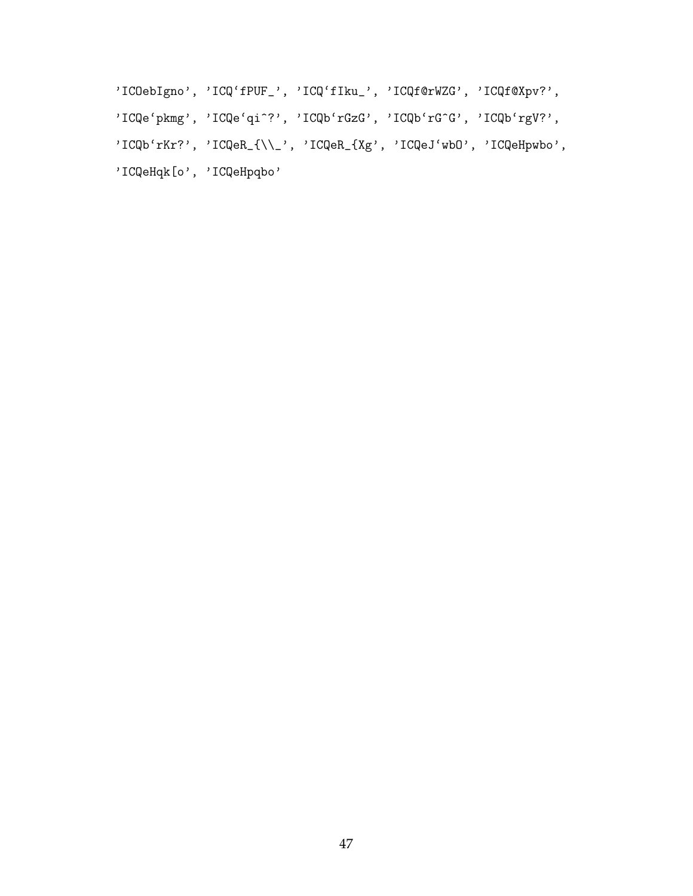```
'ICOebIgno', 'ICQ`fPUF_', 'ICQ`fIku_', 'ICQf@rWZG', 'ICQf@Xpv?',
'ICQe`pkmg', 'ICQe`qi^?', 'ICQb`rGzG', 'ICQb`rG^G', 'ICQb`rgV?',
'ICQb`rKr?', 'ICQeR_{\\_', 'ICQeR_{Xg', 'ICQeJ`wbO', 'ICQeHpwbo',
'ICQeHqk[o', 'ICQeHpqbo'
```